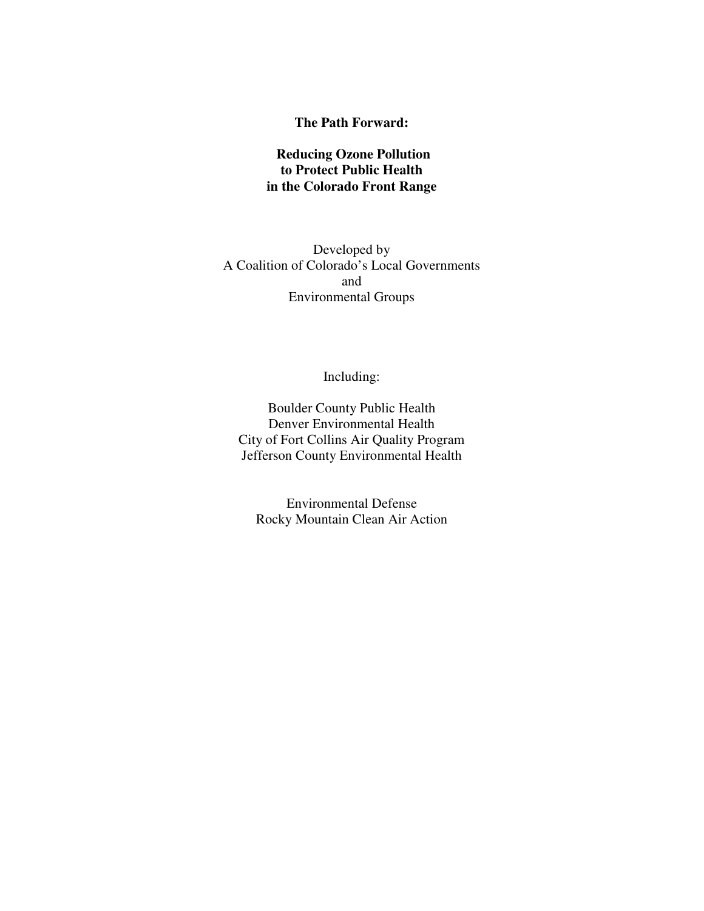# The Path Forward:

## Reducing Ozone Pollution to Protect Public Health in the Colorado Front Range

Developed by
A Coalition of Colorado's Local Governments
and
Environmental Groups

Including:

Boulder County Public Health
Denver Environmental Health
City of Fort Collins Air Quality Program
Jefferson County Environmental Health

Environmental Defense
Rocky Mountain Clean Air Action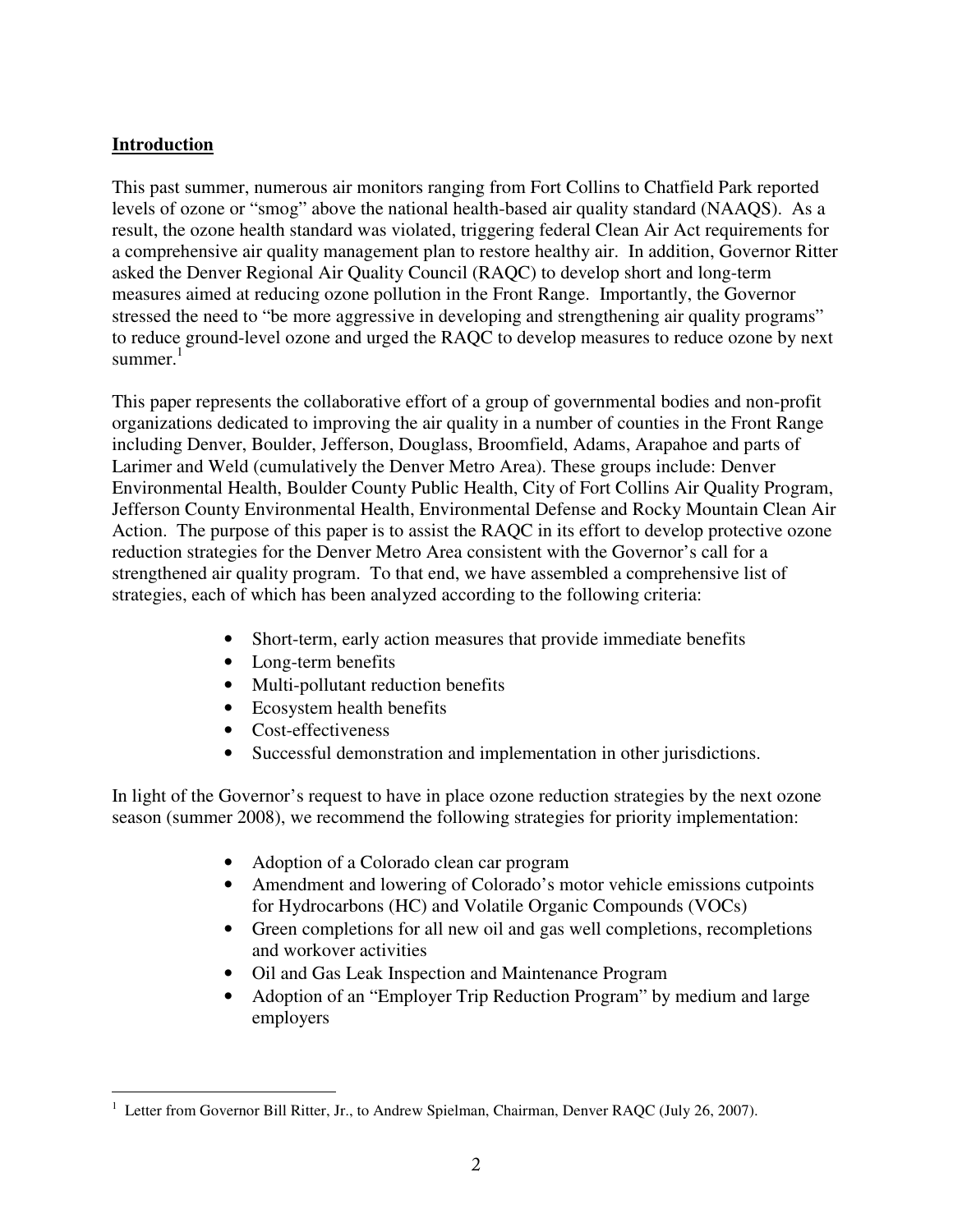## Introduction

This past summer, numerous air monitors ranging from Fort Collins to Chatfield Park reported levels of ozone or "smog" above the national health-based air quality standard (NAAQS). As a result, the ozone health standard was violated, triggering federal Clean Air Act requirements for a comprehensive air quality management plan to restore healthy air. In addition, Governor Ritter asked the Denver Regional Air Quality Council (RAQC) to develop short and long-term measures aimed at reducing ozone pollution in the Front Range. Importantly, the Governor stressed the need to "be more aggressive in developing and strengthening air quality programs" to reduce ground-level ozone and urged the RAQC to develop measures to reduce ozone by next summer.[1]

This paper represents the collaborative effort of a group of governmental bodies and non-profit organizations dedicated to improving the air quality in a number of counties in the Front Range including Denver, Boulder, Jefferson, Douglass, Broomfield, Adams, Arapahoe and parts of Larimer and Weld (cumulatively the Denver Metro Area). These groups include: Denver Environmental Health, Boulder County Public Health, City of Fort Collins Air Quality Program, Jefferson County Environmental Health, Environmental Defense and Rocky Mountain Clean Air Action. The purpose of this paper is to assist the RAQC in its effort to develop protective ozone reduction strategies for the Denver Metro Area consistent with the Governor's call for a strengthened air quality program. To that end, we have assembled a comprehensive list of strategies, each of which has been analyzed according to the following criteria:

- Short-term, early action measures that provide immediate benefits
- Long-term benefits
- Multi-pollutant reduction benefits
- Ecosystem health benefits
- Cost-effectiveness
- Successful demonstration and implementation in other jurisdictions.

In light of the Governor's request to have in place ozone reduction strategies by the next ozone season (summer 2008), we recommend the following strategies for priority implementation:

- Adoption of a Colorado clean car program
- Amendment and lowering of Colorado's motor vehicle emissions cutpoints for Hydrocarbons (HC) and Volatile Organic Compounds (VOCs)
- Green completions for all new oil and gas well completions, recompletions and workover activities
- Oil and Gas Leak Inspection and Maintenance Program
- Adoption of an "Employer Trip Reduction Program" by medium and large employers

[1] Letter from Governor Bill Ritter, Jr., to Andrew Spielman, Chairman, Denver RAQC (July 26, 2007).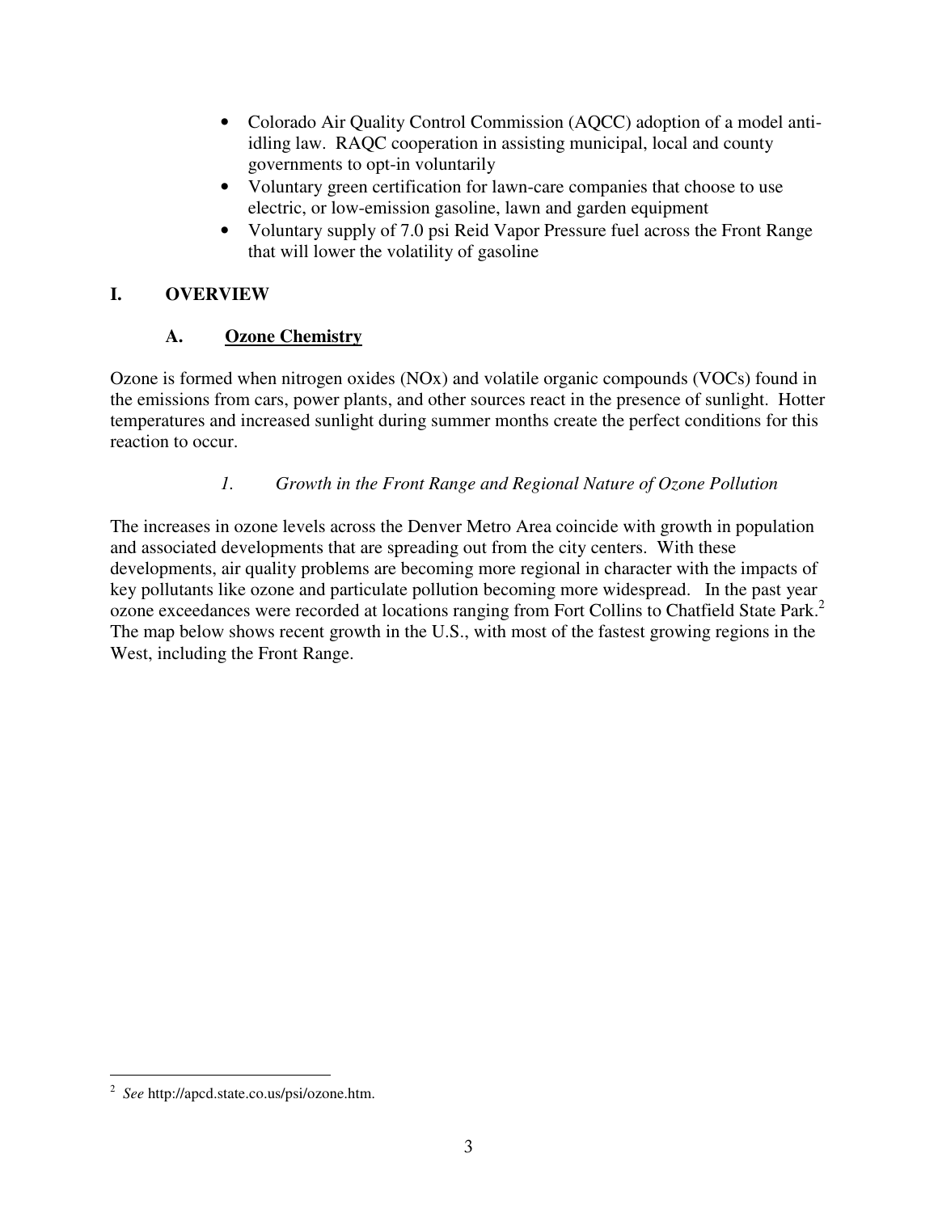- Colorado Air Quality Control Commission (AQCC) adoption of a model anti-idling law. RAQC cooperation in assisting municipal, local and county governments to opt-in voluntarily
- Voluntary green certification for lawn-care companies that choose to use electric, or low-emission gasoline, lawn and garden equipment
- Voluntary supply of 7.0 psi Reid Vapor Pressure fuel across the Front Range that will lower the volatility of gasoline

## I. OVERVIEW

### A. Ozone Chemistry

Ozone is formed when nitrogen oxides (NOx) and volatile organic compounds (VOCs) found in the emissions from cars, power plants, and other sources react in the presence of sunlight. Hotter temperatures and increased sunlight during summer months create the perfect conditions for this reaction to occur.

#### *1. Growth in the Front Range and Regional Nature of Ozone Pollution*

The increases in ozone levels across the Denver Metro Area coincide with growth in population and associated developments that are spreading out from the city centers. With these developments, air quality problems are becoming more regional in character with the impacts of key pollutants like ozone and particulate pollution becoming more widespread. In the past year ozone exceedances were recorded at locations ranging from Fort Collins to Chatfield State Park.[2] The map below shows recent growth in the U.S., with most of the fastest growing regions in the West, including the Front Range.

---

[2] *See* http://apcd.state.co.us/psi/ozone.htm.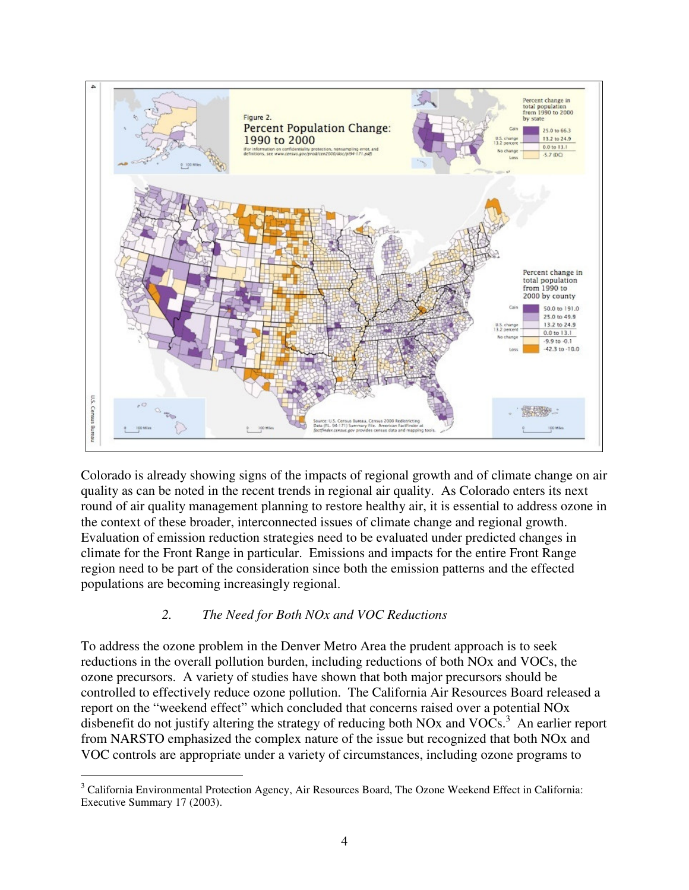Colorado is already showing signs of the impacts of regional growth and of climate change on air quality as can be noted in the recent trends in regional air quality. As Colorado enters its next round of air quality management planning to restore healthy air, it is essential to address ozone in the context of these broader, interconnected issues of climate change and regional growth. Evaluation of emission reduction strategies need to be evaluated under predicted changes in climate for the Front Range in particular. Emissions and impacts for the entire Front Range region need to be part of the consideration since both the emission patterns and the effected populations are becoming increasingly regional.

### *2. The Need for Both NOx and VOC Reductions*

To address the ozone problem in the Denver Metro Area the prudent approach is to seek reductions in the overall pollution burden, including reductions of both NOx and VOCs, the ozone precursors. A variety of studies have shown that both major precursors should be controlled to effectively reduce ozone pollution. The California Air Resources Board released a report on the "weekend effect" which concluded that concerns raised over a potential NOx disbenefit do not justify altering the strategy of reducing both NOx and VOCs.[3] An earlier report from NARSTO emphasized the complex nature of the issue but recognized that both NOx and VOC controls are appropriate under a variety of circumstances, including ozone programs to

[3] California Environmental Protection Agency, Air Resources Board, The Ozone Weekend Effect in California: Executive Summary 17 (2003).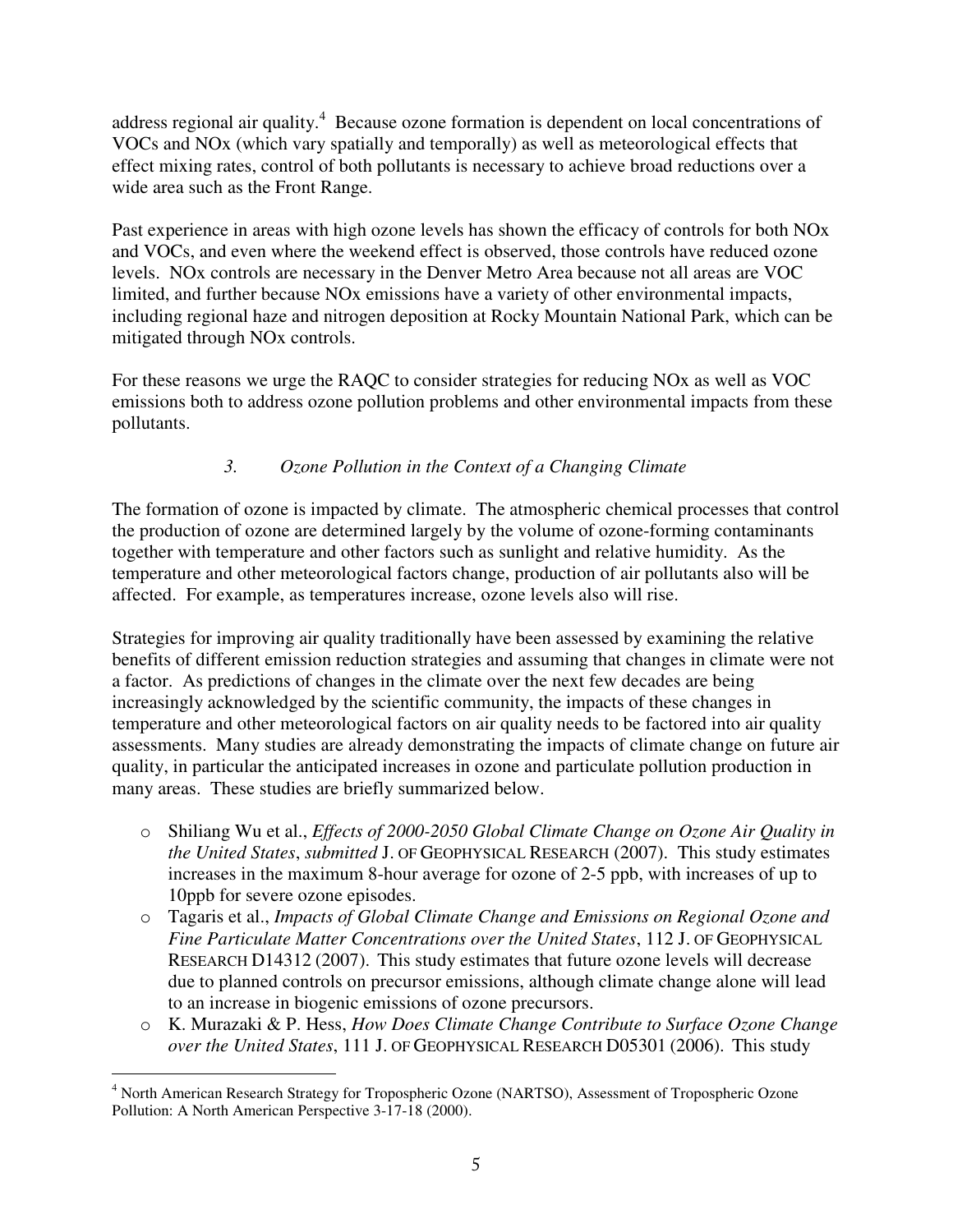address regional air quality.[4] Because ozone formation is dependent on local concentrations of VOCs and NOx (which vary spatially and temporally) as well as meteorological effects that effect mixing rates, control of both pollutants is necessary to achieve broad reductions over a wide area such as the Front Range.

Past experience in areas with high ozone levels has shown the efficacy of controls for both NOx and VOCs, and even where the weekend effect is observed, those controls have reduced ozone levels. NOx controls are necessary in the Denver Metro Area because not all areas are VOC limited, and further because NOx emissions have a variety of other environmental impacts, including regional haze and nitrogen deposition at Rocky Mountain National Park, which can be mitigated through NOx controls.

For these reasons we urge the RAQC to consider strategies for reducing NOx as well as VOC emissions both to address ozone pollution problems and other environmental impacts from these pollutants.

### *3. Ozone Pollution in the Context of a Changing Climate*

The formation of ozone is impacted by climate. The atmospheric chemical processes that control the production of ozone are determined largely by the volume of ozone-forming contaminants together with temperature and other factors such as sunlight and relative humidity. As the temperature and other meteorological factors change, production of air pollutants also will be affected. For example, as temperatures increase, ozone levels also will rise.

Strategies for improving air quality traditionally have been assessed by examining the relative benefits of different emission reduction strategies and assuming that changes in climate were not a factor. As predictions of changes in the climate over the next few decades are being increasingly acknowledged by the scientific community, the impacts of these changes in temperature and other meteorological factors on air quality needs to be factored into air quality assessments. Many studies are already demonstrating the impacts of climate change on future air quality, in particular the anticipated increases in ozone and particulate pollution production in many areas. These studies are briefly summarized below.

- Shiliang Wu et al., *Effects of 2000-2050 Global Climate Change on Ozone Air Quality in the United States*, *submitted* J. OF GEOPHYSICAL RESEARCH (2007). This study estimates increases in the maximum 8-hour average for ozone of 2-5 ppb, with increases of up to 10ppb for severe ozone episodes.
- Tagaris et al., *Impacts of Global Climate Change and Emissions on Regional Ozone and Fine Particulate Matter Concentrations over the United States*, 112 J. OF GEOPHYSICAL RESEARCH D14312 (2007). This study estimates that future ozone levels will decrease due to planned controls on precursor emissions, although climate change alone will lead to an increase in biogenic emissions of ozone precursors.
- K. Murazaki & P. Hess, *How Does Climate Change Contribute to Surface Ozone Change over the United States*, 111 J. OF GEOPHYSICAL RESEARCH D05301 (2006). This study

---

[4] North American Research Strategy for Tropospheric Ozone (NARTSO), Assessment of Tropospheric Ozone Pollution: A North American Perspective 3-17-18 (2000).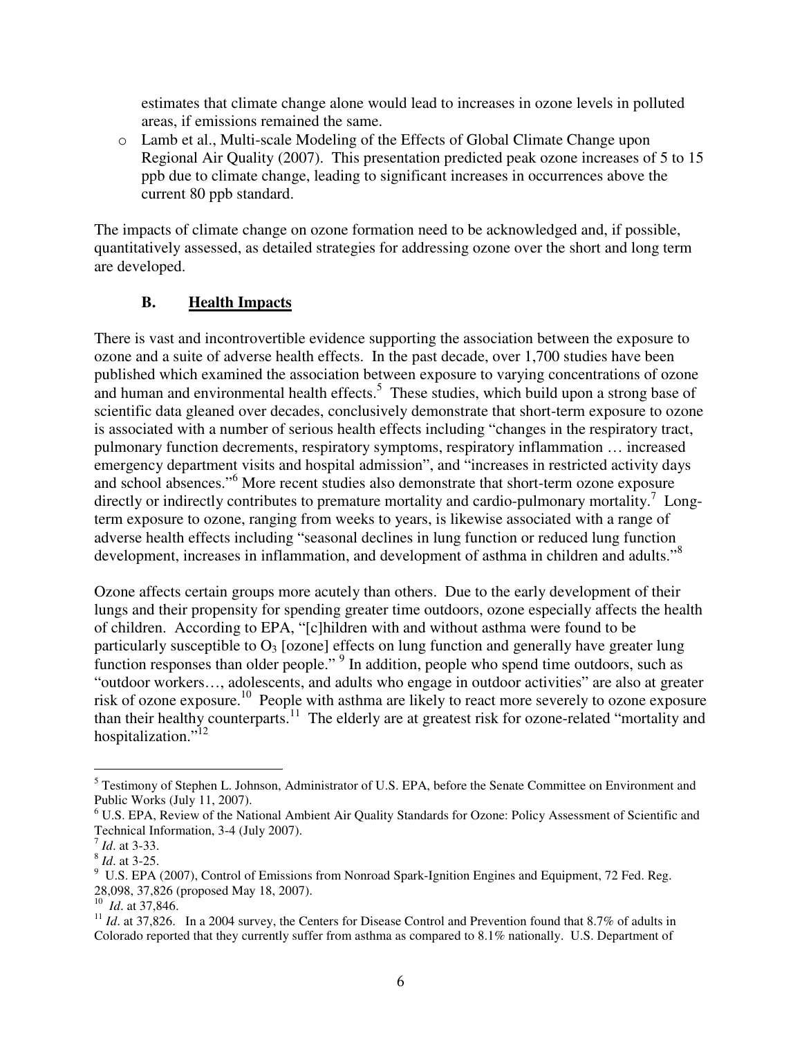estimates that climate change alone would lead to increases in ozone levels in polluted areas, if emissions remained the same.

- Lamb et al., Multi-scale Modeling of the Effects of Global Climate Change upon Regional Air Quality (2007). This presentation predicted peak ozone increases of 5 to 15 ppb due to climate change, leading to significant increases in occurrences above the current 80 ppb standard.

The impacts of climate change on ozone formation need to be acknowledged and, if possible, quantitatively assessed, as detailed strategies for addressing ozone over the short and long term are developed.

### B. Health Impacts

There is vast and incontrovertible evidence supporting the association between the exposure to ozone and a suite of adverse health effects. In the past decade, over 1,700 studies have been published which examined the association between exposure to varying concentrations of ozone and human and environmental health effects.[5] These studies, which build upon a strong base of scientific data gleaned over decades, conclusively demonstrate that short-term exposure to ozone is associated with a number of serious health effects including "changes in the respiratory tract, pulmonary function decrements, respiratory symptoms, respiratory inflammation … increased emergency department visits and hospital admission", and "increases in restricted activity days and school absences."[6] More recent studies also demonstrate that short-term ozone exposure directly or indirectly contributes to premature mortality and cardio-pulmonary mortality.[7] Long-term exposure to ozone, ranging from weeks to years, is likewise associated with a range of adverse health effects including "seasonal declines in lung function or reduced lung function development, increases in inflammation, and development of asthma in children and adults."[8]

Ozone affects certain groups more acutely than others. Due to the early development of their lungs and their propensity for spending greater time outdoors, ozone especially affects the health of children. According to EPA, "[c]hildren with and without asthma were found to be particularly susceptible to $O_3$ [ozone] effects on lung function and generally have greater lung function responses than older people." [9] In addition, people who spend time outdoors, such as "outdoor workers…, adolescents, and adults who engage in outdoor activities" are also at greater risk of ozone exposure.[10] People with asthma are likely to react more severely to ozone exposure than their healthy counterparts.[11] The elderly are at greatest risk for ozone-related "mortality and hospitalization."[12]

---

[5] Testimony of Stephen L. Johnson, Administrator of U.S. EPA, before the Senate Committee on Environment and Public Works (July 11, 2007).

[6] U.S. EPA, Review of the National Ambient Air Quality Standards for Ozone: Policy Assessment of Scientific and Technical Information, 3-4 (July 2007).

[7] *Id*. at 3-33.

[8] *Id*. at 3-25.

[9] U.S. EPA (2007), Control of Emissions from Nonroad Spark-Ignition Engines and Equipment, 72 Fed. Reg. 28,098, 37,826 (proposed May 18, 2007).

[10] *Id*. at 37,846.

[11] *Id*. at 37,826. In a 2004 survey, the Centers for Disease Control and Prevention found that 8.7% of adults in Colorado reported that they currently suffer from asthma as compared to 8.1% nationally. U.S. Department of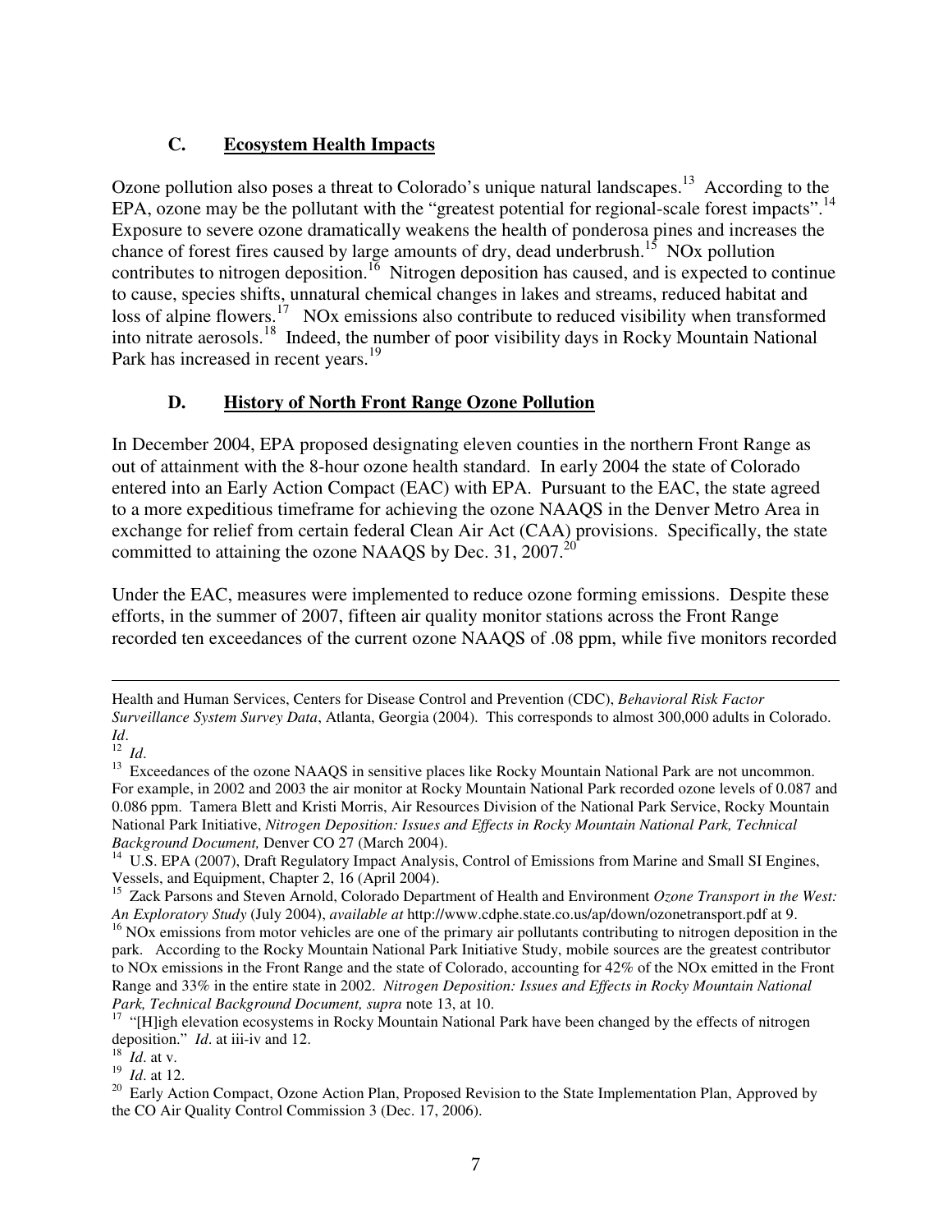### C. **Ecosystem Health Impacts**

Ozone pollution also poses a threat to Colorado's unique natural landscapes.[13] According to the EPA, ozone may be the pollutant with the "greatest potential for regional-scale forest impacts".[14] Exposure to severe ozone dramatically weakens the health of ponderosa pines and increases the chance of forest fires caused by large amounts of dry, dead underbrush.[15] NOx pollution contributes to nitrogen deposition.[16] Nitrogen deposition has caused, and is expected to continue to cause, species shifts, unnatural chemical changes in lakes and streams, reduced habitat and loss of alpine flowers.[17] NOx emissions also contribute to reduced visibility when transformed into nitrate aerosols.[18] Indeed, the number of poor visibility days in Rocky Mountain National Park has increased in recent years.[19]

### D. **History of North Front Range Ozone Pollution**

In December 2004, EPA proposed designating eleven counties in the northern Front Range as out of attainment with the 8-hour ozone health standard. In early 2004 the state of Colorado entered into an Early Action Compact (EAC) with EPA. Pursuant to the EAC, the state agreed to a more expeditious timeframe for achieving the ozone NAAQS in the Denver Metro Area in exchange for relief from certain federal Clean Air Act (CAA) provisions. Specifically, the state committed to attaining the ozone NAAQS by Dec. 31, 2007.[20]

Under the EAC, measures were implemented to reduce ozone forming emissions. Despite these efforts, in the summer of 2007, fifteen air quality monitor stations across the Front Range recorded ten exceedances of the current ozone NAAQS of .08 ppm, while five monitors recorded

---

Health and Human Services, Centers for Disease Control and Prevention (CDC), *Behavioral Risk Factor Surveillance System Survey Data*, Atlanta, Georgia (2004). This corresponds to almost 300,000 adults in Colorado. *Id*.

[12] *Id*.

[13] Exceedances of the ozone NAAQS in sensitive places like Rocky Mountain National Park are not uncommon. For example, in 2002 and 2003 the air monitor at Rocky Mountain National Park recorded ozone levels of 0.087 and 0.086 ppm. Tamera Blett and Kristi Morris, Air Resources Division of the National Park Service, Rocky Mountain National Park Initiative, *Nitrogen Deposition: Issues and Effects in Rocky Mountain National Park, Technical Background Document,* Denver CO 27 (March 2004).

[14] U.S. EPA (2007), Draft Regulatory Impact Analysis, Control of Emissions from Marine and Small SI Engines, Vessels, and Equipment, Chapter 2, 16 (April 2004).

[15] Zack Parsons and Steven Arnold, Colorado Department of Health and Environment *Ozone Transport in the West: An Exploratory Study* (July 2004), *available at* http://www.cdphe.state.co.us/ap/down/ozonetransport.pdf at 9.

[16] NOx emissions from motor vehicles are one of the primary air pollutants contributing to nitrogen deposition in the park. According to the Rocky Mountain National Park Initiative Study, mobile sources are the greatest contributor to NOx emissions in the Front Range and the state of Colorado, accounting for 42% of the NOx emitted in the Front Range and 33% in the entire state in 2002. *Nitrogen Deposition: Issues and Effects in Rocky Mountain National Park, Technical Background Document, supra* note 13, at 10.

[17] "[H]igh elevation ecosystems in Rocky Mountain National Park have been changed by the effects of nitrogen deposition." *Id*. at iii-iv and 12.

[18] *Id*. at v.

[19] *Id*. at 12.

[20] Early Action Compact, Ozone Action Plan, Proposed Revision to the State Implementation Plan, Approved by the CO Air Quality Control Commission 3 (Dec. 17, 2006).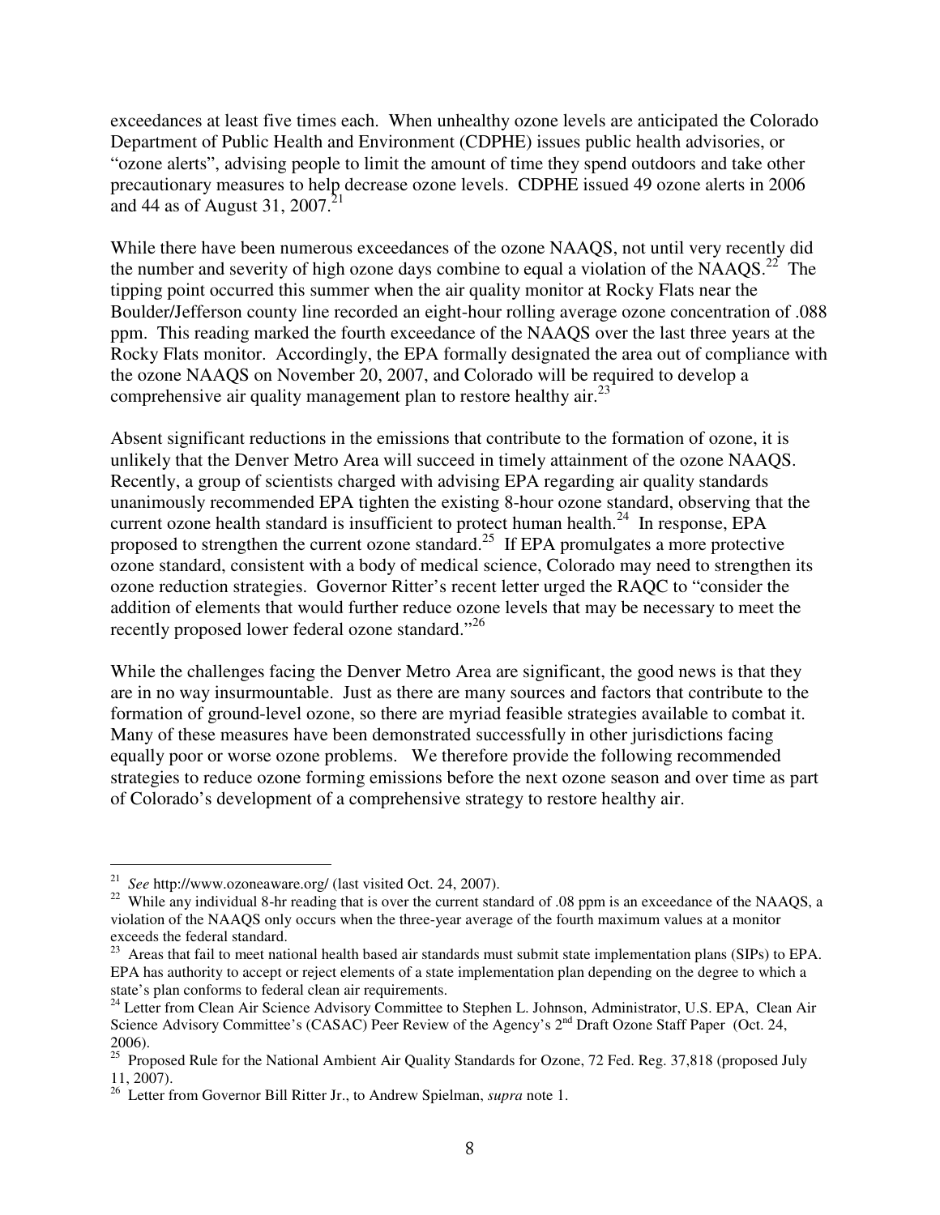exceedances at least five times each. When unhealthy ozone levels are anticipated the Colorado Department of Public Health and Environment (CDPHE) issues public health advisories, or "ozone alerts", advising people to limit the amount of time they spend outdoors and take other precautionary measures to help decrease ozone levels. CDPHE issued 49 ozone alerts in 2006 and 44 as of August 31, 2007.[21]

While there have been numerous exceedances of the ozone NAAQS, not until very recently did the number and severity of high ozone days combine to equal a violation of the NAAQS.[22] The tipping point occurred this summer when the air quality monitor at Rocky Flats near the Boulder/Jefferson county line recorded an eight-hour rolling average ozone concentration of .088 ppm. This reading marked the fourth exceedance of the NAAQS over the last three years at the Rocky Flats monitor. Accordingly, the EPA formally designated the area out of compliance with the ozone NAAQS on November 20, 2007, and Colorado will be required to develop a comprehensive air quality management plan to restore healthy air.[23]

Absent significant reductions in the emissions that contribute to the formation of ozone, it is unlikely that the Denver Metro Area will succeed in timely attainment of the ozone NAAQS. Recently, a group of scientists charged with advising EPA regarding air quality standards unanimously recommended EPA tighten the existing 8-hour ozone standard, observing that the current ozone health standard is insufficient to protect human health.[24] In response, EPA proposed to strengthen the current ozone standard.[25] If EPA promulgates a more protective ozone standard, consistent with a body of medical science, Colorado may need to strengthen its ozone reduction strategies. Governor Ritter's recent letter urged the RAQC to "consider the addition of elements that would further reduce ozone levels that may be necessary to meet the recently proposed lower federal ozone standard."[26]

While the challenges facing the Denver Metro Area are significant, the good news is that they are in no way insurmountable. Just as there are many sources and factors that contribute to the formation of ground-level ozone, so there are myriad feasible strategies available to combat it. Many of these measures have been demonstrated successfully in other jurisdictions facing equally poor or worse ozone problems. We therefore provide the following recommended strategies to reduce ozone forming emissions before the next ozone season and over time as part of Colorado's development of a comprehensive strategy to restore healthy air.

---

[21] *See* http://www.ozoneaware.org/ (last visited Oct. 24, 2007).

[22] While any individual 8-hr reading that is over the current standard of .08 ppm is an exceedance of the NAAQS, a violation of the NAAQS only occurs when the three-year average of the fourth maximum values at a monitor exceeds the federal standard.

[23] Areas that fail to meet national health based air standards must submit state implementation plans (SIPs) to EPA. EPA has authority to accept or reject elements of a state implementation plan depending on the degree to which a state's plan conforms to federal clean air requirements.

[24] Letter from Clean Air Science Advisory Committee to Stephen L. Johnson, Administrator, U.S. EPA, Clean Air Science Advisory Committee's (CASAC) Peer Review of the Agency's 2nd Draft Ozone Staff Paper (Oct. 24, 2006).

[25] Proposed Rule for the National Ambient Air Quality Standards for Ozone, 72 Fed. Reg. 37,818 (proposed July 11, 2007).

[26] Letter from Governor Bill Ritter Jr., to Andrew Spielman, *supra* note 1.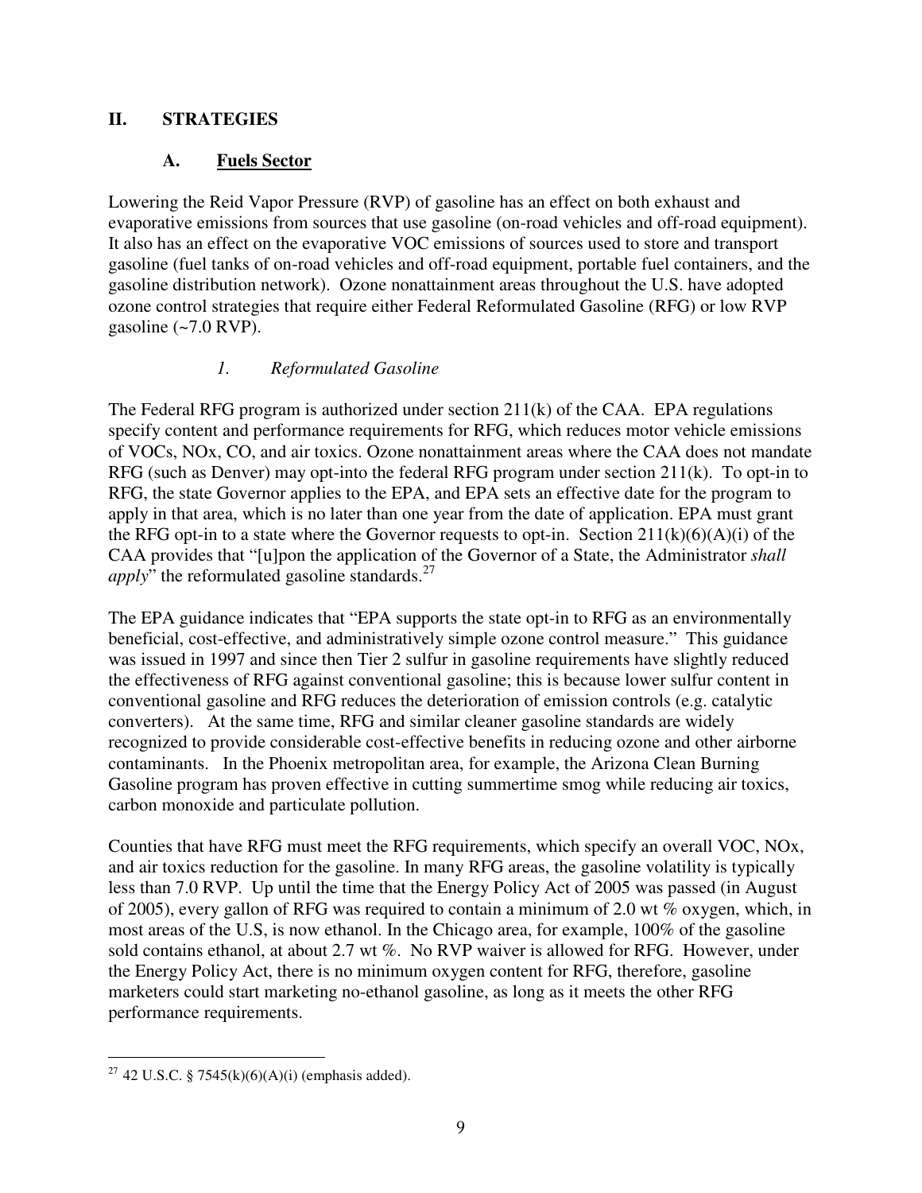## II. STRATEGIES

### A. Fuels Sector

Lowering the Reid Vapor Pressure (RVP) of gasoline has an effect on both exhaust and evaporative emissions from sources that use gasoline (on-road vehicles and off-road equipment). It also has an effect on the evaporative VOC emissions of sources used to store and transport gasoline (fuel tanks of on-road vehicles and off-road equipment, portable fuel containers, and the gasoline distribution network). Ozone nonattainment areas throughout the U.S. have adopted ozone control strategies that require either Federal Reformulated Gasoline (RFG) or low RVP gasoline (~7.0 RVP).

#### *1. Reformulated Gasoline*

The Federal RFG program is authorized under section 211(k) of the CAA. EPA regulations specify content and performance requirements for RFG, which reduces motor vehicle emissions of VOCs, NOx, CO, and air toxics. Ozone nonattainment areas where the CAA does not mandate RFG (such as Denver) may opt-into the federal RFG program under section 211(k). To opt-in to RFG, the state Governor applies to the EPA, and EPA sets an effective date for the program to apply in that area, which is no later than one year from the date of application. EPA must grant the RFG opt-in to a state where the Governor requests to opt-in. Section 211(k)(6)(A)(i) of the CAA provides that "[u]pon the application of the Governor of a State, the Administrator *shall apply*" the reformulated gasoline standards.[27]

The EPA guidance indicates that "EPA supports the state opt-in to RFG as an environmentally beneficial, cost-effective, and administratively simple ozone control measure." This guidance was issued in 1997 and since then Tier 2 sulfur in gasoline requirements have slightly reduced the effectiveness of RFG against conventional gasoline; this is because lower sulfur content in conventional gasoline and RFG reduces the deterioration of emission controls (e.g. catalytic converters). At the same time, RFG and similar cleaner gasoline standards are widely recognized to provide considerable cost-effective benefits in reducing ozone and other airborne contaminants. In the Phoenix metropolitan area, for example, the Arizona Clean Burning Gasoline program has proven effective in cutting summertime smog while reducing air toxics, carbon monoxide and particulate pollution.

Counties that have RFG must meet the RFG requirements, which specify an overall VOC, NOx, and air toxics reduction for the gasoline. In many RFG areas, the gasoline volatility is typically less than 7.0 RVP. Up until the time that the Energy Policy Act of 2005 was passed (in August of 2005), every gallon of RFG was required to contain a minimum of 2.0 wt % oxygen, which, in most areas of the U.S, is now ethanol. In the Chicago area, for example, 100% of the gasoline sold contains ethanol, at about 2.7 wt %. No RVP waiver is allowed for RFG. However, under the Energy Policy Act, there is no minimum oxygen content for RFG, therefore, gasoline marketers could start marketing no-ethanol gasoline, as long as it meets the other RFG performance requirements.

---

[27] 42 U.S.C. § 7545(k)(6)(A)(i) (emphasis added).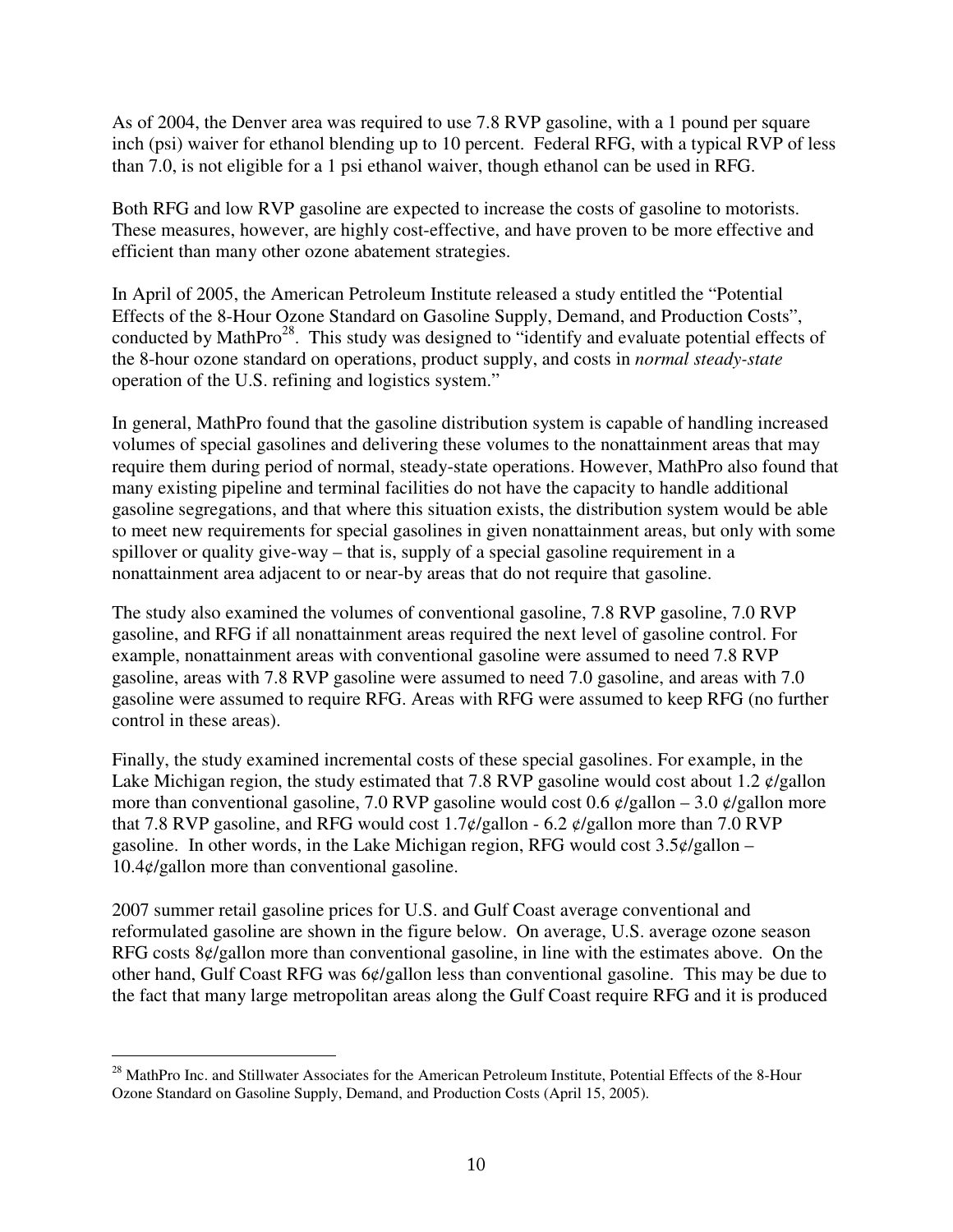As of 2004, the Denver area was required to use 7.8 RVP gasoline, with a 1 pound per square inch (psi) waiver for ethanol blending up to 10 percent. Federal RFG, with a typical RVP of less than 7.0, is not eligible for a 1 psi ethanol waiver, though ethanol can be used in RFG.

Both RFG and low RVP gasoline are expected to increase the costs of gasoline to motorists. These measures, however, are highly cost-effective, and have proven to be more effective and efficient than many other ozone abatement strategies.

In April of 2005, the American Petroleum Institute released a study entitled the "Potential Effects of the 8-Hour Ozone Standard on Gasoline Supply, Demand, and Production Costs", conducted by MathPro[28]. This study was designed to "identify and evaluate potential effects of the 8-hour ozone standard on operations, product supply, and costs in *normal steady-state* operation of the U.S. refining and logistics system."

In general, MathPro found that the gasoline distribution system is capable of handling increased volumes of special gasolines and delivering these volumes to the nonattainment areas that may require them during period of normal, steady-state operations. However, MathPro also found that many existing pipeline and terminal facilities do not have the capacity to handle additional gasoline segregations, and that where this situation exists, the distribution system would be able to meet new requirements for special gasolines in given nonattainment areas, but only with some spillover or quality give-way – that is, supply of a special gasoline requirement in a nonattainment area adjacent to or near-by areas that do not require that gasoline.

The study also examined the volumes of conventional gasoline, 7.8 RVP gasoline, 7.0 RVP gasoline, and RFG if all nonattainment areas required the next level of gasoline control. For example, nonattainment areas with conventional gasoline were assumed to need 7.8 RVP gasoline, areas with 7.8 RVP gasoline were assumed to need 7.0 gasoline, and areas with 7.0 gasoline were assumed to require RFG. Areas with RFG were assumed to keep RFG (no further control in these areas).

Finally, the study examined incremental costs of these special gasolines. For example, in the Lake Michigan region, the study estimated that 7.8 RVP gasoline would cost about 1.2 ¢/gallon more than conventional gasoline, 7.0 RVP gasoline would cost 0.6 ¢/gallon – 3.0 ¢/gallon more that 7.8 RVP gasoline, and RFG would cost 1.7¢/gallon - 6.2 ¢/gallon more than 7.0 RVP gasoline. In other words, in the Lake Michigan region, RFG would cost 3.5¢/gallon – 10.4¢/gallon more than conventional gasoline.

2007 summer retail gasoline prices for U.S. and Gulf Coast average conventional and reformulated gasoline are shown in the figure below. On average, U.S. average ozone season RFG costs 8¢/gallon more than conventional gasoline, in line with the estimates above. On the other hand, Gulf Coast RFG was 6¢/gallon less than conventional gasoline. This may be due to the fact that many large metropolitan areas along the Gulf Coast require RFG and it is produced

---

[28] MathPro Inc. and Stillwater Associates for the American Petroleum Institute, Potential Effects of the 8-Hour Ozone Standard on Gasoline Supply, Demand, and Production Costs (April 15, 2005).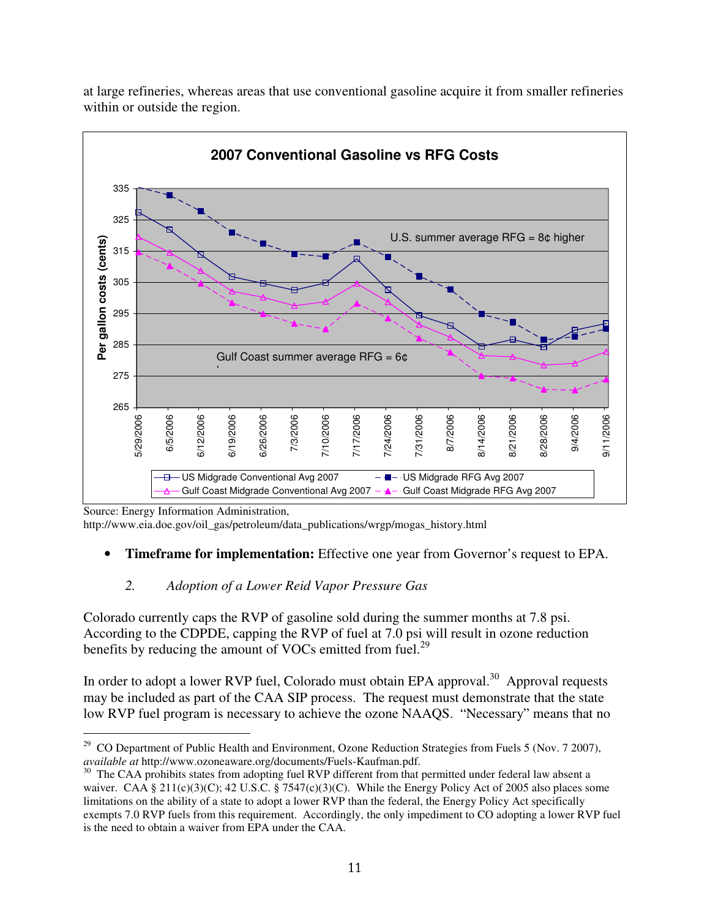at large refineries, whereas areas that use conventional gasoline acquire it from smaller refineries within or outside the region.

**2007 Conventional Gasoline vs RFG Costs**

U.S. summer average RFG = 8¢ higher

Gulf Coast summer average RFG = 6¢

Per gallon costs (cents)

US Midgrade Conventional Avg 2007 | US Midgrade RFG Avg 2007 | Gulf Coast Midgrade Conventional Avg 2007 | Gulf Coast Midgrade RFG Avg 2007

Source: Energy Information Administration, http://www.eia.doe.gov/oil_gas/petroleum/data_publications/wrgp/mogas_history.html

- **Timeframe for implementation:** Effective one year from Governor's request to EPA.

### 2. *Adoption of a Lower Reid Vapor Pressure Gas*

Colorado currently caps the RVP of gasoline sold during the summer months at 7.8 psi. According to the CDPDE, capping the RVP of fuel at 7.0 psi will result in ozone reduction benefits by reducing the amount of VOCs emitted from fuel.[29]

In order to adopt a lower RVP fuel, Colorado must obtain EPA approval.[30] Approval requests may be included as part of the CAA SIP process. The request must demonstrate that the state low RVP fuel program is necessary to achieve the ozone NAAQS. "Necessary" means that no

---

[29] CO Department of Public Health and Environment, Ozone Reduction Strategies from Fuels 5 (Nov. 7 2007), *available at* http://www.ozoneaware.org/documents/Fuels-Kaufman.pdf.

[30] The CAA prohibits states from adopting fuel RVP different from that permitted under federal law absent a waiver. CAA § 211(c)(3)(C); 42 U.S.C. § 7547(c)(3)(C). While the Energy Policy Act of 2005 also places some limitations on the ability of a state to adopt a lower RVP than the federal, the Energy Policy Act specifically exempts 7.0 RVP fuels from this requirement. Accordingly, the only impediment to CO adopting a lower RVP fuel is the need to obtain a waiver from EPA under the CAA.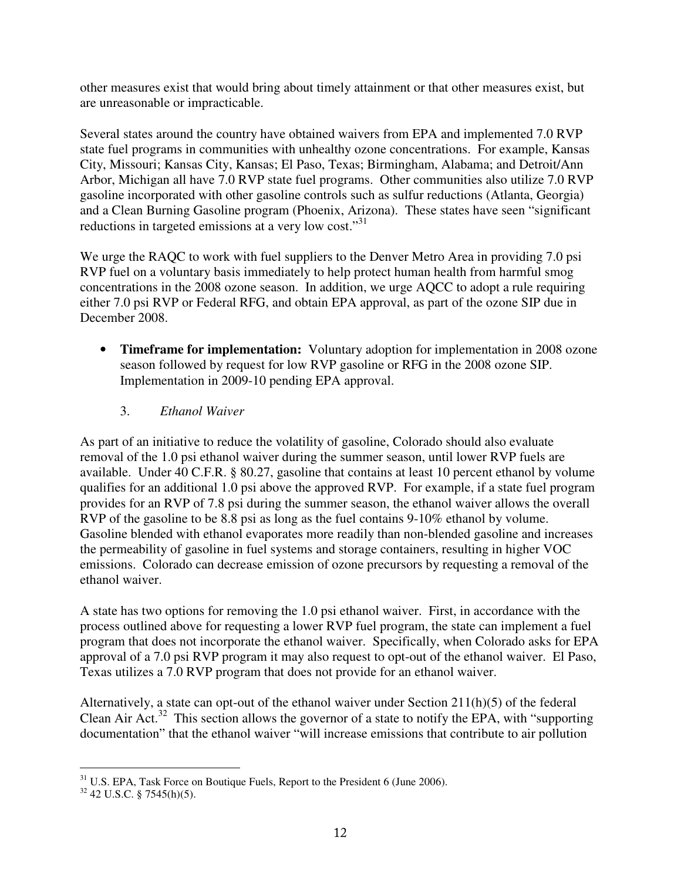other measures exist that would bring about timely attainment or that other measures exist, but are unreasonable or impracticable.

Several states around the country have obtained waivers from EPA and implemented 7.0 RVP state fuel programs in communities with unhealthy ozone concentrations. For example, Kansas City, Missouri; Kansas City, Kansas; El Paso, Texas; Birmingham, Alabama; and Detroit/Ann Arbor, Michigan all have 7.0 RVP state fuel programs. Other communities also utilize 7.0 RVP gasoline incorporated with other gasoline controls such as sulfur reductions (Atlanta, Georgia) and a Clean Burning Gasoline program (Phoenix, Arizona). These states have seen "significant reductions in targeted emissions at a very low cost."[31]

We urge the RAQC to work with fuel suppliers to the Denver Metro Area in providing 7.0 psi RVP fuel on a voluntary basis immediately to help protect human health from harmful smog concentrations in the 2008 ozone season. In addition, we urge AQCC to adopt a rule requiring either 7.0 psi RVP or Federal RFG, and obtain EPA approval, as part of the ozone SIP due in December 2008.

- **Timeframe for implementation:** Voluntary adoption for implementation in 2008 ozone season followed by request for low RVP gasoline or RFG in the 2008 ozone SIP. Implementation in 2009-10 pending EPA approval.

3. *Ethanol Waiver*

As part of an initiative to reduce the volatility of gasoline, Colorado should also evaluate removal of the 1.0 psi ethanol waiver during the summer season, until lower RVP fuels are available. Under 40 C.F.R. § 80.27, gasoline that contains at least 10 percent ethanol by volume qualifies for an additional 1.0 psi above the approved RVP. For example, if a state fuel program provides for an RVP of 7.8 psi during the summer season, the ethanol waiver allows the overall RVP of the gasoline to be 8.8 psi as long as the fuel contains 9-10% ethanol by volume. Gasoline blended with ethanol evaporates more readily than non-blended gasoline and increases the permeability of gasoline in fuel systems and storage containers, resulting in higher VOC emissions. Colorado can decrease emission of ozone precursors by requesting a removal of the ethanol waiver.

A state has two options for removing the 1.0 psi ethanol waiver. First, in accordance with the process outlined above for requesting a lower RVP fuel program, the state can implement a fuel program that does not incorporate the ethanol waiver. Specifically, when Colorado asks for EPA approval of a 7.0 psi RVP program it may also request to opt-out of the ethanol waiver. El Paso, Texas utilizes a 7.0 RVP program that does not provide for an ethanol waiver.

Alternatively, a state can opt-out of the ethanol waiver under Section 211(h)(5) of the federal Clean Air Act.[32] This section allows the governor of a state to notify the EPA, with "supporting documentation" that the ethanol waiver "will increase emissions that contribute to air pollution

---

[31] U.S. EPA, Task Force on Boutique Fuels, Report to the President 6 (June 2006).

[32] 42 U.S.C. § 7545(h)(5).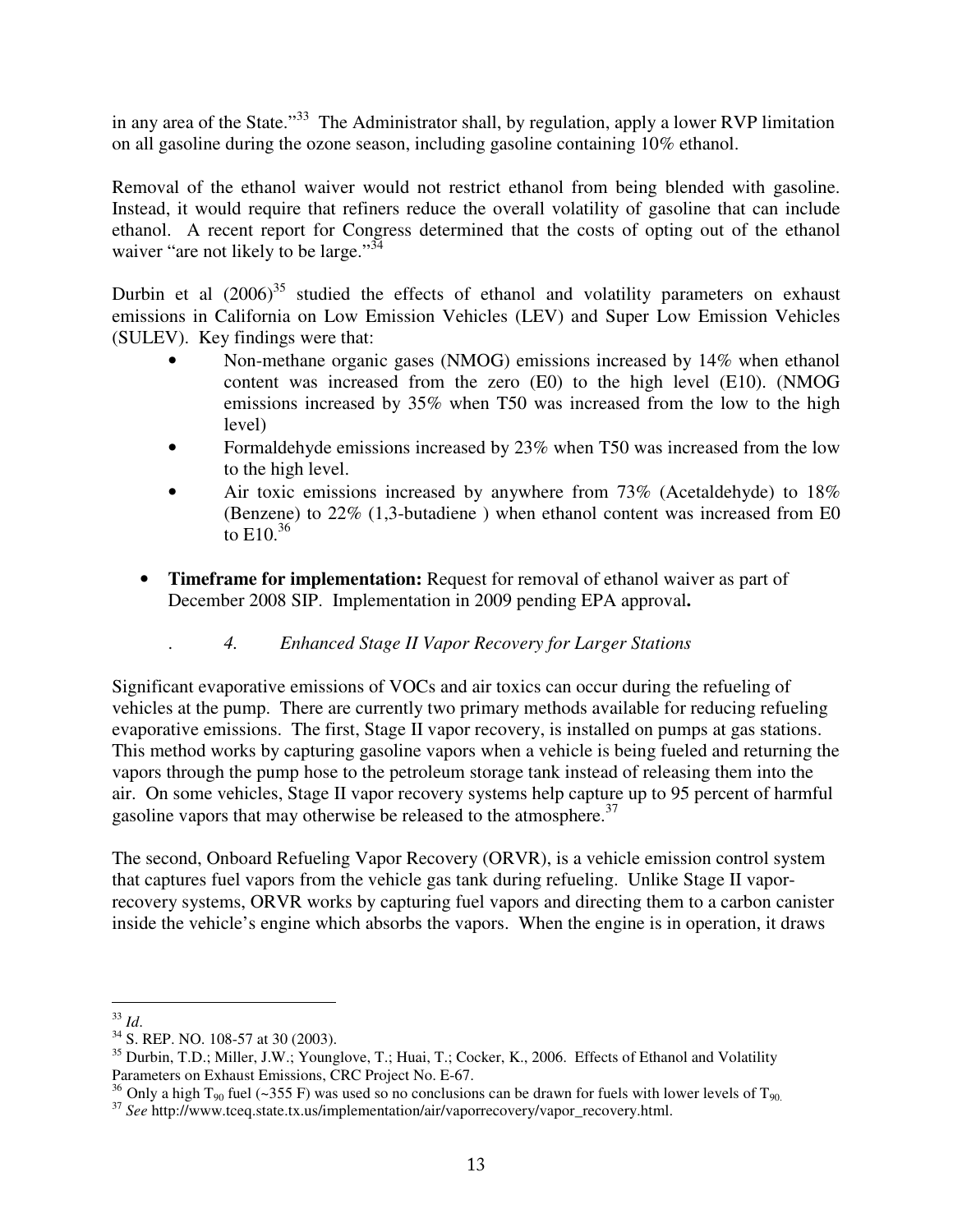in any area of the State."[33] The Administrator shall, by regulation, apply a lower RVP limitation on all gasoline during the ozone season, including gasoline containing 10% ethanol.

Removal of the ethanol waiver would not restrict ethanol from being blended with gasoline. Instead, it would require that refiners reduce the overall volatility of gasoline that can include ethanol. A recent report for Congress determined that the costs of opting out of the ethanol waiver "are not likely to be large."[34]

Durbin et al (2006)[35] studied the effects of ethanol and volatility parameters on exhaust emissions in California on Low Emission Vehicles (LEV) and Super Low Emission Vehicles (SULEV). Key findings were that:

- Non-methane organic gases (NMOG) emissions increased by 14% when ethanol content was increased from the zero (E0) to the high level (E10). (NMOG emissions increased by 35% when T50 was increased from the low to the high level)
- Formaldehyde emissions increased by 23% when T50 was increased from the low to the high level.
- Air toxic emissions increased by anywhere from 73% (Acetaldehyde) to 18% (Benzene) to 22% (1,3-butadiene ) when ethanol content was increased from E0 to E10.[36]

- **Timeframe for implementation:** Request for removal of ethanol waiver as part of December 2008 SIP. Implementation in 2009 pending EPA approval**.**

### 4. *Enhanced Stage II Vapor Recovery for Larger Stations*

Significant evaporative emissions of VOCs and air toxics can occur during the refueling of vehicles at the pump. There are currently two primary methods available for reducing refueling evaporative emissions. The first, Stage II vapor recovery, is installed on pumps at gas stations. This method works by capturing gasoline vapors when a vehicle is being fueled and returning the vapors through the pump hose to the petroleum storage tank instead of releasing them into the air. On some vehicles, Stage II vapor recovery systems help capture up to 95 percent of harmful gasoline vapors that may otherwise be released to the atmosphere.[37]

The second, Onboard Refueling Vapor Recovery (ORVR), is a vehicle emission control system that captures fuel vapors from the vehicle gas tank during refueling. Unlike Stage II vapor-recovery systems, ORVR works by capturing fuel vapors and directing them to a carbon canister inside the vehicle's engine which absorbs the vapors. When the engine is in operation, it draws

---

[33] *Id*.

[34] S. REP. NO. 108-57 at 30 (2003).

[35] Durbin, T.D.; Miller, J.W.; Younglove, T.; Huai, T.; Cocker, K., 2006. Effects of Ethanol and Volatility Parameters on Exhaust Emissions, CRC Project No. E-67.

[36] Only a high $T_{90}$ fuel (~355 F) was used so no conclusions can be drawn for fuels with lower levels of $T_{90.}$

[37] *See* http://www.tceq.state.tx.us/implementation/air/vaporrecovery/vapor_recovery.html.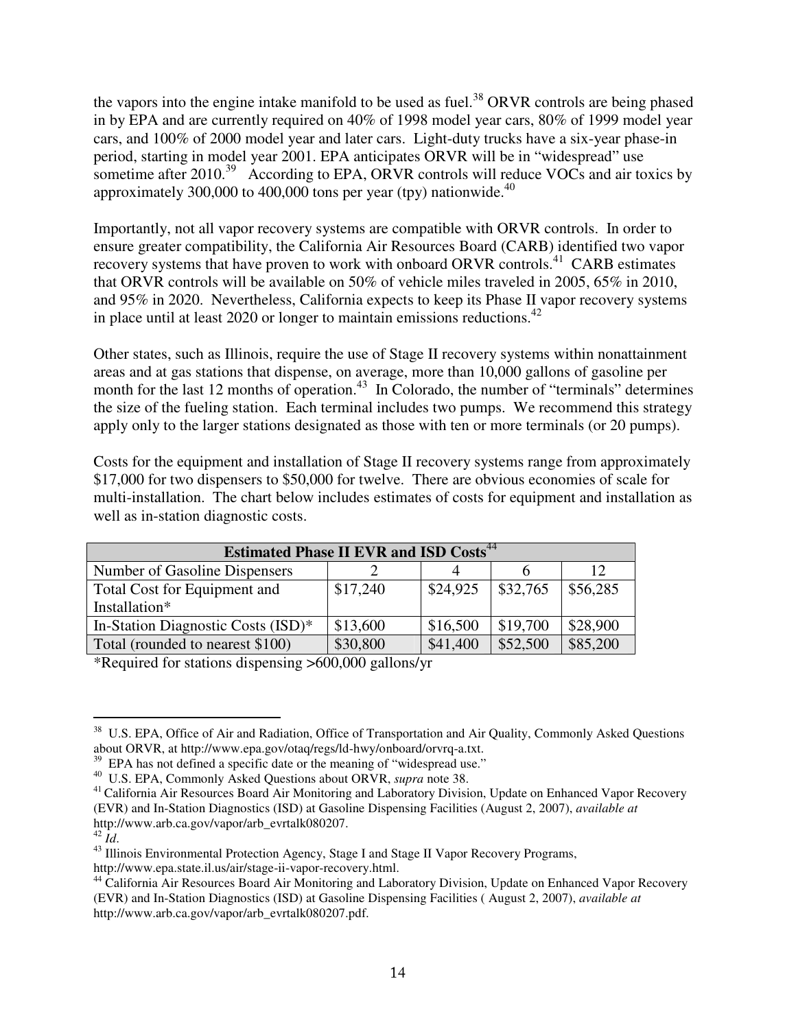the vapors into the engine intake manifold to be used as fuel.[38] ORVR controls are being phased in by EPA and are currently required on 40% of 1998 model year cars, 80% of 1999 model year cars, and 100% of 2000 model year and later cars. Light-duty trucks have a six-year phase-in period, starting in model year 2001. EPA anticipates ORVR will be in "widespread" use sometime after 2010.[39] According to EPA, ORVR controls will reduce VOCs and air toxics by approximately 300,000 to 400,000 tons per year (tpy) nationwide.[40]

Importantly, not all vapor recovery systems are compatible with ORVR controls. In order to ensure greater compatibility, the California Air Resources Board (CARB) identified two vapor recovery systems that have proven to work with onboard ORVR controls.[41] CARB estimates that ORVR controls will be available on 50% of vehicle miles traveled in 2005, 65% in 2010, and 95% in 2020. Nevertheless, California expects to keep its Phase II vapor recovery systems in place until at least 2020 or longer to maintain emissions reductions.[42]

Other states, such as Illinois, require the use of Stage II recovery systems within nonattainment areas and at gas stations that dispense, on average, more than 10,000 gallons of gasoline per month for the last 12 months of operation.[43] In Colorado, the number of "terminals" determines the size of the fueling station. Each terminal includes two pumps. We recommend this strategy apply only to the larger stations designated as those with ten or more terminals (or 20 pumps).

Costs for the equipment and installation of Stage II recovery systems range from approximately $17,000 for two dispensers to $50,000 for twelve. There are obvious economies of scale for multi-installation. The chart below includes estimates of costs for equipment and installation as well as in-station diagnostic costs.

| **Estimated Phase II EVR and ISD Costs**[44] | | | | |
|---|---|---|---|---|
| Number of Gasoline Dispensers | 2 | 4 | 6 | 12 |
| Total Cost for Equipment and Installation* | $17,240 | $24,925 | $32,765 | $56,285 |
| In-Station Diagnostic Costs (ISD)* | $13,600 | $16,500 | $19,700 | $28,900 |
| Total (rounded to nearest $100) | $30,800 | $41,400 | $52,500 | $85,200 |

*Required for stations dispensing >600,000 gallons/yr

---

[38] U.S. EPA, Office of Air and Radiation, Office of Transportation and Air Quality, Commonly Asked Questions about ORVR, at http://www.epa.gov/otaq/regs/ld-hwy/onboard/orvrq-a.txt.

[39] EPA has not defined a specific date or the meaning of "widespread use."

[40] U.S. EPA, Commonly Asked Questions about ORVR, *supra* note 38.

[41] California Air Resources Board Air Monitoring and Laboratory Division, Update on Enhanced Vapor Recovery (EVR) and In-Station Diagnostics (ISD) at Gasoline Dispensing Facilities (August 2, 2007), *available at* http://www.arb.ca.gov/vapor/arb_evrtalk080207.

[42] *Id*.

[43] Illinois Environmental Protection Agency, Stage I and Stage II Vapor Recovery Programs, http://www.epa.state.il.us/air/stage-ii-vapor-recovery.html.

[44] California Air Resources Board Air Monitoring and Laboratory Division, Update on Enhanced Vapor Recovery (EVR) and In-Station Diagnostics (ISD) at Gasoline Dispensing Facilities ( August 2, 2007), *available at* http://www.arb.ca.gov/vapor/arb_evrtalk080207.pdf.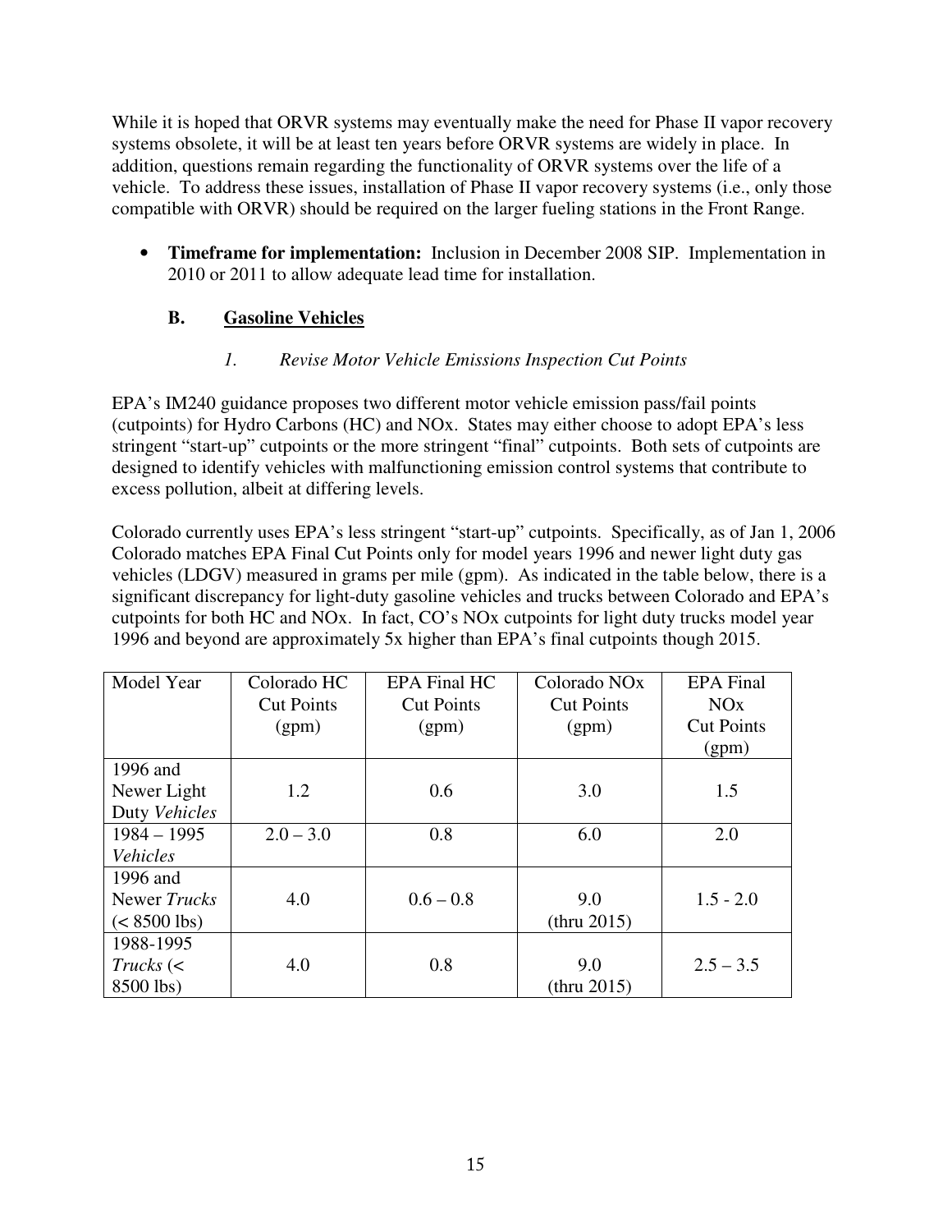While it is hoped that ORVR systems may eventually make the need for Phase II vapor recovery systems obsolete, it will be at least ten years before ORVR systems are widely in place. In addition, questions remain regarding the functionality of ORVR systems over the life of a vehicle. To address these issues, installation of Phase II vapor recovery systems (i.e., only those compatible with ORVR) should be required on the larger fueling stations in the Front Range.

- **Timeframe for implementation:** Inclusion in December 2008 SIP. Implementation in 2010 or 2011 to allow adequate lead time for installation.

### B. Gasoline Vehicles

#### *1. Revise Motor Vehicle Emissions Inspection Cut Points*

EPA's IM240 guidance proposes two different motor vehicle emission pass/fail points (cutpoints) for Hydro Carbons (HC) and NOx. States may either choose to adopt EPA's less stringent "start-up" cutpoints or the more stringent "final" cutpoints. Both sets of cutpoints are designed to identify vehicles with malfunctioning emission control systems that contribute to excess pollution, albeit at differing levels.

Colorado currently uses EPA's less stringent "start-up" cutpoints. Specifically, as of Jan 1, 2006 Colorado matches EPA Final Cut Points only for model years 1996 and newer light duty gas vehicles (LDGV) measured in grams per mile (gpm). As indicated in the table below, there is a significant discrepancy for light-duty gasoline vehicles and trucks between Colorado and EPA's cutpoints for both HC and NOx. In fact, CO's NOx cutpoints for light duty trucks model year 1996 and beyond are approximately 5x higher than EPA's final cutpoints though 2015.

| Model Year | Colorado HC Cut Points (gpm) | EPA Final HC Cut Points (gpm) | Colorado NOx Cut Points (gpm) | EPA Final NOx Cut Points (gpm) |
|---|---|---|---|---|
| 1996 and Newer Light Duty *Vehicles* | 1.2 | 0.6 | 3.0 | 1.5 |
| 1984 – 1995 *Vehicles* | 2.0 – 3.0 | 0.8 | 6.0 | 2.0 |
| 1996 and Newer *Trucks* (< 8500 lbs) | 4.0 | 0.6 – 0.8 | 9.0 (thru 2015) | 1.5 - 2.0 |
| 1988-1995 *Trucks* (< 8500 lbs) | 4.0 | 0.8 | 9.0 (thru 2015) | 2.5 – 3.5 |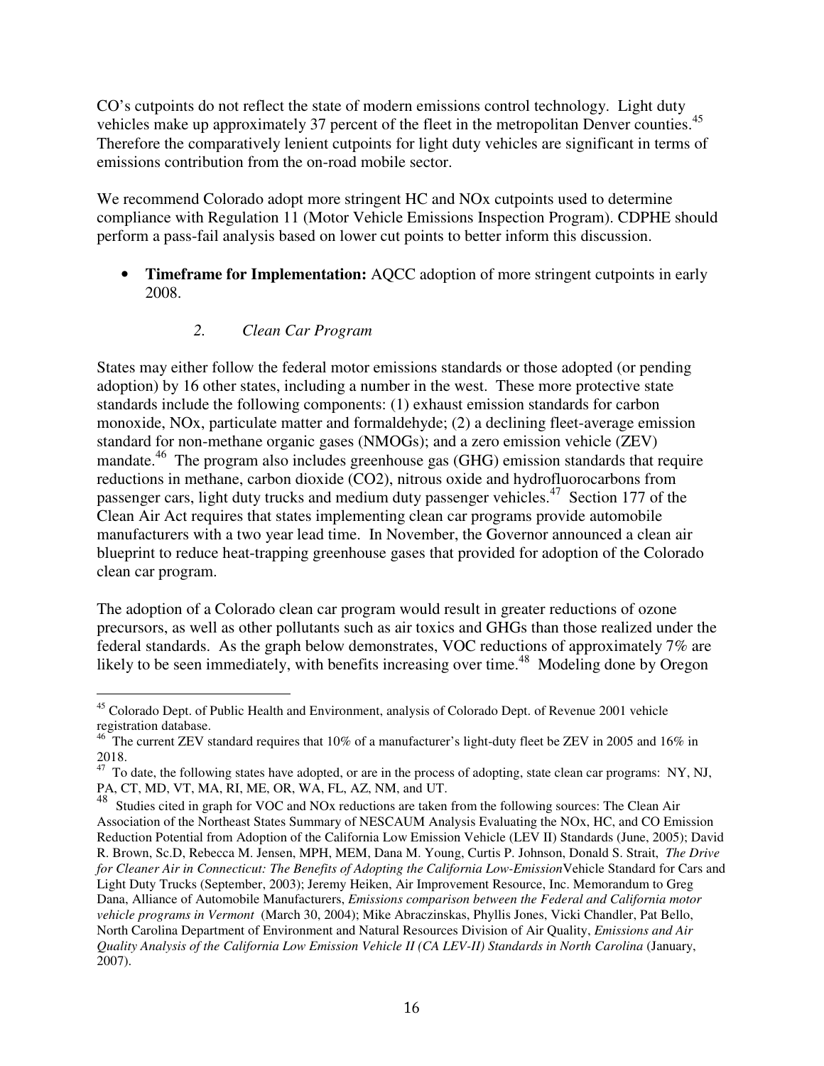CO's cutpoints do not reflect the state of modern emissions control technology. Light duty vehicles make up approximately 37 percent of the fleet in the metropolitan Denver counties.[45] Therefore the comparatively lenient cutpoints for light duty vehicles are significant in terms of emissions contribution from the on-road mobile sector.

We recommend Colorado adopt more stringent HC and NOx cutpoints used to determine compliance with Regulation 11 (Motor Vehicle Emissions Inspection Program). CDPHE should perform a pass-fail analysis based on lower cut points to better inform this discussion.

- **Timeframe for Implementation:** AQCC adoption of more stringent cutpoints in early 2008.

### *2. Clean Car Program*

States may either follow the federal motor emissions standards or those adopted (or pending adoption) by 16 other states, including a number in the west. These more protective state standards include the following components: (1) exhaust emission standards for carbon monoxide, NOx, particulate matter and formaldehyde; (2) a declining fleet-average emission standard for non-methane organic gases (NMOGs); and a zero emission vehicle (ZEV) mandate.[46] The program also includes greenhouse gas (GHG) emission standards that require reductions in methane, carbon dioxide ($CO_2$), nitrous oxide and hydrofluorocarbons from passenger cars, light duty trucks and medium duty passenger vehicles.[47] Section 177 of the Clean Air Act requires that states implementing clean car programs provide automobile manufacturers with a two year lead time. In November, the Governor announced a clean air blueprint to reduce heat-trapping greenhouse gases that provided for adoption of the Colorado clean car program.

The adoption of a Colorado clean car program would result in greater reductions of ozone precursors, as well as other pollutants such as air toxics and GHGs than those realized under the federal standards. As the graph below demonstrates, VOC reductions of approximately 7% are likely to be seen immediately, with benefits increasing over time.[48] Modeling done by Oregon

---

[45] Colorado Dept. of Public Health and Environment, analysis of Colorado Dept. of Revenue 2001 vehicle registration database.

[46] The current ZEV standard requires that 10% of a manufacturer's light-duty fleet be ZEV in 2005 and 16% in 2018.

[47] To date, the following states have adopted, or are in the process of adopting, state clean car programs: NY, NJ, PA, CT, MD, VT, MA, RI, ME, OR, WA, FL, AZ, NM, and UT.

[48] Studies cited in graph for VOC and NOx reductions are taken from the following sources: The Clean Air Association of the Northeast States Summary of NESCAUM Analysis Evaluating the NOx, HC, and CO Emission Reduction Potential from Adoption of the California Low Emission Vehicle (LEV II) Standards (June, 2005); David R. Brown, Sc.D, Rebecca M. Jensen, MPH, MEM, Dana M. Young, Curtis P. Johnson, Donald S. Strait, *The Drive for Cleaner Air in Connecticut: The Benefits of Adopting the California Low-Emission* Vehicle Standard for Cars and Light Duty Trucks (September, 2003); Jeremy Heiken, Air Improvement Resource, Inc. Memorandum to Greg Dana, Alliance of Automobile Manufacturers, *Emissions comparison between the Federal and California motor vehicle programs in Vermont* (March 30, 2004); Mike Abraczinskas, Phyllis Jones, Vicki Chandler, Pat Bello, North Carolina Department of Environment and Natural Resources Division of Air Quality, *Emissions and Air Quality Analysis of the California Low Emission Vehicle II (CA LEV-II) Standards in North Carolina* (January, 2007).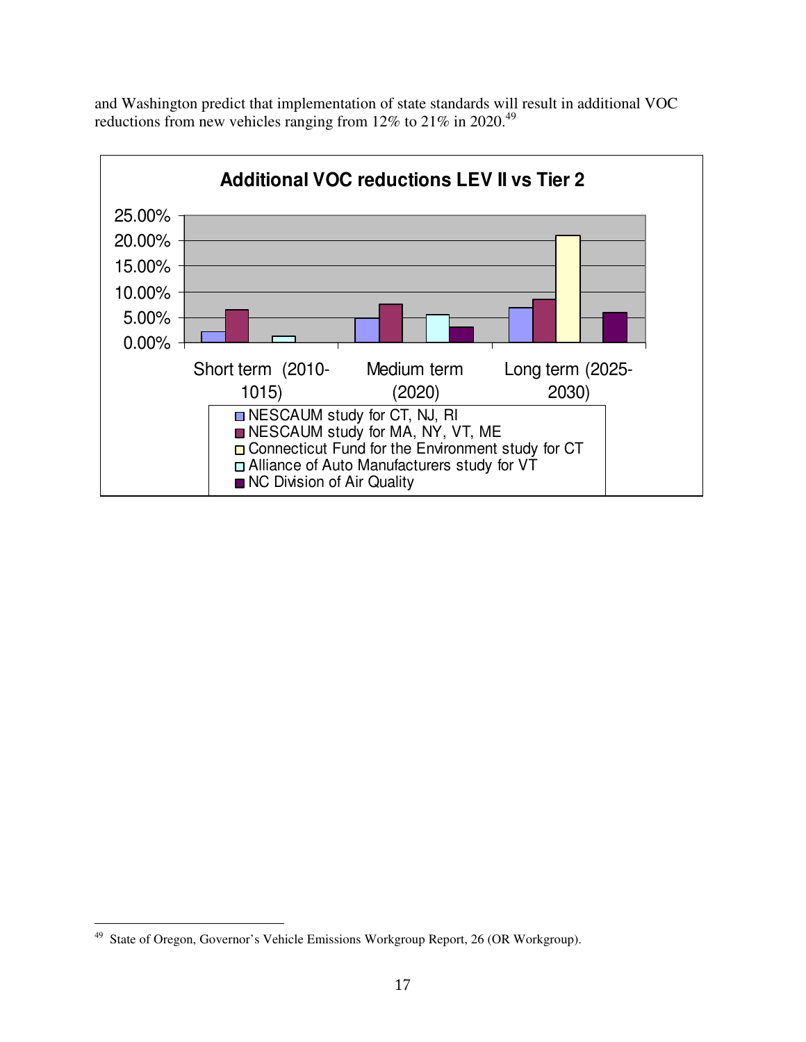and Washington predict that implementation of state standards will result in additional VOC reductions from new vehicles ranging from 12% to 21% in 2020.[49]

**Additional VOC reductions LEV II vs Tier 2**

25.00%
20.00%
15.00%
10.00%
5.00%
0.00%

Short term (2010-1015) | Medium term (2020) | Long term (2025-2030)

- NESCAUM study for CT, NJ, RI
- NESCAUM study for MA, NY, VT, ME
- Connecticut Fund for the Environment study for CT
- Alliance of Auto Manufacturers study for VT
- NC Division of Air Quality

---

[49] State of Oregon, Governor's Vehicle Emissions Workgroup Report, 26 (OR Workgroup).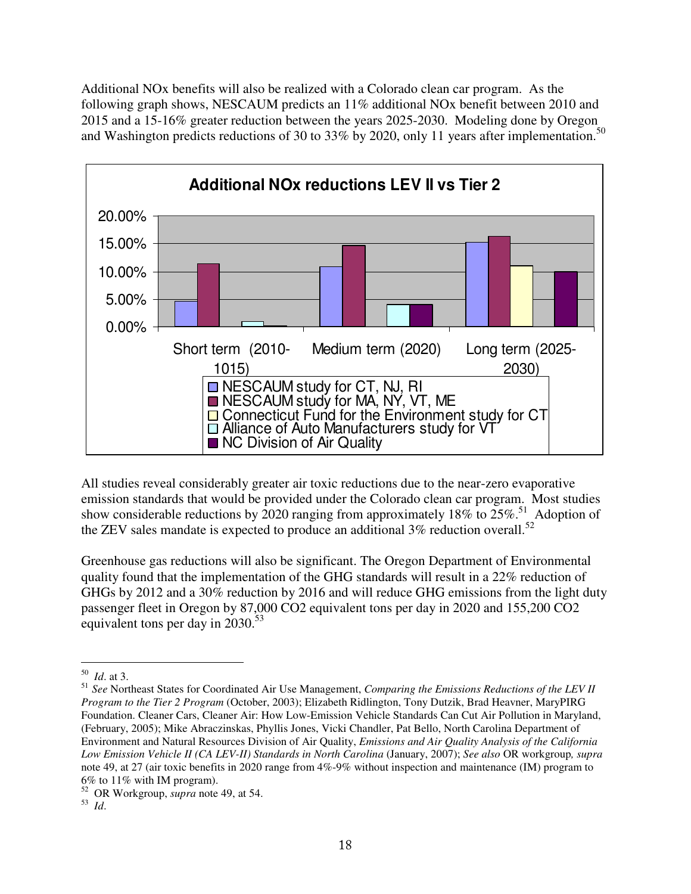Additional NOx benefits will also be realized with a Colorado clean car program. As the following graph shows, NESCAUM predicts an 11% additional NOx benefit between 2010 and 2015 and a 15-16% greater reduction between the years 2025-2030. Modeling done by Oregon and Washington predicts reductions of 30 to 33% by 2020, only 11 years after implementation.[50]

**Additional NOx reductions LEV II vs Tier 2**

| | NESCAUM study for CT, NJ, RI | NESCAUM study for MA, NY, VT, ME | Connecticut Fund for the Environment study for CT | Alliance of Auto Manufacturers study for VT | NC Division of Air Quality |
|---|---|---|---|---|---|
| Short term (2010-1015) | | | | | |
| Medium term (2020) | | | | | |
| Long term (2025-2030) | | | | | |

All studies reveal considerably greater air toxic reductions due to the near-zero evaporative emission standards that would be provided under the Colorado clean car program. Most studies show considerable reductions by 2020 ranging from approximately 18% to 25%.[51] Adoption of the ZEV sales mandate is expected to produce an additional 3% reduction overall.[52]

Greenhouse gas reductions will also be significant. The Oregon Department of Environmental quality found that the implementation of the GHG standards will result in a 22% reduction of GHGs by 2012 and a 30% reduction by 2016 and will reduce GHG emissions from the light duty passenger fleet in Oregon by 87,000 CO2 equivalent tons per day in 2020 and 155,200 CO2 equivalent tons per day in 2030.[53]

---

[50] *Id*. at 3.

[51] *See* Northeast States for Coordinated Air Use Management, *Comparing the Emissions Reductions of the LEV II Program to the Tier 2 Program* (October, 2003); Elizabeth Ridlington, Tony Dutzik, Brad Heavner, MaryPIRG Foundation. Cleaner Cars, Cleaner Air: How Low-Emission Vehicle Standards Can Cut Air Pollution in Maryland, (February, 2005); Mike Abraczinskas, Phyllis Jones, Vicki Chandler, Pat Bello, North Carolina Department of Environment and Natural Resources Division of Air Quality, *Emissions and Air Quality Analysis of the California Low Emission Vehicle II (CA LEV-II) Standards in North Carolina* (January, 2007); *See also* OR workgroup*, supra* note 49, at 27 (air toxic benefits in 2020 range from 4%-9% without inspection and maintenance (IM) program to 6% to 11% with IM program).

[52] OR Workgroup, *supra* note 49, at 54.

[53] *Id*.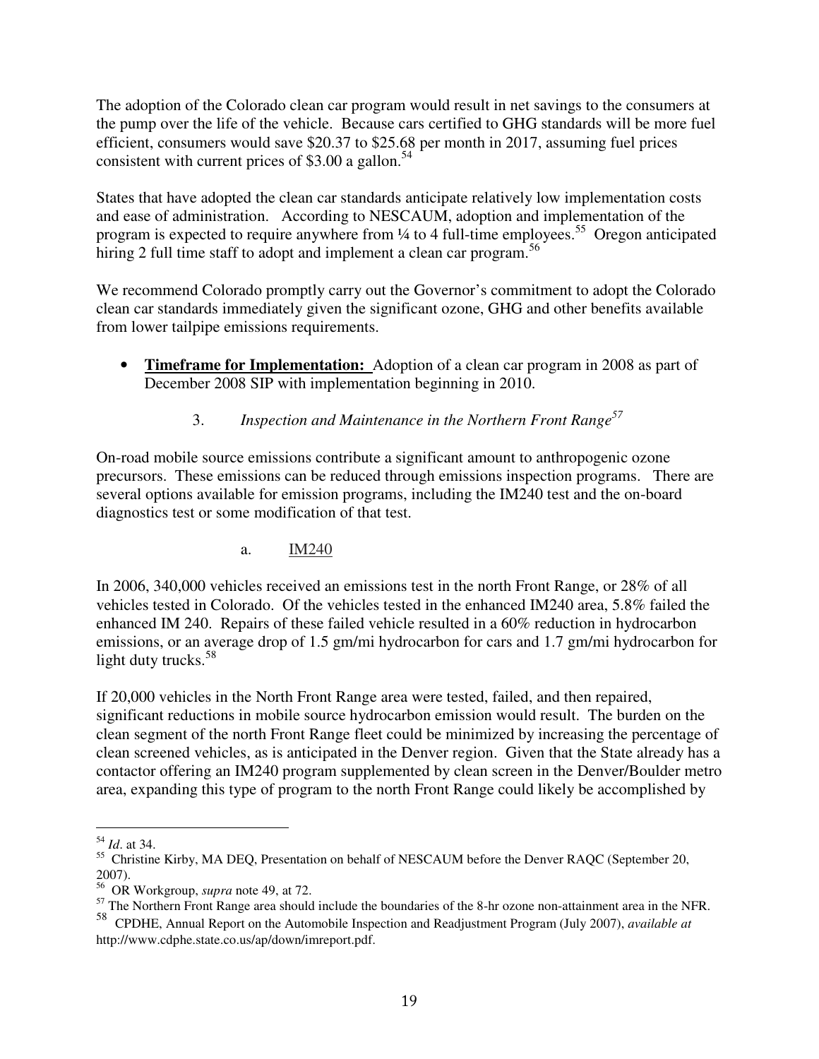The adoption of the Colorado clean car program would result in net savings to the consumers at the pump over the life of the vehicle. Because cars certified to GHG standards will be more fuel efficient, consumers would save $20.37 to $25.68 per month in 2017, assuming fuel prices consistent with current prices of $3.00 a gallon.[54]

States that have adopted the clean car standards anticipate relatively low implementation costs and ease of administration. According to NESCAUM, adoption and implementation of the program is expected to require anywhere from ¼ to 4 full-time employees.[55] Oregon anticipated hiring 2 full time staff to adopt and implement a clean car program.[56]

We recommend Colorado promptly carry out the Governor's commitment to adopt the Colorado clean car standards immediately given the significant ozone, GHG and other benefits available from lower tailpipe emissions requirements.

- **Timeframe for Implementation:** Adoption of a clean car program in 2008 as part of December 2008 SIP with implementation beginning in 2010.

### 3. *Inspection and Maintenance in the Northern Front Range*[57]

On-road mobile source emissions contribute a significant amount to anthropogenic ozone precursors. These emissions can be reduced through emissions inspection programs. There are several options available for emission programs, including the IM240 test and the on-board diagnostics test or some modification of that test.

#### a. IM240

In 2006, 340,000 vehicles received an emissions test in the north Front Range, or 28% of all vehicles tested in Colorado. Of the vehicles tested in the enhanced IM240 area, 5.8% failed the enhanced IM 240. Repairs of these failed vehicle resulted in a 60% reduction in hydrocarbon emissions, or an average drop of 1.5 gm/mi hydrocarbon for cars and 1.7 gm/mi hydrocarbon for light duty trucks.[58]

If 20,000 vehicles in the North Front Range area were tested, failed, and then repaired, significant reductions in mobile source hydrocarbon emission would result. The burden on the clean segment of the north Front Range fleet could be minimized by increasing the percentage of clean screened vehicles, as is anticipated in the Denver region. Given that the State already has a contactor offering an IM240 program supplemented by clean screen in the Denver/Boulder metro area, expanding this type of program to the north Front Range could likely be accomplished by

---

[54] *Id*. at 34.

[55] Christine Kirby, MA DEQ, Presentation on behalf of NESCAUM before the Denver RAQC (September 20, 2007).

[56] OR Workgroup, *supra* note 49, at 72.

[57] The Northern Front Range area should include the boundaries of the 8-hr ozone non-attainment area in the NFR.

[58] CPDHE, Annual Report on the Automobile Inspection and Readjustment Program (July 2007), *available at* http://www.cdphe.state.co.us/ap/down/imreport.pdf.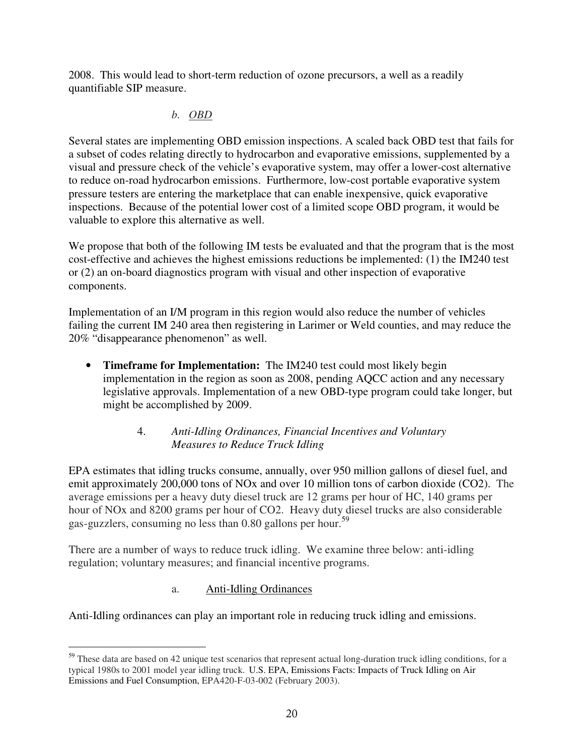2008. This would lead to short-term reduction of ozone precursors, a well as a readily quantifiable SIP measure.

*b. OBD*

Several states are implementing OBD emission inspections. A scaled back OBD test that fails for a subset of codes relating directly to hydrocarbon and evaporative emissions, supplemented by a visual and pressure check of the vehicle's evaporative system, may offer a lower-cost alternative to reduce on-road hydrocarbon emissions. Furthermore, low-cost portable evaporative system pressure testers are entering the marketplace that can enable inexpensive, quick evaporative inspections. Because of the potential lower cost of a limited scope OBD program, it would be valuable to explore this alternative as well.

We propose that both of the following IM tests be evaluated and that the program that is the most cost-effective and achieves the highest emissions reductions be implemented: (1) the IM240 test or (2) an on-board diagnostics program with visual and other inspection of evaporative components.

Implementation of an I/M program in this region would also reduce the number of vehicles failing the current IM 240 area then registering in Larimer or Weld counties, and may reduce the 20% "disappearance phenomenon" as well.

- **Timeframe for Implementation:** The IM240 test could most likely begin implementation in the region as soon as 2008, pending AQCC action and any necessary legislative approvals. Implementation of a new OBD-type program could take longer, but might be accomplished by 2009.

### 4. *Anti-Idling Ordinances, Financial Incentives and Voluntary Measures to Reduce Truck Idling*

EPA estimates that idling trucks consume, annually, over 950 million gallons of diesel fuel, and emit approximately 200,000 tons of NOx and over 10 million tons of carbon dioxide ($CO_2$). The average emissions per a heavy duty diesel truck are 12 grams per hour of HC, 140 grams per hour of NOx and 8200 grams per hour of $CO_2$. Heavy duty diesel trucks are also considerable gas-guzzlers, consuming no less than 0.80 gallons per hour.[59]

There are a number of ways to reduce truck idling. We examine three below: anti-idling regulation; voluntary measures; and financial incentive programs.

a. Anti-Idling Ordinances

Anti-Idling ordinances can play an important role in reducing truck idling and emissions.

---

[59] These data are based on 42 unique test scenarios that represent actual long-duration truck idling conditions, for a typical 1980s to 2001 model year idling truck. U.S. EPA, Emissions Facts: Impacts of Truck Idling on Air Emissions and Fuel Consumption, EPA420-F-03-002 (February 2003).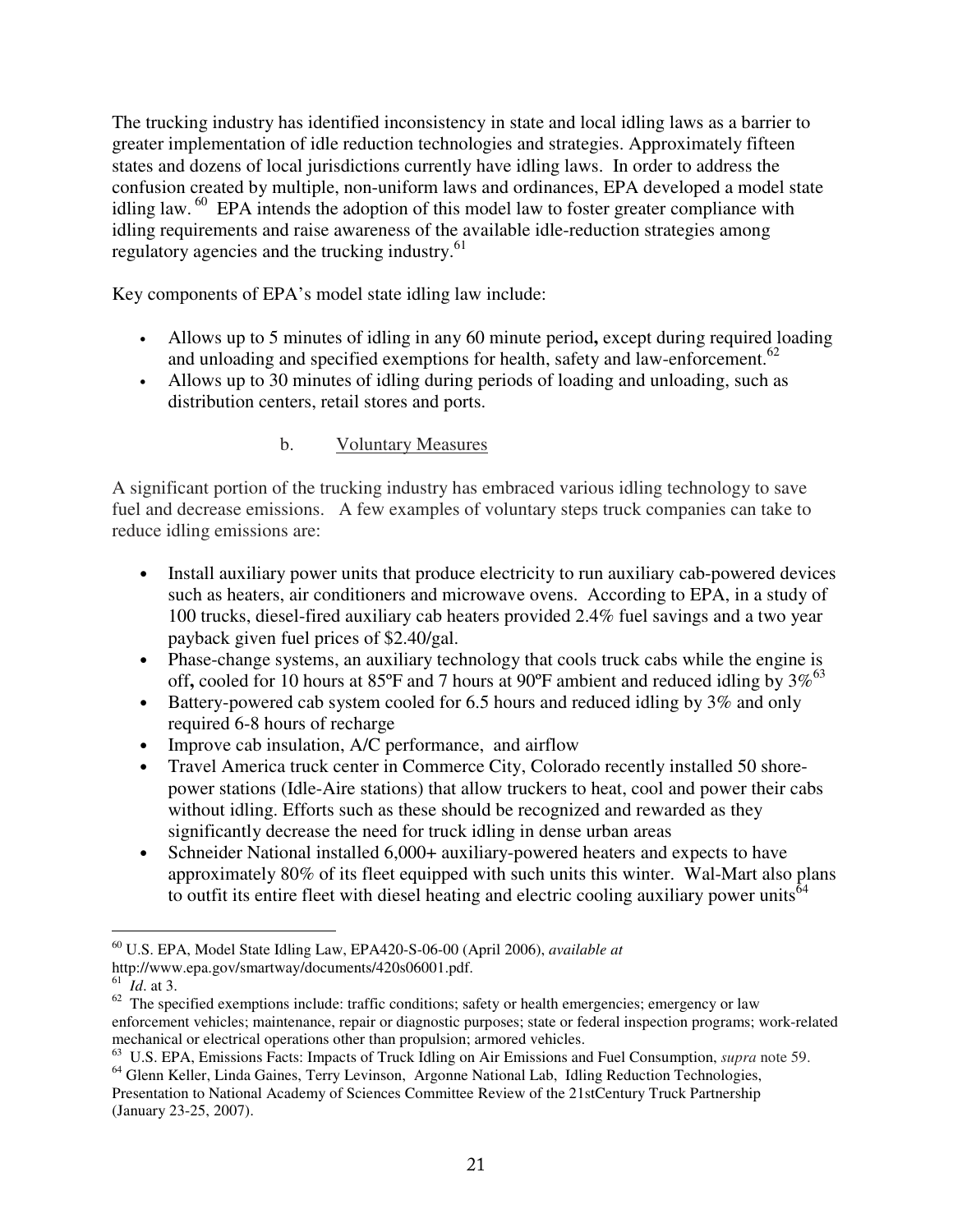The trucking industry has identified inconsistency in state and local idling laws as a barrier to greater implementation of idle reduction technologies and strategies. Approximately fifteen states and dozens of local jurisdictions currently have idling laws. In order to address the confusion created by multiple, non-uniform laws and ordinances, EPA developed a model state idling law. [60] EPA intends the adoption of this model law to foster greater compliance with idling requirements and raise awareness of the available idle-reduction strategies among regulatory agencies and the trucking industry.[61]

Key components of EPA's model state idling law include:

- Allows up to 5 minutes of idling in any 60 minute period**,** except during required loading and unloading and specified exemptions for health, safety and law-enforcement.[62]
- Allows up to 30 minutes of idling during periods of loading and unloading, such as distribution centers, retail stores and ports.

### b. Voluntary Measures

A significant portion of the trucking industry has embraced various idling technology to save fuel and decrease emissions. A few examples of voluntary steps truck companies can take to reduce idling emissions are:

- Install auxiliary power units that produce electricity to run auxiliary cab-powered devices such as heaters, air conditioners and microwave ovens. According to EPA, in a study of 100 trucks, diesel-fired auxiliary cab heaters provided 2.4% fuel savings and a two year payback given fuel prices of $2.40/gal.
- Phase-change systems, an auxiliary technology that cools truck cabs while the engine is off**,** cooled for 10 hours at 85ºF and 7 hours at 90ºF ambient and reduced idling by 3%[63]
- Battery-powered cab system cooled for 6.5 hours and reduced idling by 3% and only required 6-8 hours of recharge
- Improve cab insulation, A/C performance, and airflow
- Travel America truck center in Commerce City, Colorado recently installed 50 shore-power stations (Idle-Aire stations) that allow truckers to heat, cool and power their cabs without idling. Efforts such as these should be recognized and rewarded as they significantly decrease the need for truck idling in dense urban areas
- Schneider National installed 6,000+ auxiliary-powered heaters and expects to have approximately 80% of its fleet equipped with such units this winter. Wal-Mart also plans to outfit its entire fleet with diesel heating and electric cooling auxiliary power units[64]

---

[60] U.S. EPA, Model State Idling Law, EPA420-S-06-00 (April 2006), *available at* http://www.epa.gov/smartway/documents/420s06001.pdf.

[61] *Id*. at 3.

[62] The specified exemptions include: traffic conditions; safety or health emergencies; emergency or law enforcement vehicles; maintenance, repair or diagnostic purposes; state or federal inspection programs; work-related mechanical or electrical operations other than propulsion; armored vehicles.

[63] U.S. EPA, Emissions Facts: Impacts of Truck Idling on Air Emissions and Fuel Consumption, *supra* note 59.

[64] Glenn Keller, Linda Gaines, Terry Levinson, Argonne National Lab, Idling Reduction Technologies, Presentation to National Academy of Sciences Committee Review of the 21stCentury Truck Partnership (January 23-25, 2007).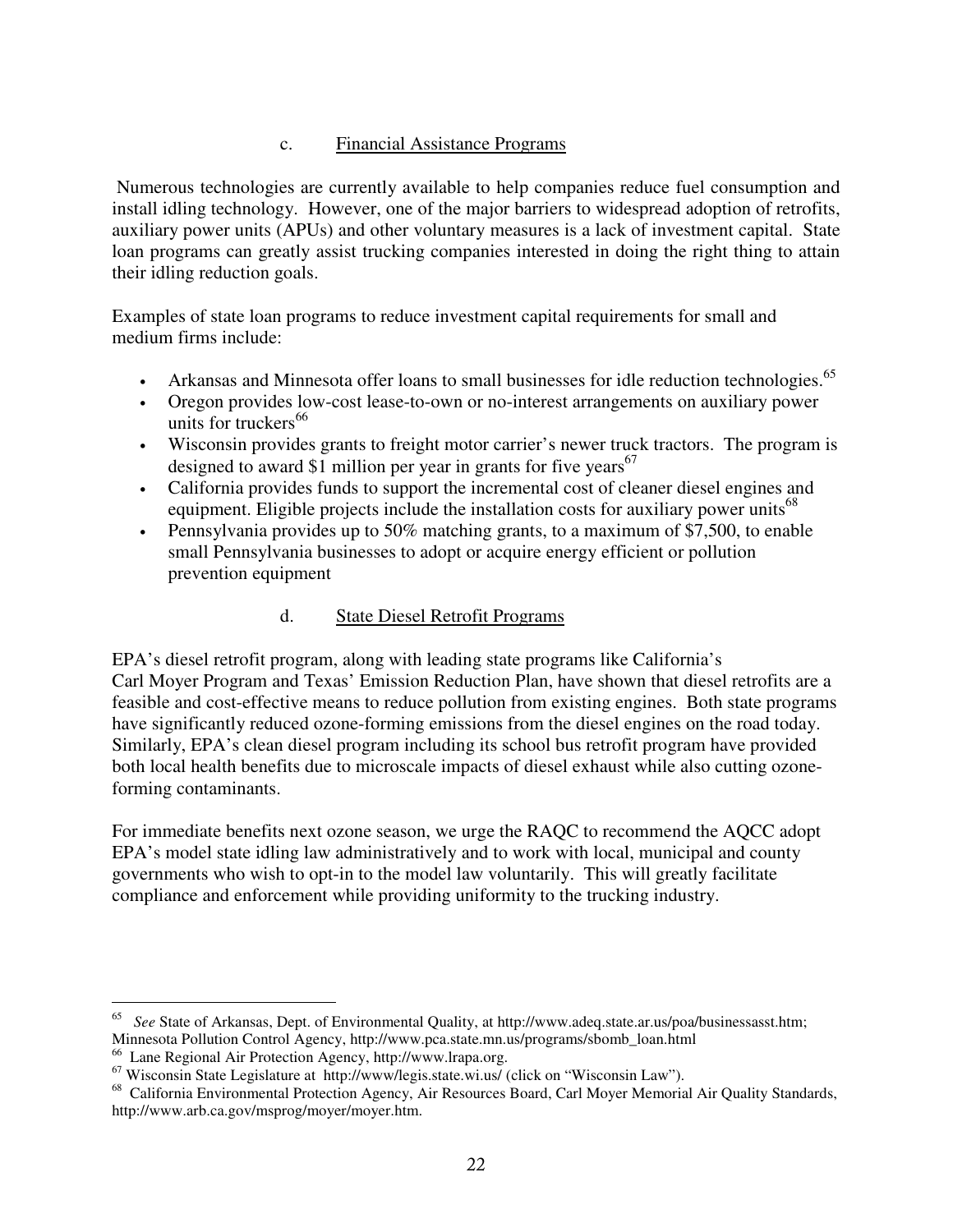### c. Financial Assistance Programs

Numerous technologies are currently available to help companies reduce fuel consumption and install idling technology. However, one of the major barriers to widespread adoption of retrofits, auxiliary power units (APUs) and other voluntary measures is a lack of investment capital. State loan programs can greatly assist trucking companies interested in doing the right thing to attain their idling reduction goals.

Examples of state loan programs to reduce investment capital requirements for small and medium firms include:

- Arkansas and Minnesota offer loans to small businesses for idle reduction technologies.[65]
- Oregon provides low-cost lease-to-own or no-interest arrangements on auxiliary power units for truckers[66]
- Wisconsin provides grants to freight motor carrier's newer truck tractors. The program is designed to award $1 million per year in grants for five years[67]
- California provides funds to support the incremental cost of cleaner diesel engines and equipment. Eligible projects include the installation costs for auxiliary power units[68]
- Pennsylvania provides up to 50% matching grants, to a maximum of $7,500, to enable small Pennsylvania businesses to adopt or acquire energy efficient or pollution prevention equipment

### d. State Diesel Retrofit Programs

EPA's diesel retrofit program, along with leading state programs like California's Carl Moyer Program and Texas' Emission Reduction Plan, have shown that diesel retrofits are a feasible and cost-effective means to reduce pollution from existing engines. Both state programs have significantly reduced ozone-forming emissions from the diesel engines on the road today. Similarly, EPA's clean diesel program including its school bus retrofit program have provided both local health benefits due to microscale impacts of diesel exhaust while also cutting ozone-forming contaminants.

For immediate benefits next ozone season, we urge the RAQC to recommend the AQCC adopt EPA's model state idling law administratively and to work with local, municipal and county governments who wish to opt-in to the model law voluntarily. This will greatly facilitate compliance and enforcement while providing uniformity to the trucking industry.

---

[65] *See* State of Arkansas, Dept. of Environmental Quality, at http://www.adeq.state.ar.us/poa/businessasst.htm; Minnesota Pollution Control Agency, http://www.pca.state.mn.us/programs/sbomb_loan.html

[66] Lane Regional Air Protection Agency, http://www.lrapa.org.

[67] Wisconsin State Legislature at http://www/legis.state.wi.us/ (click on "Wisconsin Law").

[68] California Environmental Protection Agency, Air Resources Board, Carl Moyer Memorial Air Quality Standards, http://www.arb.ca.gov/msprog/moyer/moyer.htm.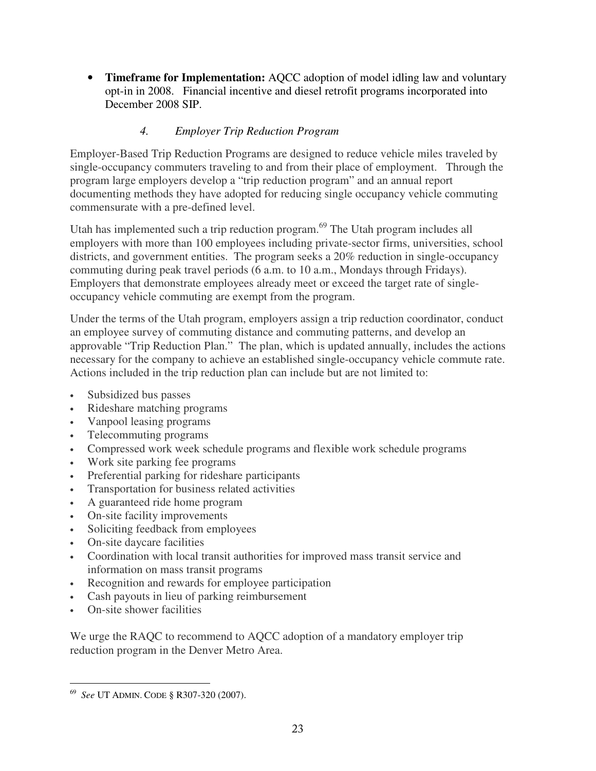- **Timeframe for Implementation:** AQCC adoption of model idling law and voluntary opt-in in 2008. Financial incentive and diesel retrofit programs incorporated into December 2008 SIP.

#### *4. Employer Trip Reduction Program*

Employer-Based Trip Reduction Programs are designed to reduce vehicle miles traveled by single-occupancy commuters traveling to and from their place of employment. Through the program large employers develop a "trip reduction program" and an annual report documenting methods they have adopted for reducing single occupancy vehicle commuting commensurate with a pre-defined level.

Utah has implemented such a trip reduction program.[69] The Utah program includes all employers with more than 100 employees including private-sector firms, universities, school districts, and government entities. The program seeks a 20% reduction in single-occupancy commuting during peak travel periods (6 a.m. to 10 a.m., Mondays through Fridays). Employers that demonstrate employees already meet or exceed the target rate of single-occupancy vehicle commuting are exempt from the program.

Under the terms of the Utah program, employers assign a trip reduction coordinator, conduct an employee survey of commuting distance and commuting patterns, and develop an approvable "Trip Reduction Plan." The plan, which is updated annually, includes the actions necessary for the company to achieve an established single-occupancy vehicle commute rate. Actions included in the trip reduction plan can include but are not limited to:

- Subsidized bus passes
- Rideshare matching programs
- Vanpool leasing programs
- Telecommuting programs
- Compressed work week schedule programs and flexible work schedule programs
- Work site parking fee programs
- Preferential parking for rideshare participants
- Transportation for business related activities
- A guaranteed ride home program
- On-site facility improvements
- Soliciting feedback from employees
- On-site daycare facilities
- Coordination with local transit authorities for improved mass transit service and information on mass transit programs
- Recognition and rewards for employee participation
- Cash payouts in lieu of parking reimbursement
- On-site shower facilities

We urge the RAQC to recommend to AQCC adoption of a mandatory employer trip reduction program in the Denver Metro Area.

---

[69] *See* UT ADMIN. CODE § R307-320 (2007).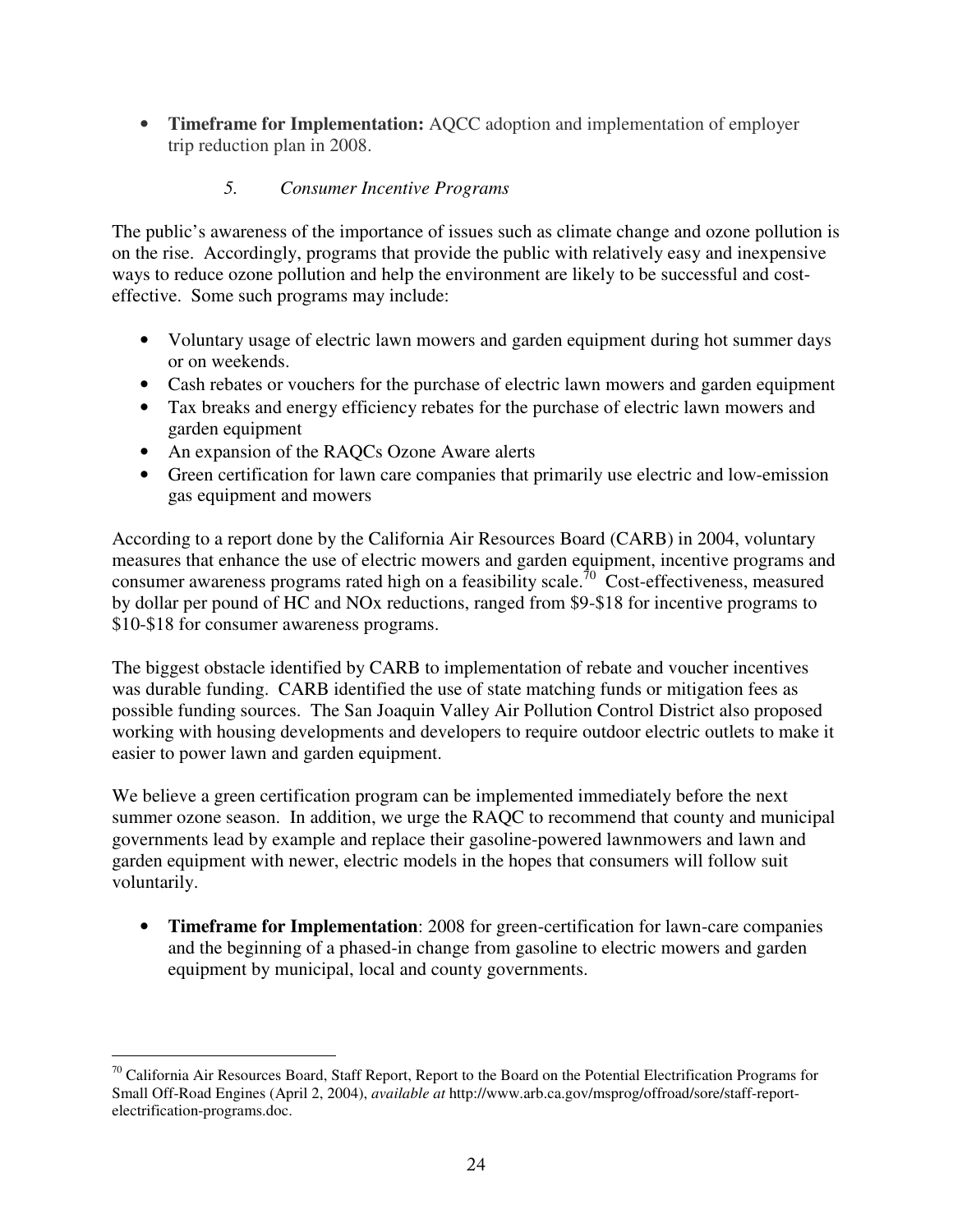- **Timeframe for Implementation:** AQCC adoption and implementation of employer trip reduction plan in 2008.

### *5. Consumer Incentive Programs*

The public's awareness of the importance of issues such as climate change and ozone pollution is on the rise. Accordingly, programs that provide the public with relatively easy and inexpensive ways to reduce ozone pollution and help the environment are likely to be successful and cost-effective. Some such programs may include:

- Voluntary usage of electric lawn mowers and garden equipment during hot summer days or on weekends.
- Cash rebates or vouchers for the purchase of electric lawn mowers and garden equipment
- Tax breaks and energy efficiency rebates for the purchase of electric lawn mowers and garden equipment
- An expansion of the RAQCs Ozone Aware alerts
- Green certification for lawn care companies that primarily use electric and low-emission gas equipment and mowers

According to a report done by the California Air Resources Board (CARB) in 2004, voluntary measures that enhance the use of electric mowers and garden equipment, incentive programs and consumer awareness programs rated high on a feasibility scale.[70] Cost-effectiveness, measured by dollar per pound of HC and NOx reductions, ranged from $9-$18 for incentive programs to $10-$18 for consumer awareness programs.

The biggest obstacle identified by CARB to implementation of rebate and voucher incentives was durable funding. CARB identified the use of state matching funds or mitigation fees as possible funding sources. The San Joaquin Valley Air Pollution Control District also proposed working with housing developments and developers to require outdoor electric outlets to make it easier to power lawn and garden equipment.

We believe a green certification program can be implemented immediately before the next summer ozone season. In addition, we urge the RAQC to recommend that county and municipal governments lead by example and replace their gasoline-powered lawnmowers and lawn and garden equipment with newer, electric models in the hopes that consumers will follow suit voluntarily.

- **Timeframe for Implementation**: 2008 for green-certification for lawn-care companies and the beginning of a phased-in change from gasoline to electric mowers and garden equipment by municipal, local and county governments.

---

[70] California Air Resources Board, Staff Report, Report to the Board on the Potential Electrification Programs for Small Off-Road Engines (April 2, 2004), *available at* http://www.arb.ca.gov/msprog/offroad/sore/staff-report-electrification-programs.doc.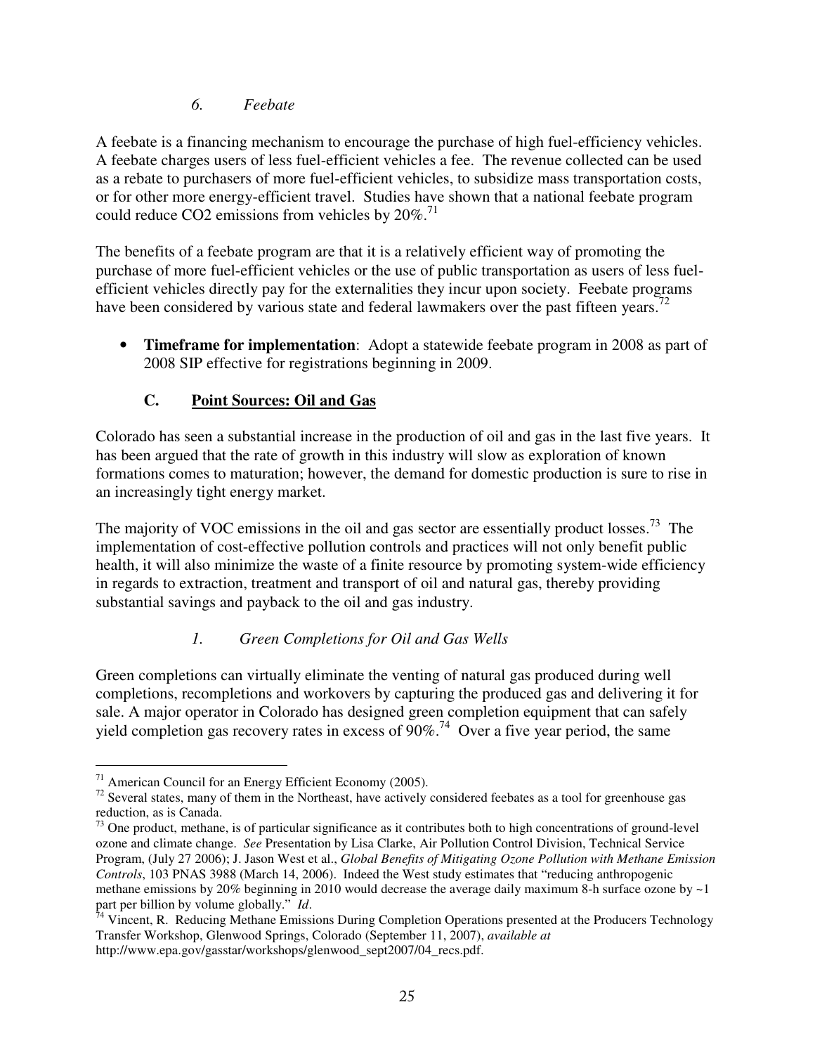### *6. Feebate*

A feebate is a financing mechanism to encourage the purchase of high fuel-efficiency vehicles. A feebate charges users of less fuel-efficient vehicles a fee. The revenue collected can be used as a rebate to purchasers of more fuel-efficient vehicles, to subsidize mass transportation costs, or for other more energy-efficient travel. Studies have shown that a national feebate program could reduce $CO_2$ emissions from vehicles by 20%.[71]

The benefits of a feebate program are that it is a relatively efficient way of promoting the purchase of more fuel-efficient vehicles or the use of public transportation as users of less fuel-efficient vehicles directly pay for the externalities they incur upon society. Feebate programs have been considered by various state and federal lawmakers over the past fifteen years.[72]

- **Timeframe for implementation**: Adopt a statewide feebate program in 2008 as part of 2008 SIP effective for registrations beginning in 2009.

## C. Point Sources: Oil and Gas

Colorado has seen a substantial increase in the production of oil and gas in the last five years. It has been argued that the rate of growth in this industry will slow as exploration of known formations comes to maturation; however, the demand for domestic production is sure to rise in an increasingly tight energy market.

The majority of VOC emissions in the oil and gas sector are essentially product losses.[73] The implementation of cost-effective pollution controls and practices will not only benefit public health, it will also minimize the waste of a finite resource by promoting system-wide efficiency in regards to extraction, treatment and transport of oil and natural gas, thereby providing substantial savings and payback to the oil and gas industry.

### *1. Green Completions for Oil and Gas Wells*

Green completions can virtually eliminate the venting of natural gas produced during well completions, recompletions and workovers by capturing the produced gas and delivering it for sale. A major operator in Colorado has designed green completion equipment that can safely yield completion gas recovery rates in excess of 90%.[74] Over a five year period, the same

---

[71] American Council for an Energy Efficient Economy (2005).

[72] Several states, many of them in the Northeast, have actively considered feebates as a tool for greenhouse gas reduction, as is Canada.

[73] One product, methane, is of particular significance as it contributes both to high concentrations of ground-level ozone and climate change. *See* Presentation by Lisa Clarke, Air Pollution Control Division, Technical Service Program, (July 27 2006); J. Jason West et al., *Global Benefits of Mitigating Ozone Pollution with Methane Emission Controls*, 103 PNAS 3988 (March 14, 2006). Indeed the West study estimates that "reducing anthropogenic methane emissions by 20% beginning in 2010 would decrease the average daily maximum 8-h surface ozone by ~1 part per billion by volume globally." *Id*.

[74] Vincent, R. Reducing Methane Emissions During Completion Operations presented at the Producers Technology Transfer Workshop, Glenwood Springs, Colorado (September 11, 2007), *available at* http://www.epa.gov/gasstar/workshops/glenwood_sept2007/04_recs.pdf.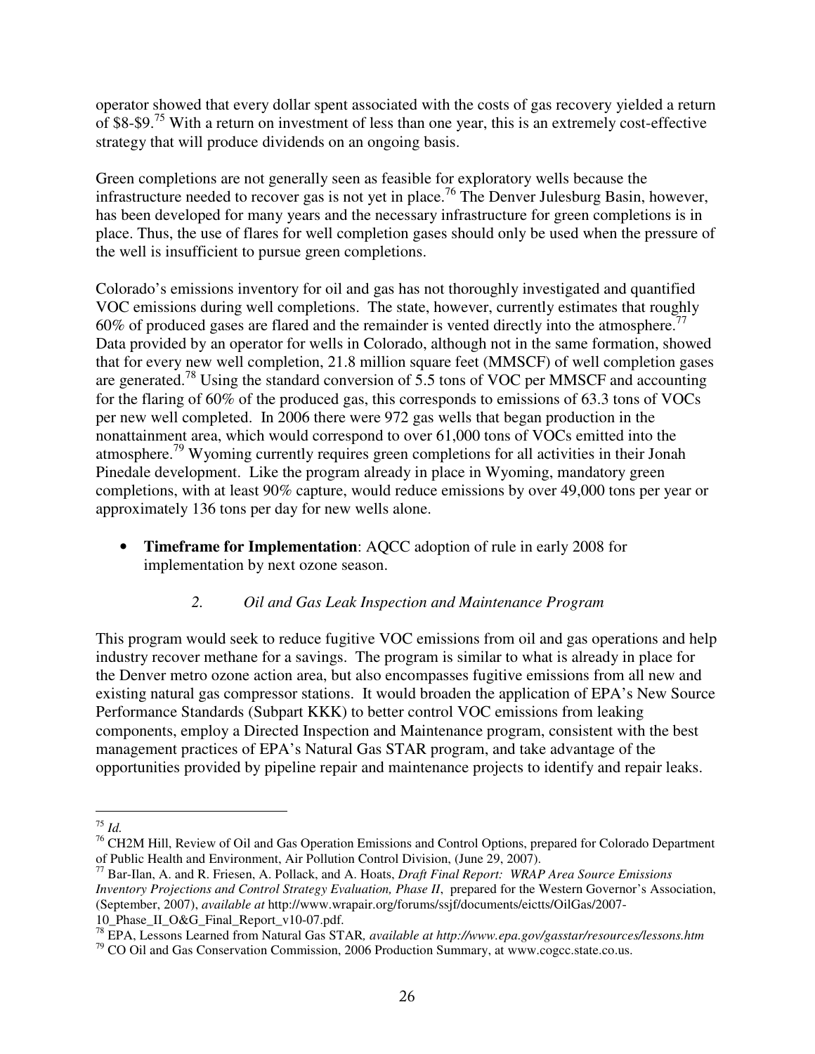operator showed that every dollar spent associated with the costs of gas recovery yielded a return of $8-$9.[75] With a return on investment of less than one year, this is an extremely cost-effective strategy that will produce dividends on an ongoing basis.

Green completions are not generally seen as feasible for exploratory wells because the infrastructure needed to recover gas is not yet in place.[76] The Denver Julesburg Basin, however, has been developed for many years and the necessary infrastructure for green completions is in place. Thus, the use of flares for well completion gases should only be used when the pressure of the well is insufficient to pursue green completions.

Colorado's emissions inventory for oil and gas has not thoroughly investigated and quantified VOC emissions during well completions. The state, however, currently estimates that roughly 60% of produced gases are flared and the remainder is vented directly into the atmosphere.[77] Data provided by an operator for wells in Colorado, although not in the same formation, showed that for every new well completion, 21.8 million square feet (MMSCF) of well completion gases are generated.[78] Using the standard conversion of 5.5 tons of VOC per MMSCF and accounting for the flaring of 60% of the produced gas, this corresponds to emissions of 63.3 tons of VOCs per new well completed. In 2006 there were 972 gas wells that began production in the nonattainment area, which would correspond to over 61,000 tons of VOCs emitted into the atmosphere.[79] Wyoming currently requires green completions for all activities in their Jonah Pinedale development. Like the program already in place in Wyoming, mandatory green completions, with at least 90% capture, would reduce emissions by over 49,000 tons per year or approximately 136 tons per day for new wells alone.

- **Timeframe for Implementation**: AQCC adoption of rule in early 2008 for implementation by next ozone season.

### *2. Oil and Gas Leak Inspection and Maintenance Program*

This program would seek to reduce fugitive VOC emissions from oil and gas operations and help industry recover methane for a savings. The program is similar to what is already in place for the Denver metro ozone action area, but also encompasses fugitive emissions from all new and existing natural gas compressor stations. It would broaden the application of EPA's New Source Performance Standards (Subpart KKK) to better control VOC emissions from leaking components, employ a Directed Inspection and Maintenance program, consistent with the best management practices of EPA's Natural Gas STAR program, and take advantage of the opportunities provided by pipeline repair and maintenance projects to identify and repair leaks.

---

[75] *Id.*

[76] CH2M Hill, Review of Oil and Gas Operation Emissions and Control Options, prepared for Colorado Department of Public Health and Environment, Air Pollution Control Division, (June 29, 2007).

[77] Bar-Ilan, A. and R. Friesen, A. Pollack, and A. Hoats, *Draft Final Report: WRAP Area Source Emissions Inventory Projections and Control Strategy Evaluation, Phase II*, prepared for the Western Governor's Association, (September, 2007), *available at* http://www.wrapair.org/forums/ssjf/documents/eictts/OilGas/2007-10_Phase_II_O&G_Final_Report_v10-07.pdf.

[78] EPA, Lessons Learned from Natural Gas STAR*, available at http://www.epa.gov/gasstar/resources/lessons.htm*

[79] CO Oil and Gas Conservation Commission, 2006 Production Summary, at www.cogcc.state.co.us.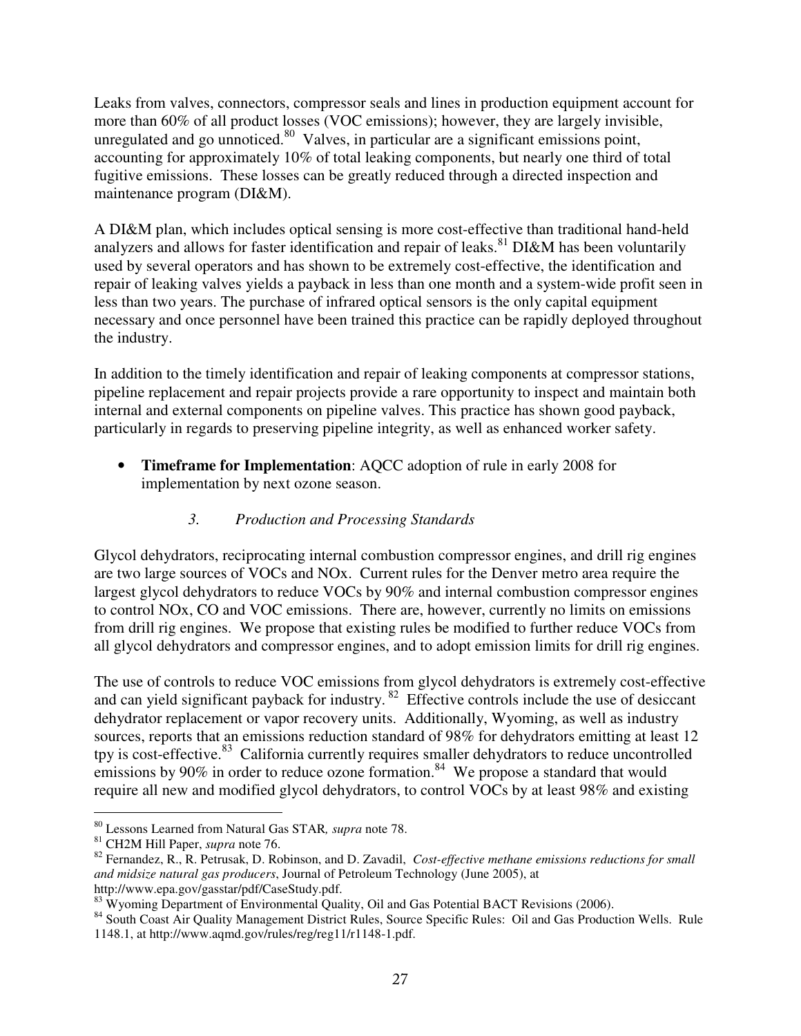Leaks from valves, connectors, compressor seals and lines in production equipment account for more than 60% of all product losses (VOC emissions); however, they are largely invisible, unregulated and go unnoticed.[80] Valves, in particular are a significant emissions point, accounting for approximately 10% of total leaking components, but nearly one third of total fugitive emissions. These losses can be greatly reduced through a directed inspection and maintenance program (DI&M).

A DI&M plan, which includes optical sensing is more cost-effective than traditional hand-held analyzers and allows for faster identification and repair of leaks.[81] DI&M has been voluntarily used by several operators and has shown to be extremely cost-effective, the identification and repair of leaking valves yields a payback in less than one month and a system-wide profit seen in less than two years. The purchase of infrared optical sensors is the only capital equipment necessary and once personnel have been trained this practice can be rapidly deployed throughout the industry.

In addition to the timely identification and repair of leaking components at compressor stations, pipeline replacement and repair projects provide a rare opportunity to inspect and maintain both internal and external components on pipeline valves. This practice has shown good payback, particularly in regards to preserving pipeline integrity, as well as enhanced worker safety.

- **Timeframe for Implementation**: AQCC adoption of rule in early 2008 for implementation by next ozone season.

### *3. Production and Processing Standards*

Glycol dehydrators, reciprocating internal combustion compressor engines, and drill rig engines are two large sources of VOCs and NOx. Current rules for the Denver metro area require the largest glycol dehydrators to reduce VOCs by 90% and internal combustion compressor engines to control NOx, CO and VOC emissions. There are, however, currently no limits on emissions from drill rig engines. We propose that existing rules be modified to further reduce VOCs from all glycol dehydrators and compressor engines, and to adopt emission limits for drill rig engines.

The use of controls to reduce VOC emissions from glycol dehydrators is extremely cost-effective and can yield significant payback for industry.[82] Effective controls include the use of desiccant dehydrator replacement or vapor recovery units. Additionally, Wyoming, as well as industry sources, reports that an emissions reduction standard of 98% for dehydrators emitting at least 12 tpy is cost-effective.[83] California currently requires smaller dehydrators to reduce uncontrolled emissions by 90% in order to reduce ozone formation.[84] We propose a standard that would require all new and modified glycol dehydrators, to control VOCs by at least 98% and existing

---

[80] Lessons Learned from Natural Gas STAR*, supra* note 78.

[81] CH2M Hill Paper, *supra* note 76.

[82] Fernandez, R., R. Petrusak, D. Robinson, and D. Zavadil, *Cost-effective methane emissions reductions for small and midsize natural gas producers*, Journal of Petroleum Technology (June 2005), at http://www.epa.gov/gasstar/pdf/CaseStudy.pdf.

[83] Wyoming Department of Environmental Quality, Oil and Gas Potential BACT Revisions (2006).

[84] South Coast Air Quality Management District Rules, Source Specific Rules: Oil and Gas Production Wells. Rule 1148.1, at http://www.aqmd.gov/rules/reg/reg11/r1148-1.pdf.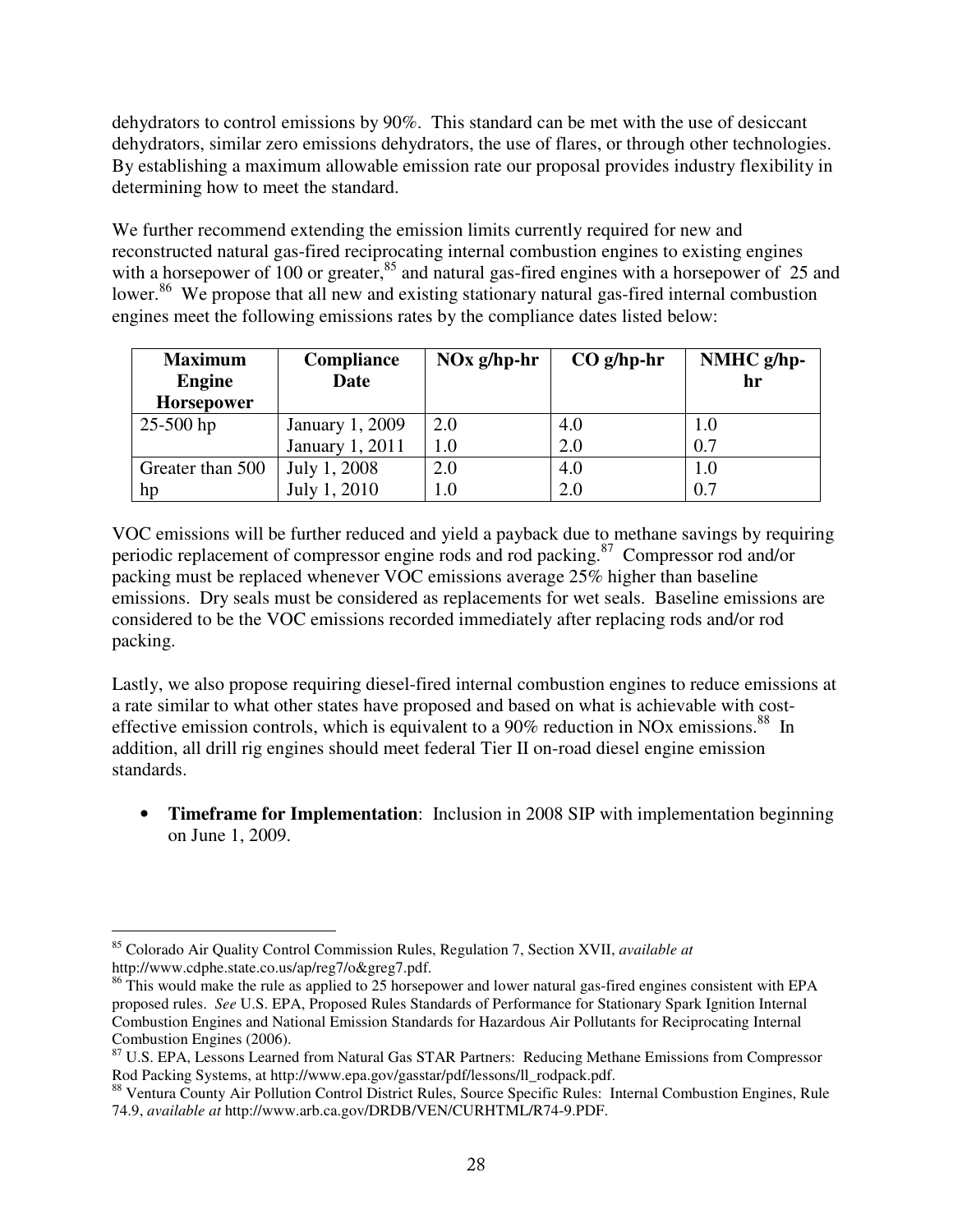dehydrators to control emissions by 90%. This standard can be met with the use of desiccant dehydrators, similar zero emissions dehydrators, the use of flares, or through other technologies. By establishing a maximum allowable emission rate our proposal provides industry flexibility in determining how to meet the standard.

We further recommend extending the emission limits currently required for new and reconstructed natural gas-fired reciprocating internal combustion engines to existing engines with a horsepower of 100 or greater,[85] and natural gas-fired engines with a horsepower of 25 and lower.[86] We propose that all new and existing stationary natural gas-fired internal combustion engines meet the following emissions rates by the compliance dates listed below:

| Maximum Engine Horsepower | Compliance Date | NOx g/hp-hr | CO g/hp-hr | NMHC g/hp-hr |
|---|---|---|---|---|
| 25-500 hp | January 1, 2009 | 2.0 | 4.0 | 1.0 |
| | January 1, 2011 | 1.0 | 2.0 | 0.7 |
| Greater than 500 hp | July 1, 2008 | 2.0 | 4.0 | 1.0 |
| | July 1, 2010 | 1.0 | 2.0 | 0.7 |

VOC emissions will be further reduced and yield a payback due to methane savings by requiring periodic replacement of compressor engine rods and rod packing.[87] Compressor rod and/or packing must be replaced whenever VOC emissions average 25% higher than baseline emissions. Dry seals must be considered as replacements for wet seals. Baseline emissions are considered to be the VOC emissions recorded immediately after replacing rods and/or rod packing.

Lastly, we also propose requiring diesel-fired internal combustion engines to reduce emissions at a rate similar to what other states have proposed and based on what is achievable with cost-effective emission controls, which is equivalent to a 90% reduction in NOx emissions.[88] In addition, all drill rig engines should meet federal Tier II on-road diesel engine emission standards.

- **Timeframe for Implementation**: Inclusion in 2008 SIP with implementation beginning on June 1, 2009.

---

[85] Colorado Air Quality Control Commission Rules, Regulation 7, Section XVII, *available at* http://www.cdphe.state.co.us/ap/reg7/o&greg7.pdf.

[86] This would make the rule as applied to 25 horsepower and lower natural gas-fired engines consistent with EPA proposed rules. *See* U.S. EPA, Proposed Rules Standards of Performance for Stationary Spark Ignition Internal Combustion Engines and National Emission Standards for Hazardous Air Pollutants for Reciprocating Internal Combustion Engines (2006).

[87] U.S. EPA, Lessons Learned from Natural Gas STAR Partners: Reducing Methane Emissions from Compressor Rod Packing Systems, at http://www.epa.gov/gasstar/pdf/lessons/ll_rodpack.pdf.

[88] Ventura County Air Pollution Control District Rules, Source Specific Rules: Internal Combustion Engines, Rule 74.9, *available at* http://www.arb.ca.gov/DRDB/VEN/CURHTML/R74-9.PDF.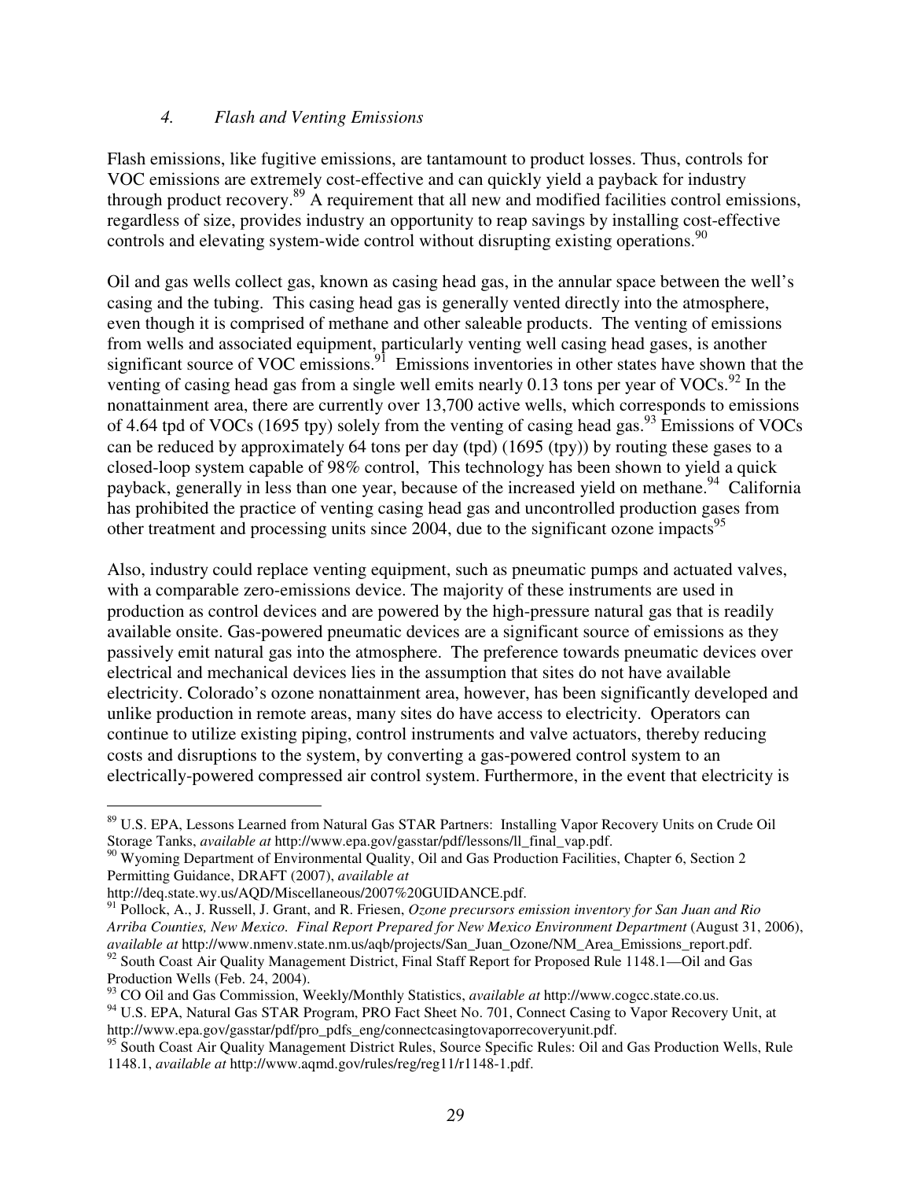### *4. Flash and Venting Emissions*

Flash emissions, like fugitive emissions, are tantamount to product losses. Thus, controls for VOC emissions are extremely cost-effective and can quickly yield a payback for industry through product recovery.[89] A requirement that all new and modified facilities control emissions, regardless of size, provides industry an opportunity to reap savings by installing cost-effective controls and elevating system-wide control without disrupting existing operations.[90]

Oil and gas wells collect gas, known as casing head gas, in the annular space between the well's casing and the tubing. This casing head gas is generally vented directly into the atmosphere, even though it is comprised of methane and other saleable products. The venting of emissions from wells and associated equipment, particularly venting well casing head gases, is another significant source of VOC emissions.[91] Emissions inventories in other states have shown that the venting of casing head gas from a single well emits nearly 0.13 tons per year of VOCs.[92] In the nonattainment area, there are currently over 13,700 active wells, which corresponds to emissions of 4.64 tpd of VOCs (1695 tpy) solely from the venting of casing head gas.[93] Emissions of VOCs can be reduced by approximately 64 tons per day (tpd) (1695 (tpy)) by routing these gases to a closed-loop system capable of 98% control, This technology has been shown to yield a quick payback, generally in less than one year, because of the increased yield on methane.[94] California has prohibited the practice of venting casing head gas and uncontrolled production gases from other treatment and processing units since 2004, due to the significant ozone impacts[95]

Also, industry could replace venting equipment, such as pneumatic pumps and actuated valves, with a comparable zero-emissions device. The majority of these instruments are used in production as control devices and are powered by the high-pressure natural gas that is readily available onsite. Gas-powered pneumatic devices are a significant source of emissions as they passively emit natural gas into the atmosphere. The preference towards pneumatic devices over electrical and mechanical devices lies in the assumption that sites do not have available electricity. Colorado's ozone nonattainment area, however, has been significantly developed and unlike production in remote areas, many sites do have access to electricity. Operators can continue to utilize existing piping, control instruments and valve actuators, thereby reducing costs and disruptions to the system, by converting a gas-powered control system to an electrically-powered compressed air control system. Furthermore, in the event that electricity is

---

[89] U.S. EPA, Lessons Learned from Natural Gas STAR Partners: Installing Vapor Recovery Units on Crude Oil Storage Tanks, *available at* http://www.epa.gov/gasstar/pdf/lessons/ll_final_vap.pdf.

[90] Wyoming Department of Environmental Quality, Oil and Gas Production Facilities, Chapter 6, Section 2 Permitting Guidance, DRAFT (2007), *available at* http://deq.state.wy.us/AQD/Miscellaneous/2007%20GUIDANCE.pdf.

[91] Pollock, A., J. Russell, J. Grant, and R. Friesen, *Ozone precursors emission inventory for San Juan and Rio Arriba Counties, New Mexico. Final Report Prepared for New Mexico Environment Department* (August 31, 2006), *available at* http://www.nmenv.state.nm.us/aqb/projects/San_Juan_Ozone/NM_Area_Emissions_report.pdf.

[92] South Coast Air Quality Management District, Final Staff Report for Proposed Rule 1148.1—Oil and Gas Production Wells (Feb. 24, 2004).

[93] CO Oil and Gas Commission, Weekly/Monthly Statistics, *available at* http://www.cogcc.state.co.us.

[94] U.S. EPA, Natural Gas STAR Program, PRO Fact Sheet No. 701, Connect Casing to Vapor Recovery Unit, at http://www.epa.gov/gasstar/pdf/pro_pdfs_eng/connectcasingtovaporrecoveryunit.pdf.

[95] South Coast Air Quality Management District Rules, Source Specific Rules: Oil and Gas Production Wells, Rule 1148.1, *available at* http://www.aqmd.gov/rules/reg/reg11/r1148-1.pdf.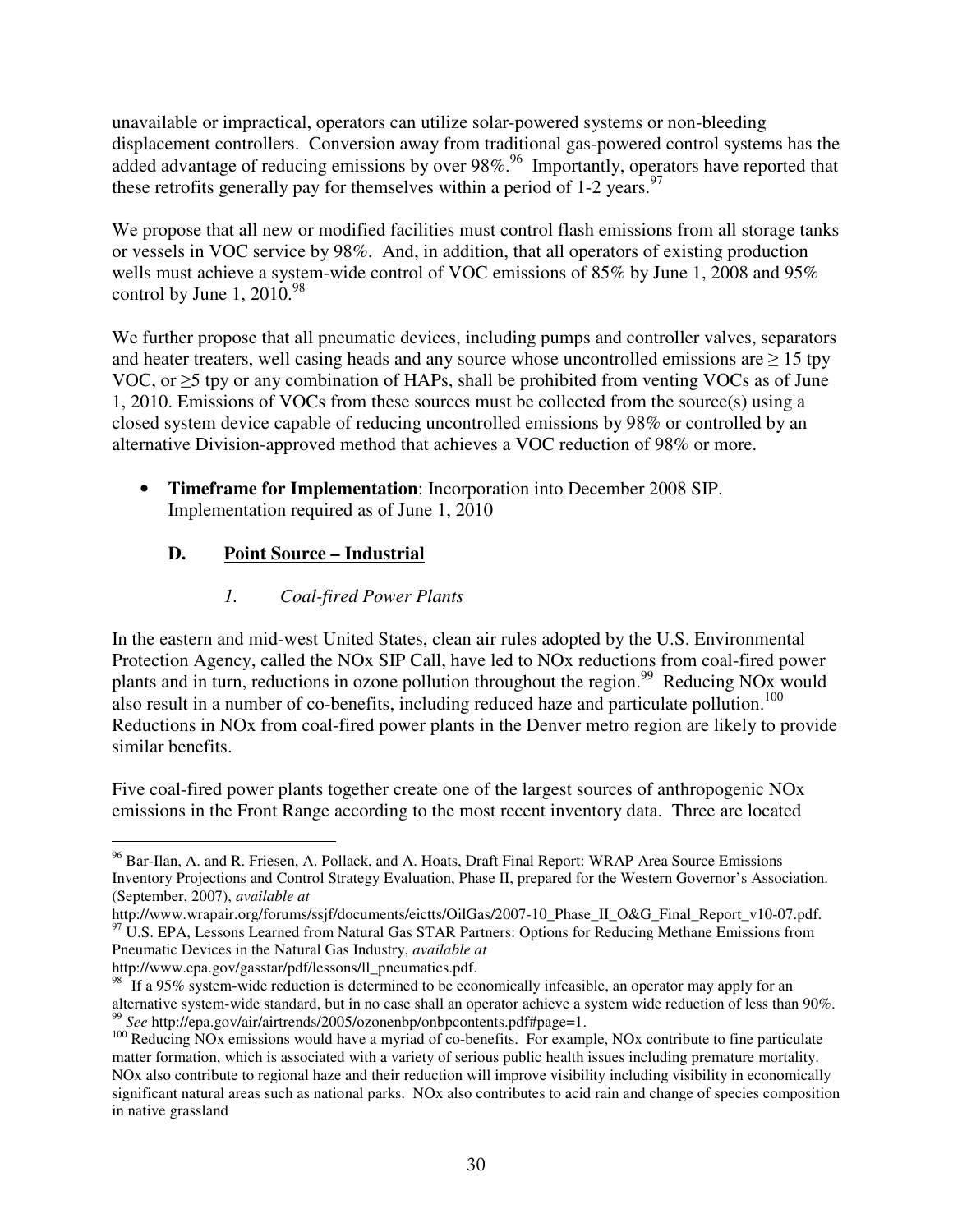unavailable or impractical, operators can utilize solar-powered systems or non-bleeding displacement controllers. Conversion away from traditional gas-powered control systems has the added advantage of reducing emissions by over 98%.[96] Importantly, operators have reported that these retrofits generally pay for themselves within a period of 1-2 years.[97]

We propose that all new or modified facilities must control flash emissions from all storage tanks or vessels in VOC service by 98%. And, in addition, that all operators of existing production wells must achieve a system-wide control of VOC emissions of 85% by June 1, 2008 and 95% control by June 1, 2010.[98]

We further propose that all pneumatic devices, including pumps and controller valves, separators and heater treaters, well casing heads and any source whose uncontrolled emissions are ≥ 15 tpy VOC, or ≥5 tpy or any combination of HAPs, shall be prohibited from venting VOCs as of June 1, 2010. Emissions of VOCs from these sources must be collected from the source(s) using a closed system device capable of reducing uncontrolled emissions by 98% or controlled by an alternative Division-approved method that achieves a VOC reduction of 98% or more.

- **Timeframe for Implementation**: Incorporation into December 2008 SIP. Implementation required as of June 1, 2010

### D. Point Source – Industrial

#### *1. Coal-fired Power Plants*

In the eastern and mid-west United States, clean air rules adopted by the U.S. Environmental Protection Agency, called the NOx SIP Call, have led to NOx reductions from coal-fired power plants and in turn, reductions in ozone pollution throughout the region.[99] Reducing NOx would also result in a number of co-benefits, including reduced haze and particulate pollution.[100] Reductions in NOx from coal-fired power plants in the Denver metro region are likely to provide similar benefits.

Five coal-fired power plants together create one of the largest sources of anthropogenic NOx emissions in the Front Range according to the most recent inventory data. Three are located

---

[96] Bar-Ilan, A. and R. Friesen, A. Pollack, and A. Hoats, Draft Final Report: WRAP Area Source Emissions Inventory Projections and Control Strategy Evaluation, Phase II, prepared for the Western Governor's Association. (September, 2007), *available at* http://www.wrapair.org/forums/ssjf/documents/eictts/OilGas/2007-10_Phase_II_O&G_Final_Report_v10-07.pdf.

[97] U.S. EPA, Lessons Learned from Natural Gas STAR Partners: Options for Reducing Methane Emissions from Pneumatic Devices in the Natural Gas Industry, *available at* http://www.epa.gov/gasstar/pdf/lessons/ll_pneumatics.pdf.

[98] If a 95% system-wide reduction is determined to be economically infeasible, an operator may apply for an alternative system-wide standard, but in no case shall an operator achieve a system wide reduction of less than 90%.

[99] *See* http://epa.gov/air/airtrends/2005/ozonenbp/onbpcontents.pdf#page=1.

[100] Reducing NOx emissions would have a myriad of co-benefits. For example, NOx contribute to fine particulate matter formation, which is associated with a variety of serious public health issues including premature mortality. NOx also contribute to regional haze and their reduction will improve visibility including visibility in economically significant natural areas such as national parks. NOx also contributes to acid rain and change of species composition in native grassland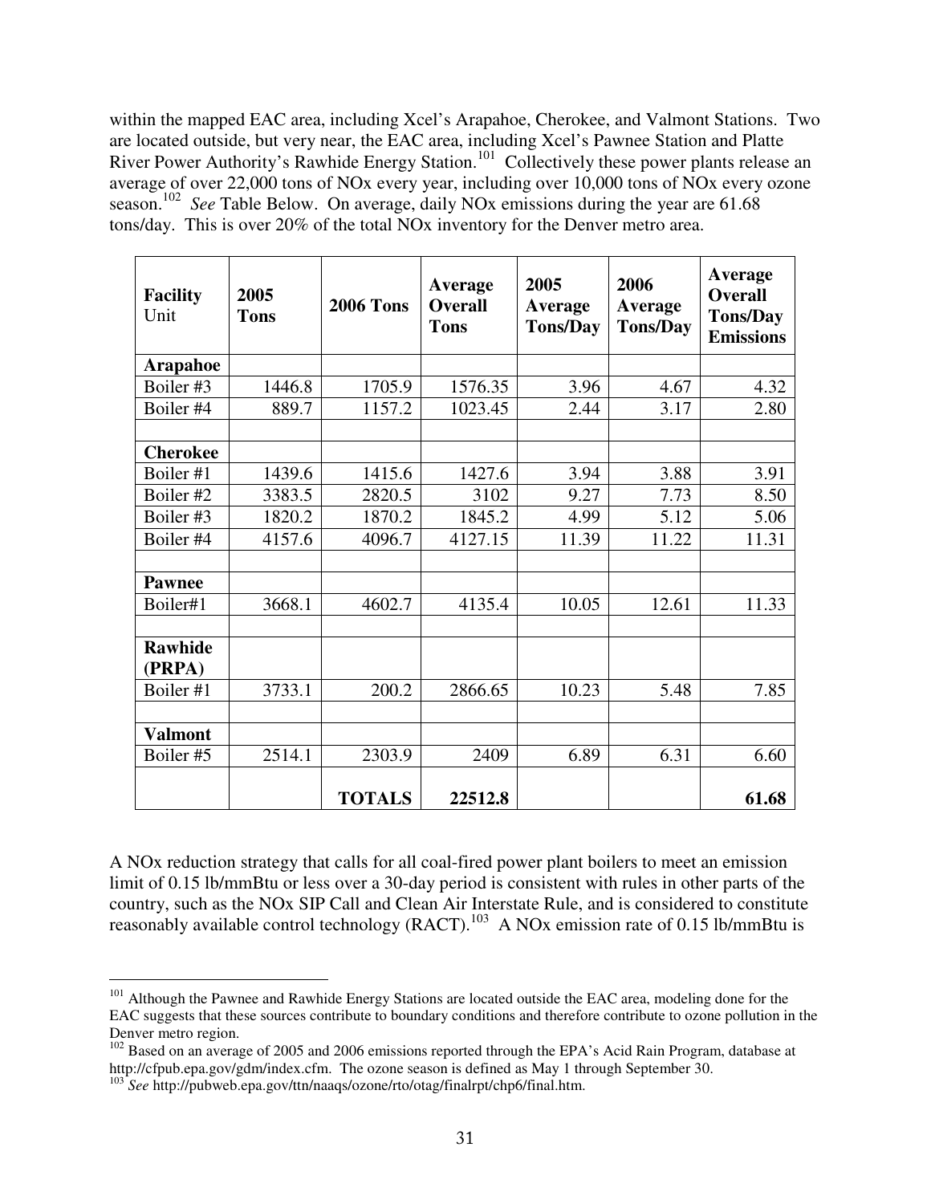within the mapped EAC area, including Xcel's Arapahoe, Cherokee, and Valmont Stations. Two are located outside, but very near, the EAC area, including Xcel's Pawnee Station and Platte River Power Authority's Rawhide Energy Station.[101] Collectively these power plants release an average of over 22,000 tons of NOx every year, including over 10,000 tons of NOx every ozone season.[102] *See* Table Below. On average, daily NOx emissions during the year are 61.68 tons/day. This is over 20% of the total NOx inventory for the Denver metro area.

| **Facility** Unit | **2005 Tons** | **2006 Tons** | **Average Overall Tons** | **2005 Average Tons/Day** | **2006 Average Tons/Day** | **Average Overall Tons/Day Emissions** |
|---|---|---|---|---|---|---|
| **Arapahoe** | | | | | | |
| Boiler #3 | 1446.8 | 1705.9 | 1576.35 | 3.96 | 4.67 | 4.32 |
| Boiler #4 | 889.7 | 1157.2 | 1023.45 | 2.44 | 3.17 | 2.80 |
| | | | | | | |
| **Cherokee** | | | | | | |
| Boiler #1 | 1439.6 | 1415.6 | 1427.6 | 3.94 | 3.88 | 3.91 |
| Boiler #2 | 3383.5 | 2820.5 | 3102 | 9.27 | 7.73 | 8.50 |
| Boiler #3 | 1820.2 | 1870.2 | 1845.2 | 4.99 | 5.12 | 5.06 |
| Boiler #4 | 4157.6 | 4096.7 | 4127.15 | 11.39 | 11.22 | 11.31 |
| | | | | | | |
| **Pawnee** | | | | | | |
| Boiler#1 | 3668.1 | 4602.7 | 4135.4 | 10.05 | 12.61 | 11.33 |
| | | | | | | |
| **Rawhide (PRPA)** | | | | | | |
| Boiler #1 | 3733.1 | 200.2 | 2866.65 | 10.23 | 5.48 | 7.85 |
| | | | | | | |
| **Valmont** | | | | | | |
| Boiler #5 | 2514.1 | 2303.9 | 2409 | 6.89 | 6.31 | 6.60 |
| | | **TOTALS** | **22512.8** | | | **61.68** |

A NOx reduction strategy that calls for all coal-fired power plant boilers to meet an emission limit of 0.15 lb/mmBtu or less over a 30-day period is consistent with rules in other parts of the country, such as the NOx SIP Call and Clean Air Interstate Rule, and is considered to constitute reasonably available control technology (RACT).[103] A NOx emission rate of 0.15 lb/mmBtu is

[101] Although the Pawnee and Rawhide Energy Stations are located outside the EAC area, modeling done for the EAC suggests that these sources contribute to boundary conditions and therefore contribute to ozone pollution in the Denver metro region.

[102] Based on an average of 2005 and 2006 emissions reported through the EPA's Acid Rain Program, database at http://cfpub.epa.gov/gdm/index.cfm. The ozone season is defined as May 1 through September 30.

[103] *See* http://pubweb.epa.gov/ttn/naaqs/ozone/rto/otag/finalrpt/chp6/final.htm.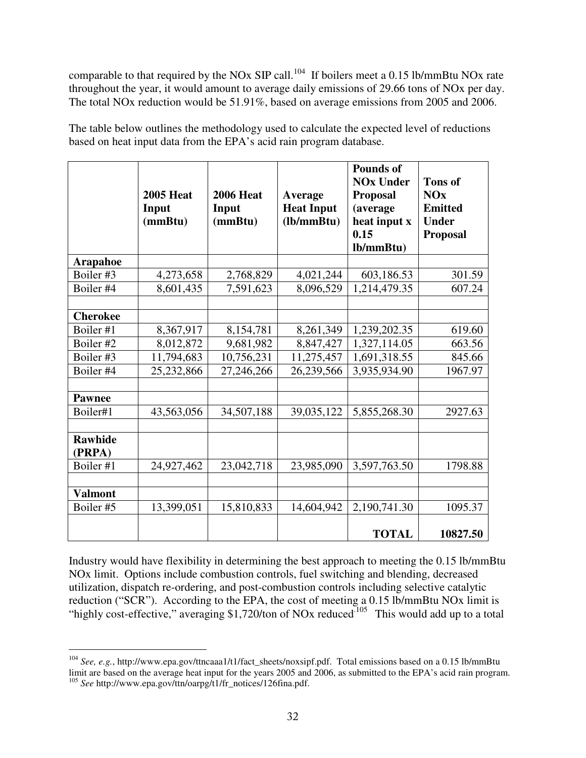comparable to that required by the NOx SIP call.[104] If boilers meet a 0.15 lb/mmBtu NOx rate throughout the year, it would amount to average daily emissions of 29.66 tons of NOx per day. The total NOx reduction would be 51.91%, based on average emissions from 2005 and 2006.

The table below outlines the methodology used to calculate the expected level of reductions based on heat input data from the EPA's acid rain program database.

| | **2005 Heat Input (mmBtu)** | **2006 Heat Input (mmBtu)** | **Average Heat Input (lb/mmBtu)** | **Pounds of NOx Under Proposal (average heat input x 0.15 lb/mmBtu)** | **Tons of NOx Emitted Under Proposal** |
|---|---|---|---|---|---|
| **Arapahoe** | | | | | |
| Boiler #3 | 4,273,658 | 2,768,829 | 4,021,244 | 603,186.53 | 301.59 |
| Boiler #4 | 8,601,435 | 7,591,623 | 8,096,529 | 1,214,479.35 | 607.24 |
| | | | | | |
| **Cherokee** | | | | | |
| Boiler #1 | 8,367,917 | 8,154,781 | 8,261,349 | 1,239,202.35 | 619.60 |
| Boiler #2 | 8,012,872 | 9,681,982 | 8,847,427 | 1,327,114.05 | 663.56 |
| Boiler #3 | 11,794,683 | 10,756,231 | 11,275,457 | 1,691,318.55 | 845.66 |
| Boiler #4 | 25,232,866 | 27,246,266 | 26,239,566 | 3,935,934.90 | 1967.97 |
| | | | | | |
| **Pawnee** | | | | | |
| Boiler#1 | 43,563,056 | 34,507,188 | 39,035,122 | 5,855,268.30 | 2927.63 |
| | | | | | |
| **Rawhide (PRPA)** | | | | | |
| Boiler #1 | 24,927,462 | 23,042,718 | 23,985,090 | 3,597,763.50 | 1798.88 |
| | | | | | |
| **Valmont** | | | | | |
| Boiler #5 | 13,399,051 | 15,810,833 | 14,604,942 | 2,190,741.30 | 1095.37 |
| | | | | **TOTAL** | **10827.50** |

Industry would have flexibility in determining the best approach to meeting the 0.15 lb/mmBtu NOx limit. Options include combustion controls, fuel switching and blending, decreased utilization, dispatch re-ordering, and post-combustion controls including selective catalytic reduction ("SCR"). According to the EPA, the cost of meeting a 0.15 lb/mmBtu NOx limit is "highly cost-effective," averaging $1,720/ton of NOx reduced.[105] This would add up to a total

---

[104] *See, e.g.*, http://www.epa.gov/ttncaaa1/t1/fact_sheets/noxsipf.pdf. Total emissions based on a 0.15 lb/mmBtu limit are based on the average heat input for the years 2005 and 2006, as submitted to the EPA's acid rain program.

[105] *See* http://www.epa.gov/ttn/oarpg/t1/fr_notices/126fina.pdf.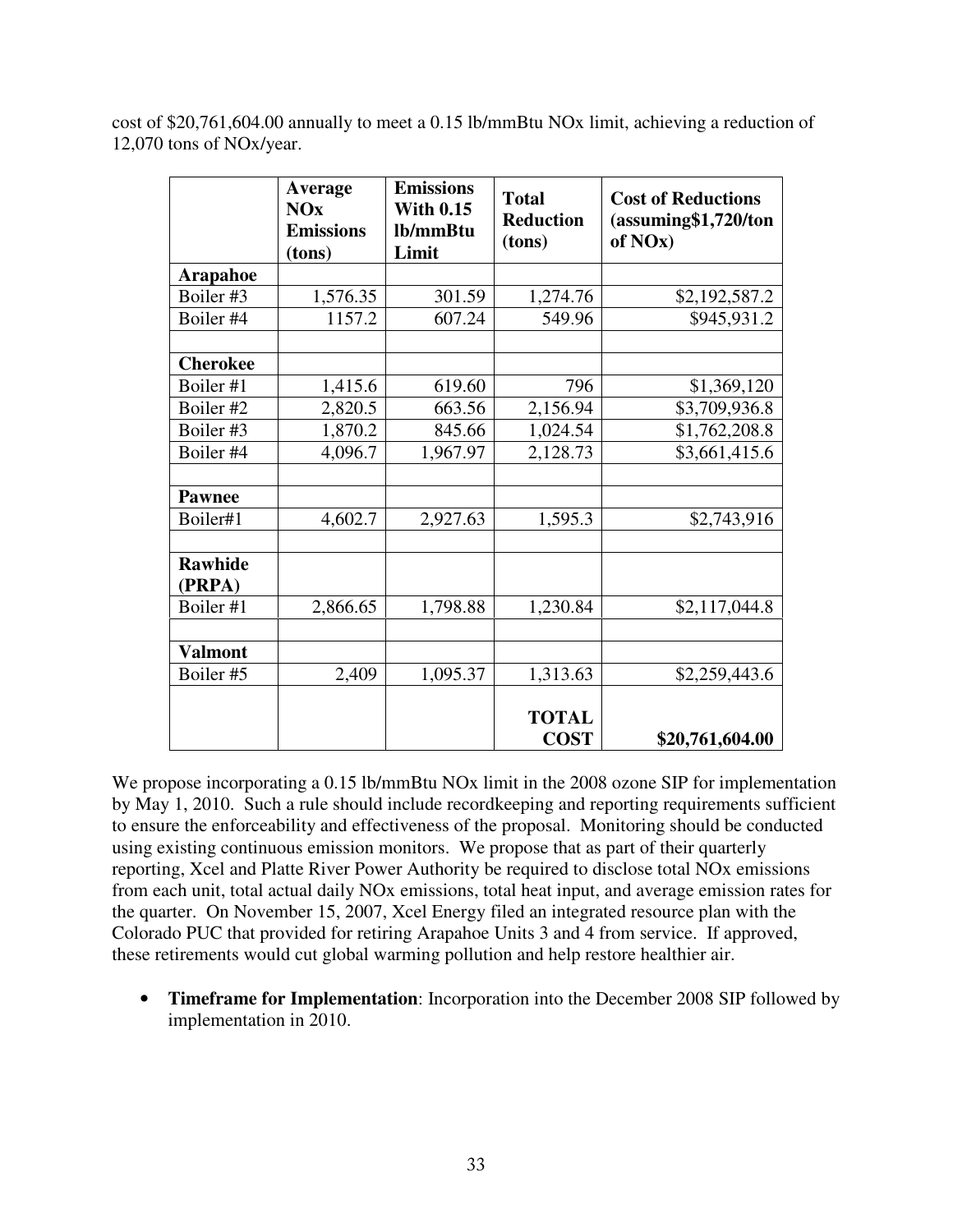cost of $20,761,604.00 annually to meet a 0.15 lb/mmBtu NOx limit, achieving a reduction of 12,070 tons of NOx/year.

| | Average NOx Emissions (tons) | Emissions With 0.15 lb/mmBtu Limit | Total Reduction (tons) | Cost of Reductions (assuming$1,720/ton of NOx) |
|---|---|---|---|---|
| **Arapahoe** | | | | |
| Boiler #3 | 1,576.35 | 301.59 | 1,274.76 | $2,192,587.2 |
| Boiler #4 | 1157.2 | 607.24 | 549.96 | $945,931.2 |
| | | | | |
| **Cherokee** | | | | |
| Boiler #1 | 1,415.6 | 619.60 | 796 | $1,369,120 |
| Boiler #2 | 2,820.5 | 663.56 | 2,156.94 | $3,709,936.8 |
| Boiler #3 | 1,870.2 | 845.66 | 1,024.54 | $1,762,208.8 |
| Boiler #4 | 4,096.7 | 1,967.97 | 2,128.73 | $3,661,415.6 |
| | | | | |
| **Pawnee** | | | | |
| Boiler#1 | 4,602.7 | 2,927.63 | 1,595.3 | $2,743,916 |
| | | | | |
| **Rawhide (PRPA)** | | | | |
| Boiler #1 | 2,866.65 | 1,798.88 | 1,230.84 | $2,117,044.8 |
| | | | | |
| **Valmont** | | | | |
| Boiler #5 | 2,409 | 1,095.37 | 1,313.63 | $2,259,443.6 |
| | | | **TOTAL COST** | **$20,761,604.00** |

We propose incorporating a 0.15 lb/mmBtu NOx limit in the 2008 ozone SIP for implementation by May 1, 2010. Such a rule should include recordkeeping and reporting requirements sufficient to ensure the enforceability and effectiveness of the proposal. Monitoring should be conducted using existing continuous emission monitors. We propose that as part of their quarterly reporting, Xcel and Platte River Power Authority be required to disclose total NOx emissions from each unit, total actual daily NOx emissions, total heat input, and average emission rates for the quarter. On November 15, 2007, Xcel Energy filed an integrated resource plan with the Colorado PUC that provided for retiring Arapahoe Units 3 and 4 from service. If approved, these retirements would cut global warming pollution and help restore healthier air.

- **Timeframe for Implementation**: Incorporation into the December 2008 SIP followed by implementation in 2010.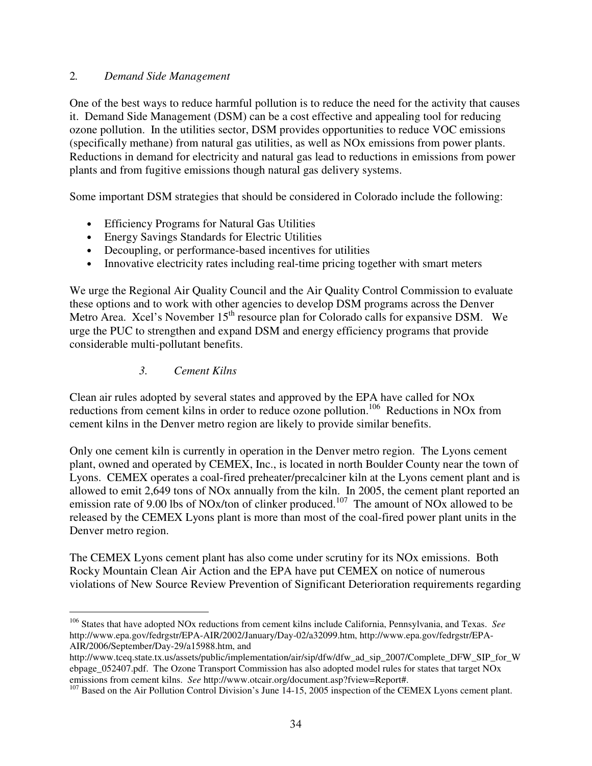## 2. *Demand Side Management*

One of the best ways to reduce harmful pollution is to reduce the need for the activity that causes it. Demand Side Management (DSM) can be a cost effective and appealing tool for reducing ozone pollution. In the utilities sector, DSM provides opportunities to reduce VOC emissions (specifically methane) from natural gas utilities, as well as NOx emissions from power plants. Reductions in demand for electricity and natural gas lead to reductions in emissions from power plants and from fugitive emissions though natural gas delivery systems.

Some important DSM strategies that should be considered in Colorado include the following:

- Efficiency Programs for Natural Gas Utilities
- Energy Savings Standards for Electric Utilities
- Decoupling, or performance-based incentives for utilities
- Innovative electricity rates including real-time pricing together with smart meters

We urge the Regional Air Quality Council and the Air Quality Control Commission to evaluate these options and to work with other agencies to develop DSM programs across the Denver Metro Area. Xcel's November 15th resource plan for Colorado calls for expansive DSM. We urge the PUC to strengthen and expand DSM and energy efficiency programs that provide considerable multi-pollutant benefits.

## 3. *Cement Kilns*

Clean air rules adopted by several states and approved by the EPA have called for NOx reductions from cement kilns in order to reduce ozone pollution.[106] Reductions in NOx from cement kilns in the Denver metro region are likely to provide similar benefits.

Only one cement kiln is currently in operation in the Denver metro region. The Lyons cement plant, owned and operated by CEMEX, Inc., is located in north Boulder County near the town of Lyons. CEMEX operates a coal-fired preheater/precalciner kiln at the Lyons cement plant and is allowed to emit 2,649 tons of NOx annually from the kiln. In 2005, the cement plant reported an emission rate of 9.00 lbs of NOx/ton of clinker produced.[107] The amount of NOx allowed to be released by the CEMEX Lyons plant is more than most of the coal-fired power plant units in the Denver metro region.

The CEMEX Lyons cement plant has also come under scrutiny for its NOx emissions. Both Rocky Mountain Clean Air Action and the EPA have put CEMEX on notice of numerous violations of New Source Review Prevention of Significant Deterioration requirements regarding

---

[106] States that have adopted NOx reductions from cement kilns include California, Pennsylvania, and Texas. *See* http://www.epa.gov/fedrgstr/EPA-AIR/2002/January/Day-02/a32099.htm, http://www.epa.gov/fedrgstr/EPA-AIR/2006/September/Day-29/a15988.htm, and http://www.tceq.state.tx.us/assets/public/implementation/air/sip/dfw/dfw_ad_sip_2007/Complete_DFW_SIP_for_Webpage_052407.pdf. The Ozone Transport Commission has also adopted model rules for states that target NOx emissions from cement kilns. *See* http://www.otcair.org/document.asp?fview=Report#.

[107] Based on the Air Pollution Control Division's June 14-15, 2005 inspection of the CEMEX Lyons cement plant.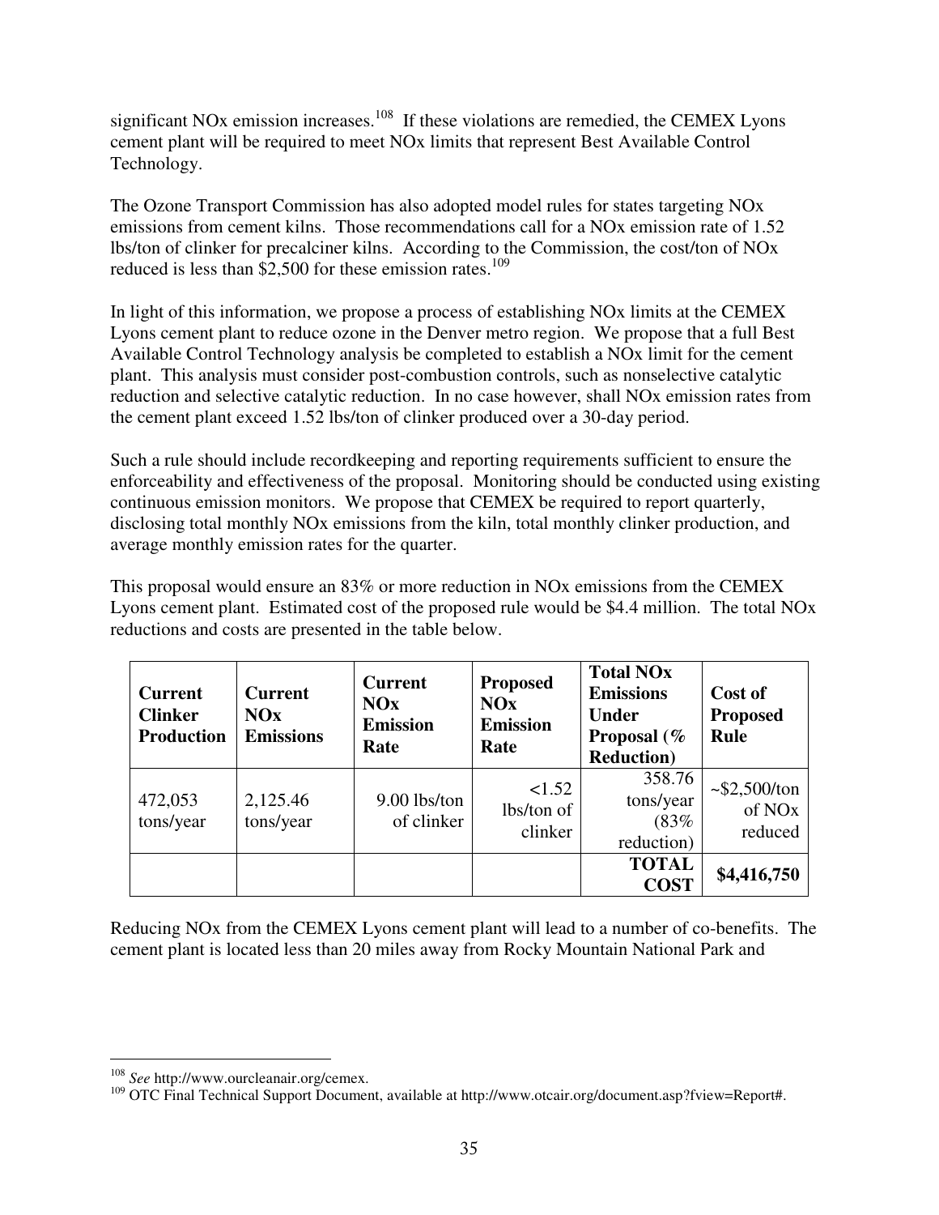significant NOx emission increases.[108] If these violations are remedied, the CEMEX Lyons cement plant will be required to meet NOx limits that represent Best Available Control Technology.

The Ozone Transport Commission has also adopted model rules for states targeting NOx emissions from cement kilns. Those recommendations call for a NOx emission rate of 1.52 lbs/ton of clinker for precalciner kilns. According to the Commission, the cost/ton of NOx reduced is less than $2,500 for these emission rates.[109]

In light of this information, we propose a process of establishing NOx limits at the CEMEX Lyons cement plant to reduce ozone in the Denver metro region. We propose that a full Best Available Control Technology analysis be completed to establish a NOx limit for the cement plant. This analysis must consider post-combustion controls, such as nonselective catalytic reduction and selective catalytic reduction. In no case however, shall NOx emission rates from the cement plant exceed 1.52 lbs/ton of clinker produced over a 30-day period.

Such a rule should include recordkeeping and reporting requirements sufficient to ensure the enforceability and effectiveness of the proposal. Monitoring should be conducted using existing continuous emission monitors. We propose that CEMEX be required to report quarterly, disclosing total monthly NOx emissions from the kiln, total monthly clinker production, and average monthly emission rates for the quarter.

This proposal would ensure an 83% or more reduction in NOx emissions from the CEMEX Lyons cement plant. Estimated cost of the proposed rule would be $4.4 million. The total NOx reductions and costs are presented in the table below.

| **Current Clinker Production** | **Current NOx Emissions** | **Current NOx Emission Rate** | **Proposed NOx Emission Rate** | **Total NOx Emissions Under Proposal (% Reduction)** | **Cost of Proposed Rule** |
|---|---|---|---|---|---|
| 472,053 tons/year | 2,125.46 tons/year | 9.00 lbs/ton of clinker | <1.52 lbs/ton of clinker | 358.76 tons/year (83% reduction) | ~$2,500/ton of NOx reduced |
| | | | | **TOTAL COST** | **$4,416,750** |

Reducing NOx from the CEMEX Lyons cement plant will lead to a number of co-benefits. The cement plant is located less than 20 miles away from Rocky Mountain National Park and

[108] *See* http://www.ourcleanair.org/cemex.

[109] OTC Final Technical Support Document, available at http://www.otcair.org/document.asp?fview=Report#.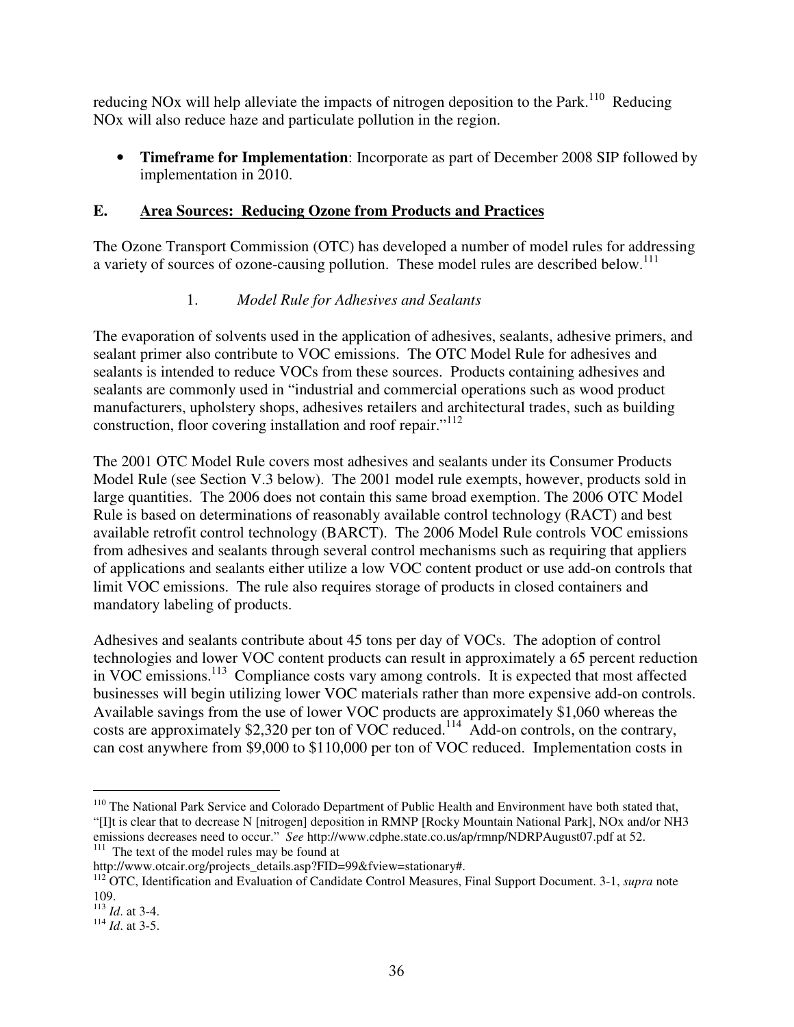reducing NOx will help alleviate the impacts of nitrogen deposition to the Park.[110] Reducing NOx will also reduce haze and particulate pollution in the region.

- **Timeframe for Implementation**: Incorporate as part of December 2008 SIP followed by implementation in 2010.

## E. Area Sources: Reducing Ozone from Products and Practices

The Ozone Transport Commission (OTC) has developed a number of model rules for addressing a variety of sources of ozone-causing pollution. These model rules are described below.[111]

### 1. *Model Rule for Adhesives and Sealants*

The evaporation of solvents used in the application of adhesives, sealants, adhesive primers, and sealant primer also contribute to VOC emissions. The OTC Model Rule for adhesives and sealants is intended to reduce VOCs from these sources. Products containing adhesives and sealants are commonly used in "industrial and commercial operations such as wood product manufacturers, upholstery shops, adhesives retailers and architectural trades, such as building construction, floor covering installation and roof repair."[112]

The 2001 OTC Model Rule covers most adhesives and sealants under its Consumer Products Model Rule (see Section V.3 below). The 2001 model rule exempts, however, products sold in large quantities. The 2006 does not contain this same broad exemption. The 2006 OTC Model Rule is based on determinations of reasonably available control technology (RACT) and best available retrofit control technology (BARCT). The 2006 Model Rule controls VOC emissions from adhesives and sealants through several control mechanisms such as requiring that appliers of applications and sealants either utilize a low VOC content product or use add-on controls that limit VOC emissions. The rule also requires storage of products in closed containers and mandatory labeling of products.

Adhesives and sealants contribute about 45 tons per day of VOCs. The adoption of control technologies and lower VOC content products can result in approximately a 65 percent reduction in VOC emissions.[113] Compliance costs vary among controls. It is expected that most affected businesses will begin utilizing lower VOC materials rather than more expensive add-on controls. Available savings from the use of lower VOC products are approximately $1,060 whereas the costs are approximately $2,320 per ton of VOC reduced.[114] Add-on controls, on the contrary, can cost anywhere from $9,000 to $110,000 per ton of VOC reduced. Implementation costs in

---

[110] The National Park Service and Colorado Department of Public Health and Environment have both stated that, "[I]t is clear that to decrease N [nitrogen] deposition in RMNP [Rocky Mountain National Park], NOx and/or NH3 emissions decreases need to occur." *See* http://www.cdphe.state.co.us/ap/rmnp/NDRPAugust07.pdf at 52.

[111] The text of the model rules may be found at http://www.otcair.org/projects_details.asp?FID=99&fview=stationary#.

[112] OTC, Identification and Evaluation of Candidate Control Measures, Final Support Document. 3-1, *supra* note 109.

[113] *Id*. at 3-4.

[114] *Id*. at 3-5.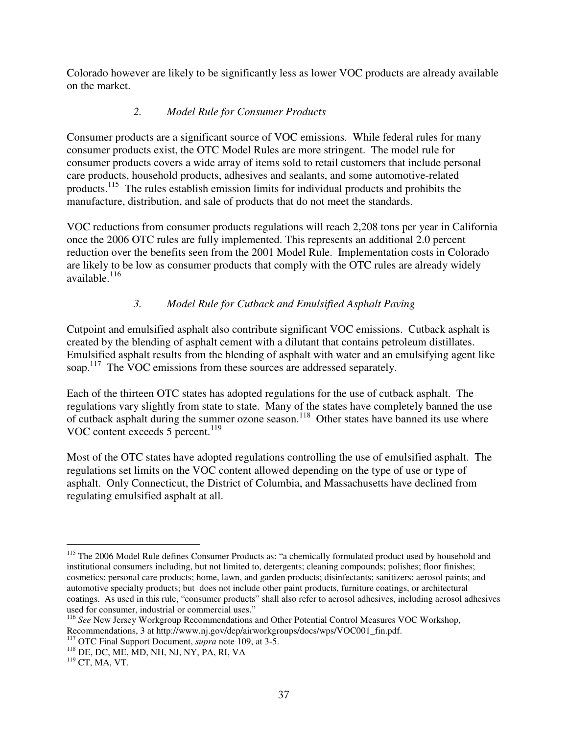Colorado however are likely to be significantly less as lower VOC products are already available on the market.

### *2. Model Rule for Consumer Products*

Consumer products are a significant source of VOC emissions. While federal rules for many consumer products exist, the OTC Model Rules are more stringent. The model rule for consumer products covers a wide array of items sold to retail customers that include personal care products, household products, adhesives and sealants, and some automotive-related products.[115] The rules establish emission limits for individual products and prohibits the manufacture, distribution, and sale of products that do not meet the standards.

VOC reductions from consumer products regulations will reach 2,208 tons per year in California once the 2006 OTC rules are fully implemented. This represents an additional 2.0 percent reduction over the benefits seen from the 2001 Model Rule. Implementation costs in Colorado are likely to be low as consumer products that comply with the OTC rules are already widely available.[116]

### *3. Model Rule for Cutback and Emulsified Asphalt Paving*

Cutpoint and emulsified asphalt also contribute significant VOC emissions. Cutback asphalt is created by the blending of asphalt cement with a dilutant that contains petroleum distillates. Emulsified asphalt results from the blending of asphalt with water and an emulsifying agent like soap.[117] The VOC emissions from these sources are addressed separately.

Each of the thirteen OTC states has adopted regulations for the use of cutback asphalt. The regulations vary slightly from state to state. Many of the states have completely banned the use of cutback asphalt during the summer ozone season.[118] Other states have banned its use where VOC content exceeds 5 percent.[119]

Most of the OTC states have adopted regulations controlling the use of emulsified asphalt. The regulations set limits on the VOC content allowed depending on the type of use or type of asphalt. Only Connecticut, the District of Columbia, and Massachusetts have declined from regulating emulsified asphalt at all.

---

[115] The 2006 Model Rule defines Consumer Products as: "a chemically formulated product used by household and institutional consumers including, but not limited to, detergents; cleaning compounds; polishes; floor finishes; cosmetics; personal care products; home, lawn, and garden products; disinfectants; sanitizers; aerosol paints; and automotive specialty products; but does not include other paint products, furniture coatings, or architectural coatings. As used in this rule, "consumer products" shall also refer to aerosol adhesives, including aerosol adhesives used for consumer, industrial or commercial uses."

[116] *See* New Jersey Workgroup Recommendations and Other Potential Control Measures VOC Workshop, Recommendations, 3 at http://www.nj.gov/dep/airworkgroups/docs/wps/VOC001_fin.pdf.

[117] OTC Final Support Document, *supra* note 109, at 3-5.

[118] DE, DC, ME, MD, NH, NJ, NY, PA, RI, VA

[119] CT, MA, VT.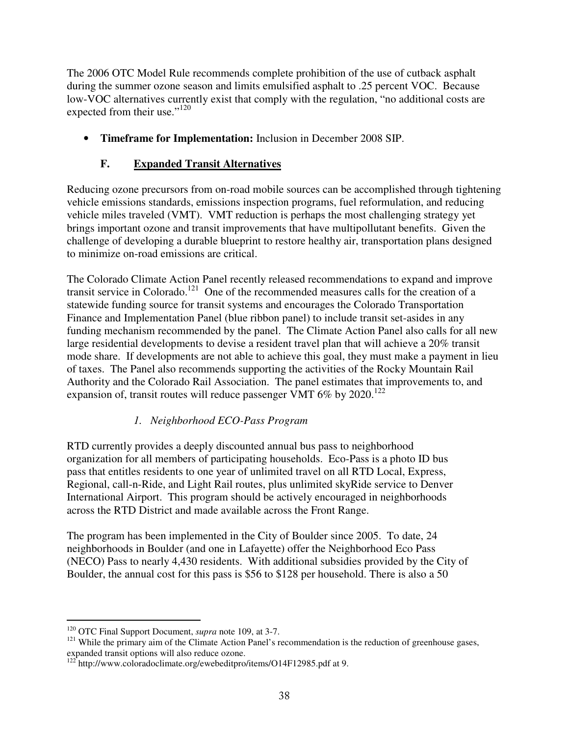The 2006 OTC Model Rule recommends complete prohibition of the use of cutback asphalt during the summer ozone season and limits emulsified asphalt to .25 percent VOC. Because low-VOC alternatives currently exist that comply with the regulation, "no additional costs are expected from their use."[120]

- **Timeframe for Implementation:** Inclusion in December 2008 SIP.

### F. <u>Expanded Transit Alternatives</u>

Reducing ozone precursors from on-road mobile sources can be accomplished through tightening vehicle emissions standards, emissions inspection programs, fuel reformulation, and reducing vehicle miles traveled (VMT). VMT reduction is perhaps the most challenging strategy yet brings important ozone and transit improvements that have multipollutant benefits. Given the challenge of developing a durable blueprint to restore healthy air, transportation plans designed to minimize on-road emissions are critical.

The Colorado Climate Action Panel recently released recommendations to expand and improve transit service in Colorado.[121] One of the recommended measures calls for the creation of a statewide funding source for transit systems and encourages the Colorado Transportation Finance and Implementation Panel (blue ribbon panel) to include transit set-asides in any funding mechanism recommended by the panel. The Climate Action Panel also calls for all new large residential developments to devise a resident travel plan that will achieve a 20% transit mode share. If developments are not able to achieve this goal, they must make a payment in lieu of taxes. The Panel also recommends supporting the activities of the Rocky Mountain Rail Authority and the Colorado Rail Association. The panel estimates that improvements to, and expansion of, transit routes will reduce passenger VMT 6% by 2020.[122]

#### *1. Neighborhood ECO-Pass Program*

RTD currently provides a deeply discounted annual bus pass to neighborhood organization for all members of participating households. Eco-Pass is a photo ID bus pass that entitles residents to one year of unlimited travel on all RTD Local, Express, Regional, call-n-Ride, and Light Rail routes, plus unlimited skyRide service to Denver International Airport. This program should be actively encouraged in neighborhoods across the RTD District and made available across the Front Range.

The program has been implemented in the City of Boulder since 2005. To date, 24 neighborhoods in Boulder (and one in Lafayette) offer the Neighborhood Eco Pass (NECO) Pass to nearly 4,430 residents. With additional subsidies provided by the City of Boulder, the annual cost for this pass is $56 to $128 per household. There is also a 50

---

[120] OTC Final Support Document, *supra* note 109, at 3-7.

[121] While the primary aim of the Climate Action Panel's recommendation is the reduction of greenhouse gases, expanded transit options will also reduce ozone.

[122] http://www.coloradoclimate.org/ewebeditpro/items/O14F12985.pdf at 9.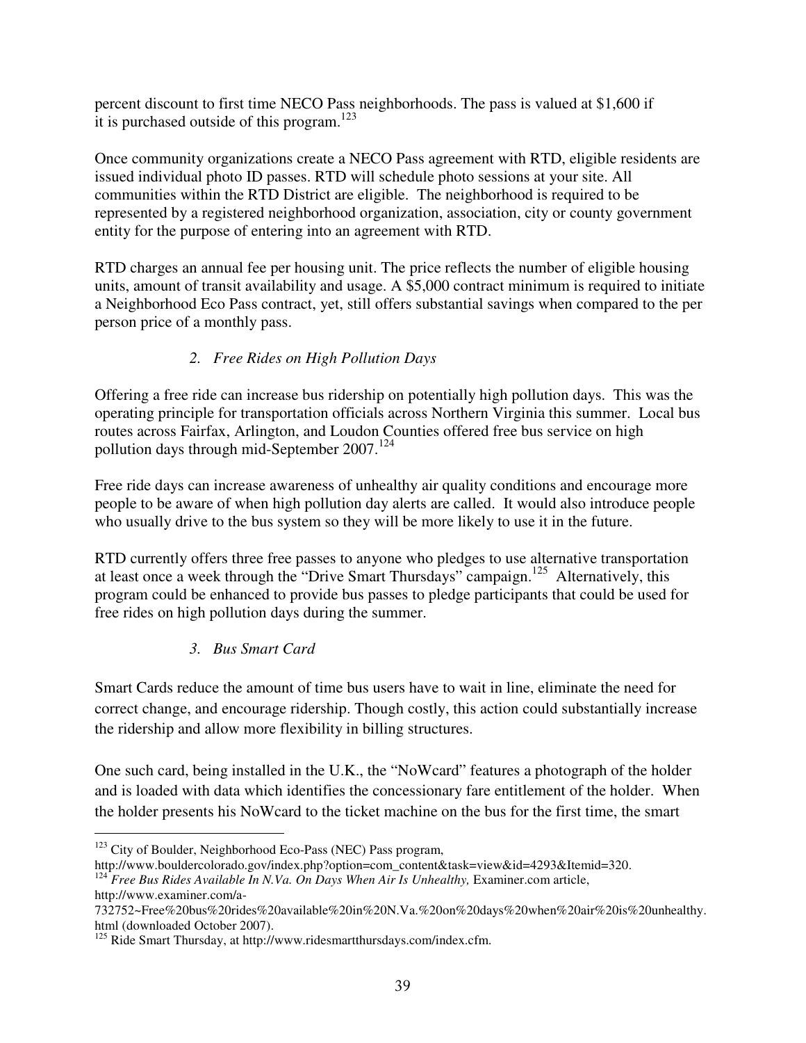percent discount to first time NECO Pass neighborhoods. The pass is valued at $1,600 if it is purchased outside of this program.[123]

Once community organizations create a NECO Pass agreement with RTD, eligible residents are issued individual photo ID passes. RTD will schedule photo sessions at your site. All communities within the RTD District are eligible. The neighborhood is required to be represented by a registered neighborhood organization, association, city or county government entity for the purpose of entering into an agreement with RTD.

RTD charges an annual fee per housing unit. The price reflects the number of eligible housing units, amount of transit availability and usage. A $5,000 contract minimum is required to initiate a Neighborhood Eco Pass contract, yet, still offers substantial savings when compared to the per person price of a monthly pass.

*2. Free Rides on High Pollution Days*

Offering a free ride can increase bus ridership on potentially high pollution days. This was the operating principle for transportation officials across Northern Virginia this summer. Local bus routes across Fairfax, Arlington, and Loudon Counties offered free bus service on high pollution days through mid-September 2007.[124]

Free ride days can increase awareness of unhealthy air quality conditions and encourage more people to be aware of when high pollution day alerts are called. It would also introduce people who usually drive to the bus system so they will be more likely to use it in the future.

RTD currently offers three free passes to anyone who pledges to use alternative transportation at least once a week through the "Drive Smart Thursdays" campaign.[125] Alternatively, this program could be enhanced to provide bus passes to pledge participants that could be used for free rides on high pollution days during the summer.

*3. Bus Smart Card*

Smart Cards reduce the amount of time bus users have to wait in line, eliminate the need for correct change, and encourage ridership. Though costly, this action could substantially increase the ridership and allow more flexibility in billing structures.

One such card, being installed in the U.K., the "NoWcard" features a photograph of the holder and is loaded with data which identifies the concessionary fare entitlement of the holder. When the holder presents his NoWcard to the ticket machine on the bus for the first time, the smart

---

[123] City of Boulder, Neighborhood Eco-Pass (NEC) Pass program, http://www.bouldercolorado.gov/index.php?option=com_content&task=view&id=4293&Itemid=320.

[124] *Free Bus Rides Available In N.Va. On Days When Air Is Unhealthy,* Examiner.com article, http://www.examiner.com/a-732752~Free%20bus%20rides%20available%20in%20N.Va.%20on%20days%20when%20air%20is%20unhealthy.html (downloaded October 2007).

[125] Ride Smart Thursday, at http://www.ridesmartthursdays.com/index.cfm.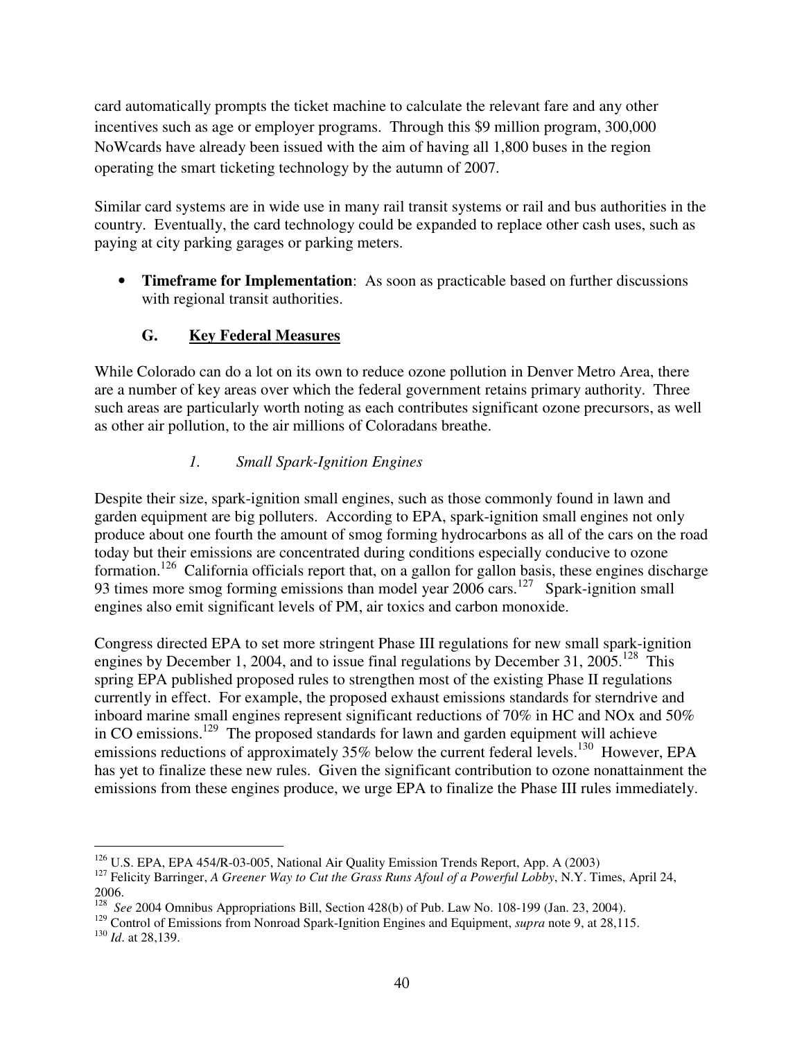card automatically prompts the ticket machine to calculate the relevant fare and any other incentives such as age or employer programs. Through this $9 million program, 300,000 NoWcards have already been issued with the aim of having all 1,800 buses in the region operating the smart ticketing technology by the autumn of 2007.

Similar card systems are in wide use in many rail transit systems or rail and bus authorities in the country. Eventually, the card technology could be expanded to replace other cash uses, such as paying at city parking garages or parking meters.

- **Timeframe for Implementation**: As soon as practicable based on further discussions with regional transit authorities.

### G. Key Federal Measures

While Colorado can do a lot on its own to reduce ozone pollution in Denver Metro Area, there are a number of key areas over which the federal government retains primary authority. Three such areas are particularly worth noting as each contributes significant ozone precursors, as well as other air pollution, to the air millions of Coloradans breathe.

#### *1. Small Spark-Ignition Engines*

Despite their size, spark-ignition small engines, such as those commonly found in lawn and garden equipment are big polluters. According to EPA, spark-ignition small engines not only produce about one fourth the amount of smog forming hydrocarbons as all of the cars on the road today but their emissions are concentrated during conditions especially conducive to ozone formation.[126] California officials report that, on a gallon for gallon basis, these engines discharge 93 times more smog forming emissions than model year 2006 cars.[127] Spark-ignition small engines also emit significant levels of PM, air toxics and carbon monoxide.

Congress directed EPA to set more stringent Phase III regulations for new small spark-ignition engines by December 1, 2004, and to issue final regulations by December 31, 2005.[128] This spring EPA published proposed rules to strengthen most of the existing Phase II regulations currently in effect. For example, the proposed exhaust emissions standards for sterndrive and inboard marine small engines represent significant reductions of 70% in HC and NOx and 50% in CO emissions.[129] The proposed standards for lawn and garden equipment will achieve emissions reductions of approximately 35% below the current federal levels.[130] However, EPA has yet to finalize these new rules. Given the significant contribution to ozone nonattainment the emissions from these engines produce, we urge EPA to finalize the Phase III rules immediately.

---

[126] U.S. EPA, EPA 454/R-03-005, National Air Quality Emission Trends Report, App. A (2003)

[127] Felicity Barringer, *A Greener Way to Cut the Grass Runs Afoul of a Powerful Lobby*, N.Y. Times, April 24, 2006.

[128] *See* 2004 Omnibus Appropriations Bill, Section 428(b) of Pub. Law No. 108-199 (Jan. 23, 2004).

[129] Control of Emissions from Nonroad Spark-Ignition Engines and Equipment, *supra* note 9, at 28,115.

[130] *Id*. at 28,139.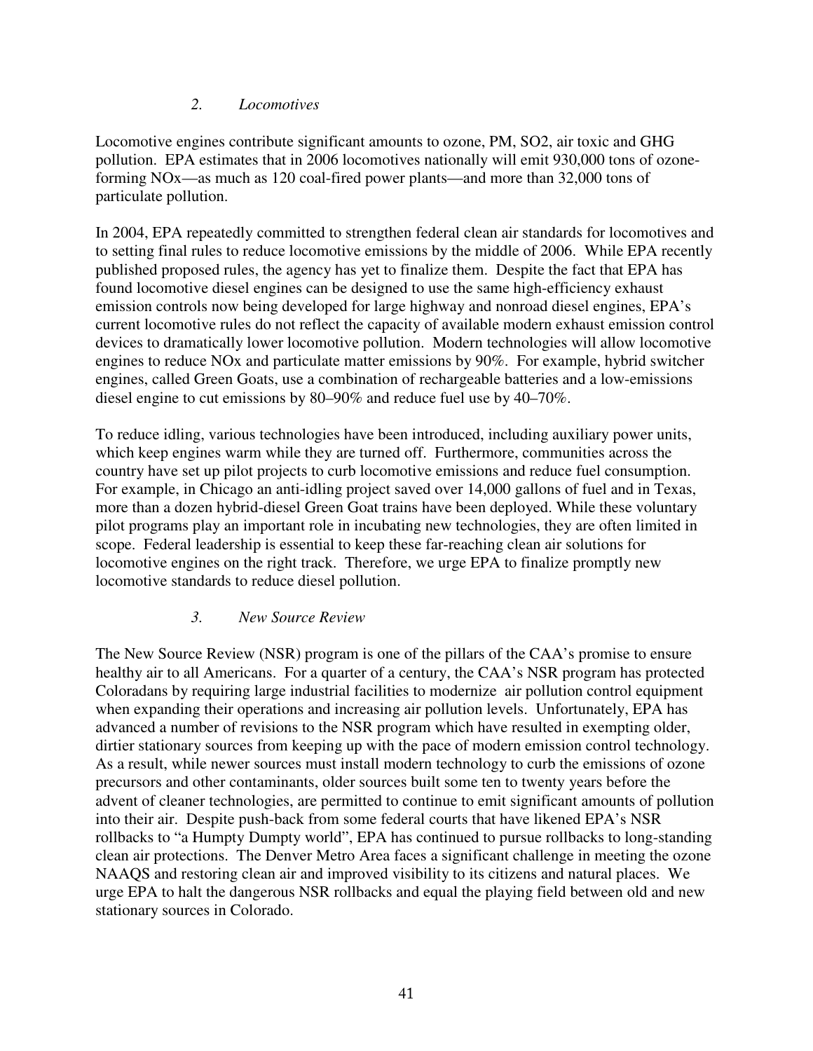### *2. Locomotives*

Locomotive engines contribute significant amounts to ozone, PM, SO2, air toxic and GHG pollution. EPA estimates that in 2006 locomotives nationally will emit 930,000 tons of ozone-forming NOx—as much as 120 coal-fired power plants—and more than 32,000 tons of particulate pollution.

In 2004, EPA repeatedly committed to strengthen federal clean air standards for locomotives and to setting final rules to reduce locomotive emissions by the middle of 2006. While EPA recently published proposed rules, the agency has yet to finalize them. Despite the fact that EPA has found locomotive diesel engines can be designed to use the same high-efficiency exhaust emission controls now being developed for large highway and nonroad diesel engines, EPA's current locomotive rules do not reflect the capacity of available modern exhaust emission control devices to dramatically lower locomotive pollution. Modern technologies will allow locomotive engines to reduce NOx and particulate matter emissions by 90%. For example, hybrid switcher engines, called Green Goats, use a combination of rechargeable batteries and a low-emissions diesel engine to cut emissions by 80–90% and reduce fuel use by 40–70%.

To reduce idling, various technologies have been introduced, including auxiliary power units, which keep engines warm while they are turned off. Furthermore, communities across the country have set up pilot projects to curb locomotive emissions and reduce fuel consumption. For example, in Chicago an anti-idling project saved over 14,000 gallons of fuel and in Texas, more than a dozen hybrid-diesel Green Goat trains have been deployed. While these voluntary pilot programs play an important role in incubating new technologies, they are often limited in scope. Federal leadership is essential to keep these far-reaching clean air solutions for locomotive engines on the right track. Therefore, we urge EPA to finalize promptly new locomotive standards to reduce diesel pollution.

### *3. New Source Review*

The New Source Review (NSR) program is one of the pillars of the CAA's promise to ensure healthy air to all Americans. For a quarter of a century, the CAA's NSR program has protected Coloradans by requiring large industrial facilities to modernize air pollution control equipment when expanding their operations and increasing air pollution levels. Unfortunately, EPA has advanced a number of revisions to the NSR program which have resulted in exempting older, dirtier stationary sources from keeping up with the pace of modern emission control technology. As a result, while newer sources must install modern technology to curb the emissions of ozone precursors and other contaminants, older sources built some ten to twenty years before the advent of cleaner technologies, are permitted to continue to emit significant amounts of pollution into their air. Despite push-back from some federal courts that have likened EPA's NSR rollbacks to "a Humpty Dumpty world", EPA has continued to pursue rollbacks to long-standing clean air protections. The Denver Metro Area faces a significant challenge in meeting the ozone NAAQS and restoring clean air and improved visibility to its citizens and natural places. We urge EPA to halt the dangerous NSR rollbacks and equal the playing field between old and new stationary sources in Colorado.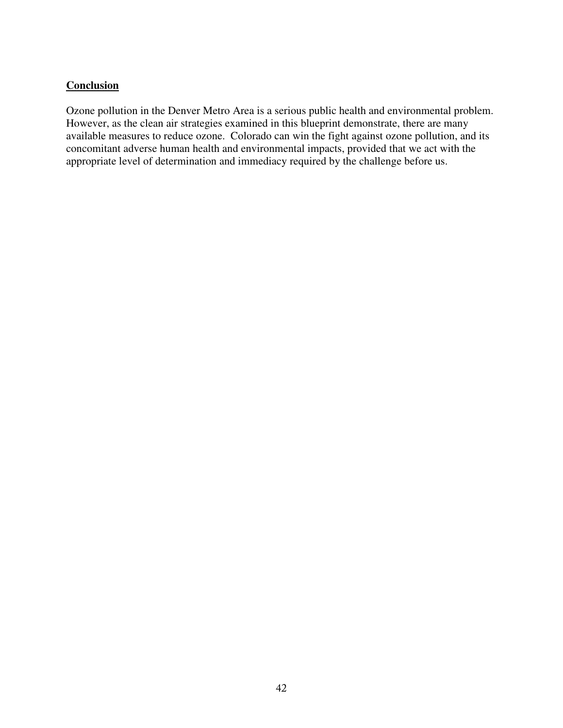## Conclusion

Ozone pollution in the Denver Metro Area is a serious public health and environmental problem. However, as the clean air strategies examined in this blueprint demonstrate, there are many available measures to reduce ozone. Colorado can win the fight against ozone pollution, and its concomitant adverse human health and environmental impacts, provided that we act with the appropriate level of determination and immediacy required by the challenge before us.